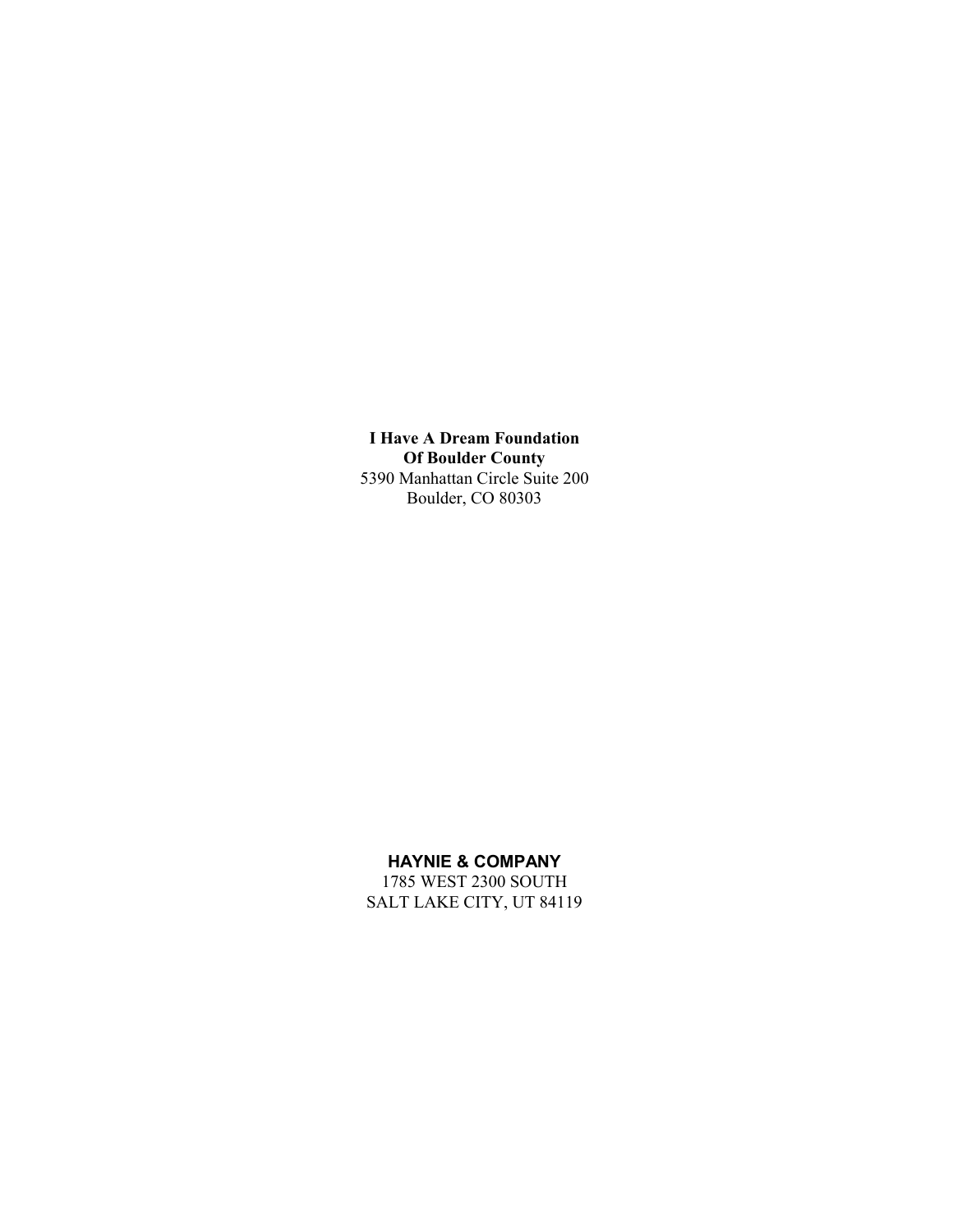**I Have A Dream Foundation**
**Of Boulder County**
5390 Manhattan Circle Suite 200
Boulder, CO 80303

**HAYNIE & COMPANY**
1785 WEST 2300 SOUTH
SALT LAKE CITY, UT 84119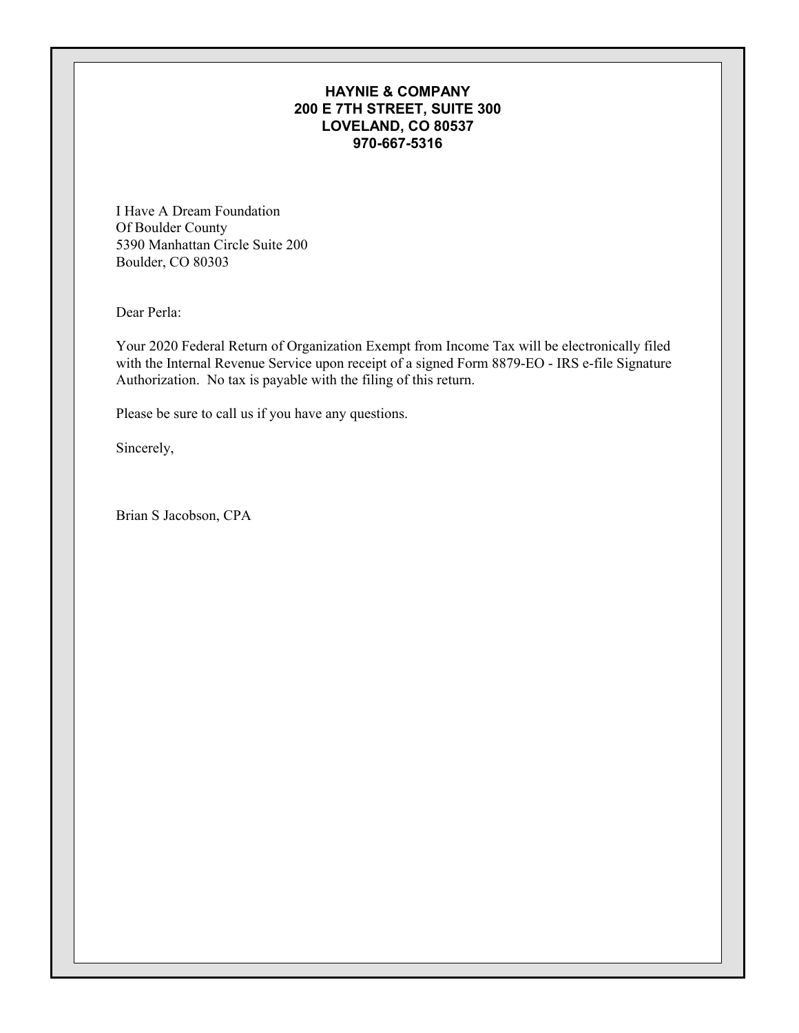**HAYNIE & COMPANY**
**200 E 7TH STREET, SUITE 300**
**LOVELAND, CO 80537**
**970-667-5316**

I Have A Dream Foundation
Of Boulder County
5390 Manhattan Circle Suite 200
Boulder, CO 80303

Dear Perla:

Your 2020 Federal Return of Organization Exempt from Income Tax will be electronically filed with the Internal Revenue Service upon receipt of a signed Form 8879-EO - IRS e-file Signature Authorization. No tax is payable with the filing of this return.

Please be sure to call us if you have any questions.

Sincerely,

Brian S Jacobson, CPA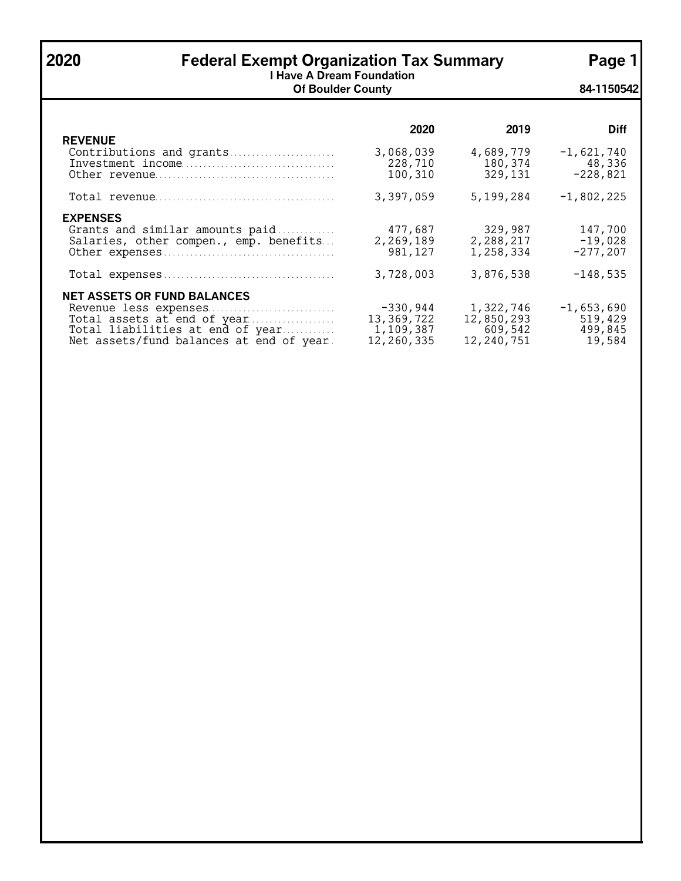# 2020 Federal Exempt Organization Tax Summary

**I Have A Dream Foundation Of Boulder County**

**84-1150542**

| | 2020 | 2019 | Diff |
|---|---|---|---|
| **REVENUE** | | | |
| Contributions and grants | 3,068,039 | 4,689,779 | -1,621,740 |
| Investment income | 228,710 | 180,374 | 48,336 |
| Other revenue | 100,310 | 329,131 | -228,821 |
| Total revenue | 3,397,059 | 5,199,284 | -1,802,225 |
| **EXPENSES** | | | |
| Grants and similar amounts paid | 477,687 | 329,987 | 147,700 |
| Salaries, other compen., emp. benefits | 2,269,189 | 2,288,217 | -19,028 |
| Other expenses | 981,127 | 1,258,334 | -277,207 |
| Total expenses | 3,728,003 | 3,876,538 | -148,535 |
| **NET ASSETS OR FUND BALANCES** | | | |
| Revenue less expenses | -330,944 | 1,322,746 | -1,653,690 |
| Total assets at end of year | 13,369,722 | 12,850,293 | 519,429 |
| Total liabilities at end of year | 1,109,387 | 609,542 | 499,845 |
| Net assets/fund balances at end of year | 12,260,335 | 12,240,751 | 19,584 |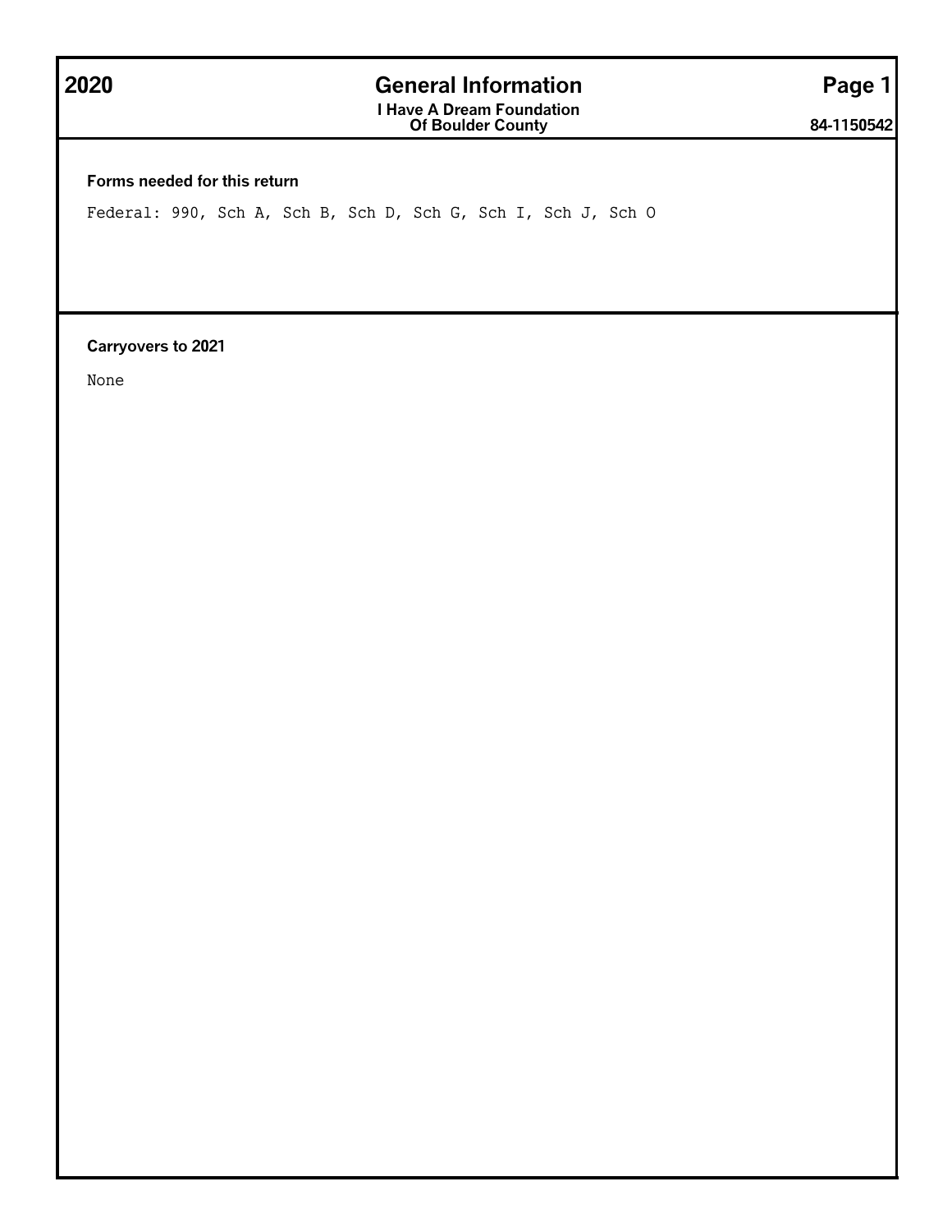# 2020 General Information

**I Have A Dream Foundation Of Boulder County**

**84-1150542**

### Forms needed for this return

Federal: 990, Sch A, Sch B, Sch D, Sch G, Sch I, Sch J, Sch O

### Carryovers to 2021

None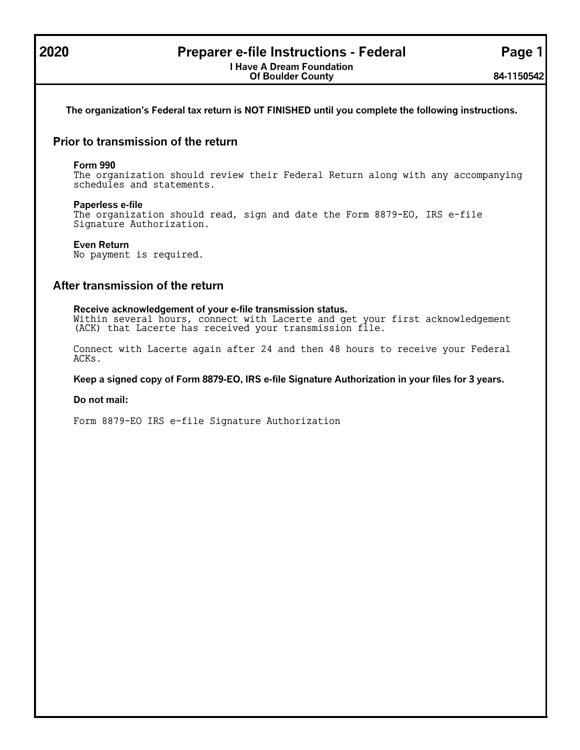# 2020 Preparer e-file Instructions - Federal

**I Have A Dream Foundation Of Boulder County**

**84-1150542**

**The organization's Federal tax return is NOT FINISHED until you complete the following instructions.**

## Prior to transmission of the return

**Form 990**
The organization should review their Federal Return along with any accompanying schedules and statements.

**Paperless e-file**
The organization should read, sign and date the Form 8879-EO, IRS e-file Signature Authorization.

**Even Return**
No payment is required.

## After transmission of the return

**Receive acknowledgement of your e-file transmission status.**
Within several hours, connect with Lacerte and get your first acknowledgement (ACK) that Lacerte has received your transmission file.

Connect with Lacerte again after 24 and then 48 hours to receive your Federal ACKs.

**Keep a signed copy of Form 8879-EO, IRS e-file Signature Authorization in your files for 3 years.**

**Do not mail:**

Form 8879-EO IRS e-file Signature Authorization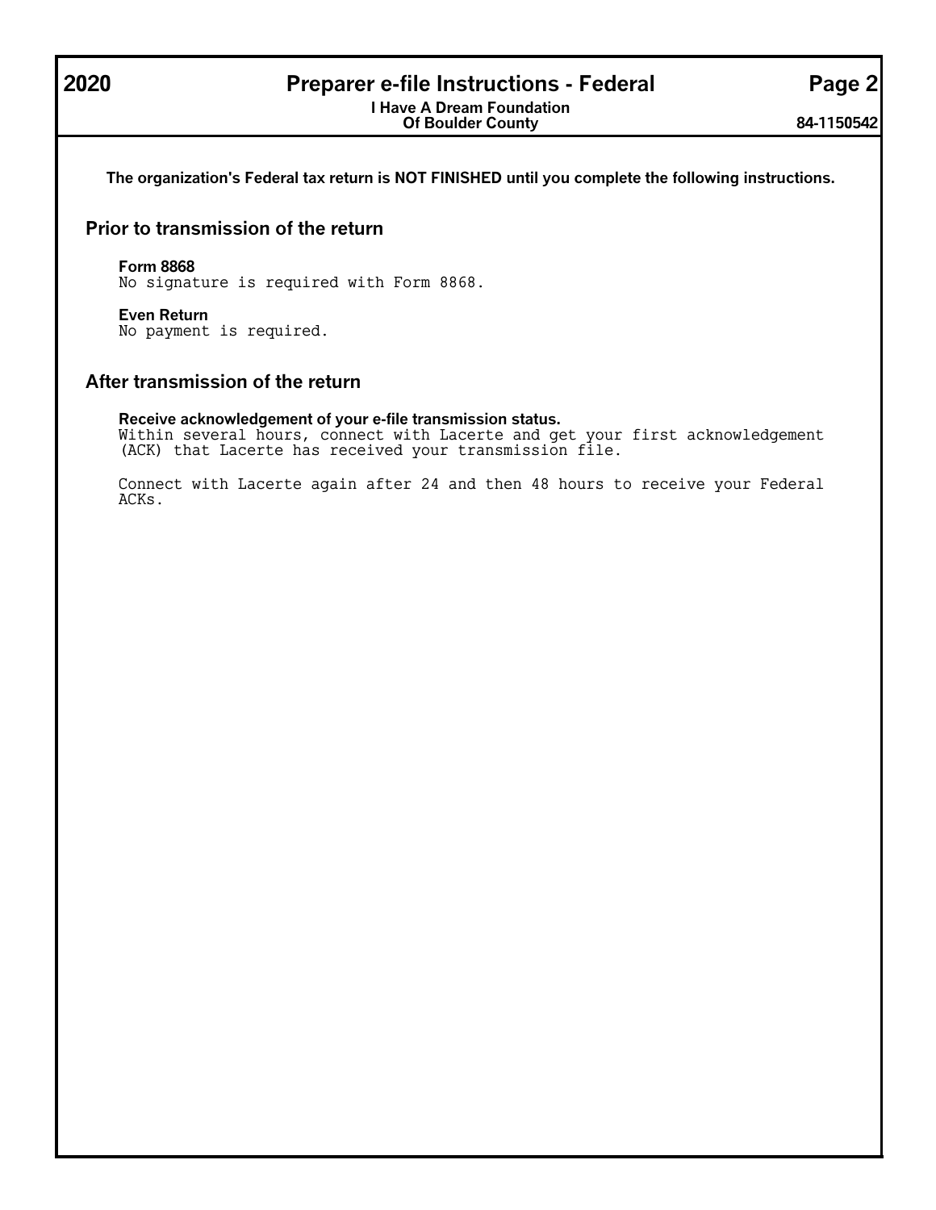# 2020 Preparer e-file Instructions - Federal

**I Have A Dream Foundation Of Boulder County**

**84-1150542**

**The organization's Federal tax return is NOT FINISHED until you complete the following instructions.**

## Prior to transmission of the return

**Form 8868**
No signature is required with Form 8868.

**Even Return**
No payment is required.

## After transmission of the return

**Receive acknowledgement of your e-file transmission status.**
Within several hours, connect with Lacerte and get your first acknowledgement (ACK) that Lacerte has received your transmission file.

Connect with Lacerte again after 24 and then 48 hours to receive your Federal ACKs.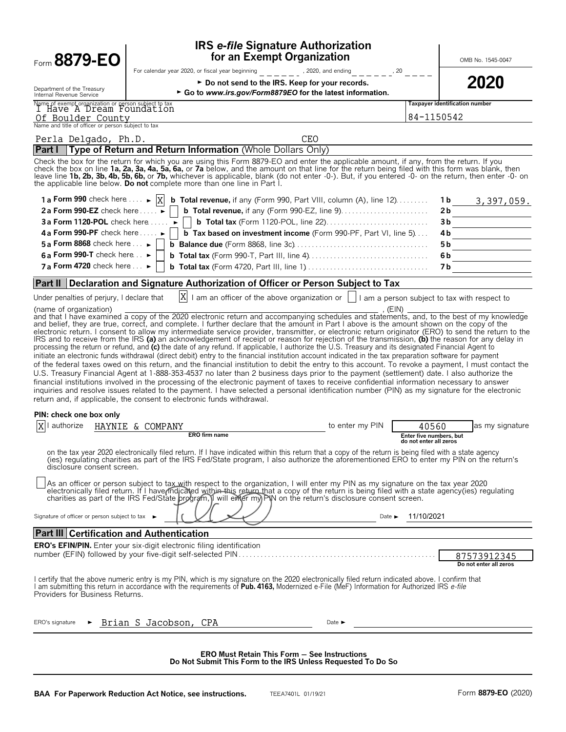# Form 8879-EO

## IRS *e-file* Signature Authorization for an Exempt Organization

For calendar year 2020, or fiscal year beginning ______, 2020, and ending ______, 20 ____

► Do not send to the IRS. Keep for your records.

► Go to *www.irs.gov/Form8879EO* for the latest information.

Department of the Treasury
Internal Revenue Service

OMB No. 1545-0047

**2020**

Name of exempt organization or person subject to tax: I Have A Dream Foundation Of Boulder County

Taxpayer identification number: 84-1150542

Name and title of officer or person subject to tax: Perla Delgado, Ph.D. CEO

## Part I Type of Return and Return Information (Whole Dollars Only)

Check the box for the return for which you are using this Form 8879-EO and enter the applicable amount, if any, from the return. If you check the box on line **1a, 2a, 3a, 4a, 5a, 6a,** or **7a** below, and the amount on that line for the return being filed with this form was blank, then leave line **1b, 2b, 3b, 4b, 5b, 6b,** or **7b,** whichever is applicable, blank (do not enter -0-). But, if you entered -0- on the return, then enter -0- on the applicable line below. **Do not** complete more than one line in Part I.

| | | | |
|---|---|---|---|
| **1a Form 990** check here ► [X] | **b Total revenue,** if any (Form 990, Part VIII, column (A), line 12) | 1b | 3,397,059. |
| **2a Form 990-EZ** check here ► [ ] | **b Total revenue,** if any (Form 990-EZ, line 9) | 2b | |
| **3a Form 1120-POL** check here ► [ ] | **b Total tax** (Form 1120-POL, line 22) | 3b | |
| **4a Form 990-PF** check here ► [ ] | **b Tax based on investment income** (Form 990-PF, Part VI, line 5) | 4b | |
| **5a Form 8868** check here ► [ ] | **b Balance due** (Form 8868, line 3c) | 5b | |
| **6a Form 990-T** check here ► [ ] | **b Total tax** (Form 990-T, Part III, line 4) | 6b | |
| **7a Form 4720** check here ► [ ] | **b Total tax** (Form 4720, Part III, line 1) | 7b | |

## Part II Declaration and Signature Authorization of Officer or Person Subject to Tax

Under penalties of perjury, I declare that [X] I am an officer of the above organization or [ ] I am a person subject to tax with respect to (name of organization) ______________________, (EIN) ______________ and that I have examined a copy of the 2020 electronic return and accompanying schedules and statements, and, to the best of my knowledge and belief, they are true, correct, and complete. I further declare that the amount in Part I above is the amount shown on the copy of the electronic return. I consent to allow my intermediate service provider, transmitter, or electronic return originator (ERO) to send the return to the IRS and to receive from the IRS **(a)** an acknowledgement of receipt or reason for rejection of the transmission, **(b)** the reason for any delay in processing the return or refund, and **(c)** the date of any refund. If applicable, I authorize the U.S. Treasury and its designated Financial Agent to initiate an electronic funds withdrawal (direct debit) entry to the financial institution account indicated in the tax preparation software for payment of the federal taxes owed on this return, and the financial institution to debit the entry to this account. To revoke a payment, I must contact the U.S. Treasury Financial Agent at 1-888-353-4537 no later than 2 business days prior to the payment (settlement) date. I also authorize the financial institutions involved in the processing of the electronic payment of taxes to receive confidential information necessary to answer inquiries and resolve issues related to the payment. I have selected a personal identification number (PIN) as my signature for the electronic return and, if applicable, the consent to electronic funds withdrawal.

**PIN: check one box only**

[X] I authorize HAYNIE & COMPANY (ERO firm name) to enter my PIN 40560 (Enter five numbers, but do not enter all zeros) as my signature on the tax year 2020 electronically filed return. If I have indicated within this return that a copy of the return is being filed with a state agency (ies) regulating charities as part of the IRS Fed/State program, I also authorize the aforementioned ERO to enter my PIN on the return's disclosure consent screen.

[ ] As an officer or person subject to tax with respect to the organization, I will enter my PIN as my signature on the tax year 2020 electronically filed return. If I have indicated within this return that a copy of the return is being filed with a state agency(ies) regulating charities as part of the IRS Fed/State program, I will enter my PIN on the return's disclosure consent screen.

Signature of officer or person subject to tax ► [signature] Date ► 11/10/2021

## Part III Certification and Authentication

**ERO's EFIN/PIN.** Enter your six-digit electronic filing identification number (EFIN) followed by your five-digit self-selected PIN: 87573912345 (Do not enter all zeros)

I certify that the above numeric entry is my PIN, which is my signature on the 2020 electronically filed return indicated above. I confirm that I am submitting this return in accordance with the requirements of **Pub. 4163,** Modernized e-File (MeF) Information for Authorized IRS *e-file* Providers for Business Returns.

ERO's signature ► Brian S Jacobson, CPA Date ►

**ERO Must Retain This Form — See Instructions**
**Do Not Submit This Form to the IRS Unless Requested To Do So**

**BAA For Paperwork Reduction Act Notice, see instructions.** TEEA7401L 01/19/21 Form **8879-EO** (2020)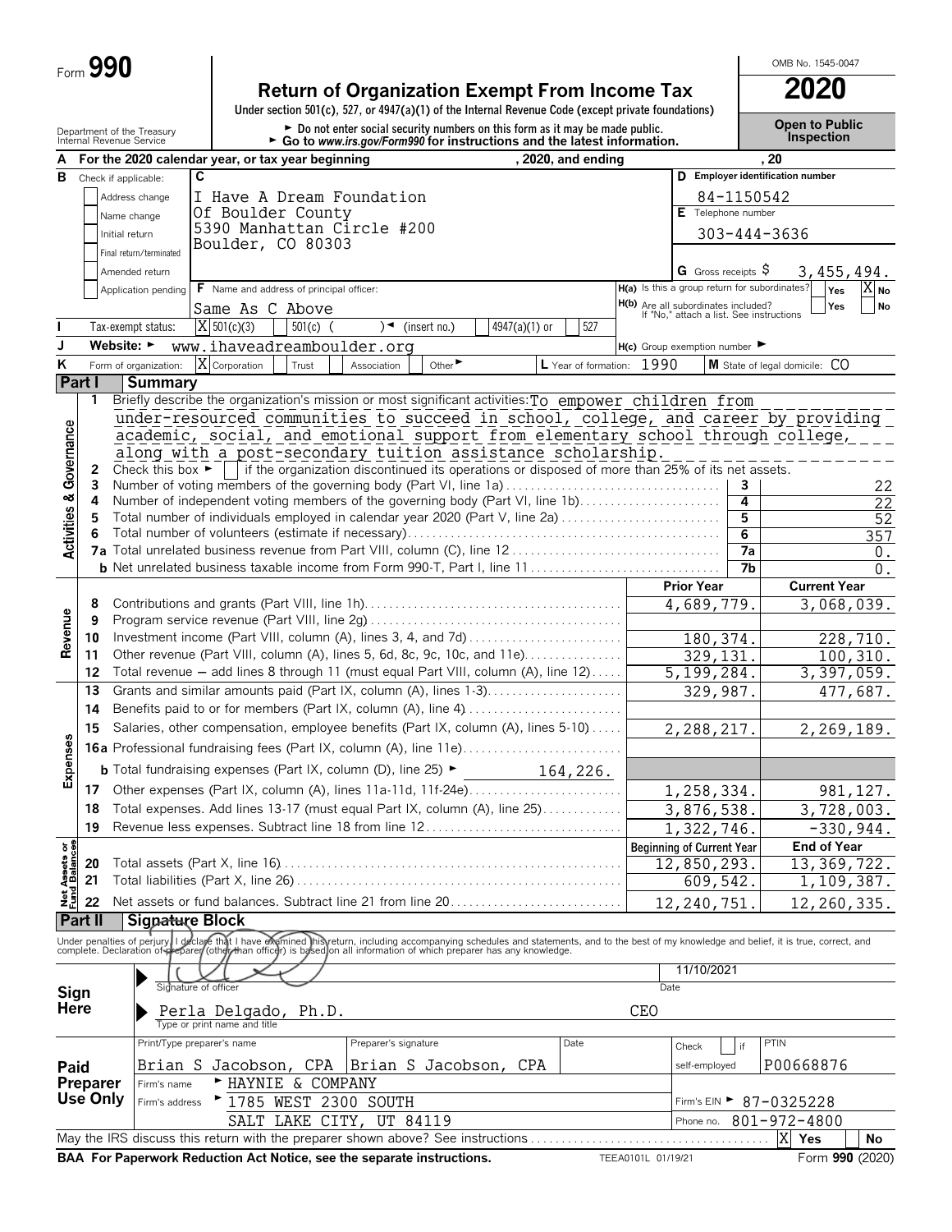Form **990**

# Return of Organization Exempt From Income Tax

**2020**

OMB No. 1545-0047

Under section 501(c), 527, or 4947(a)(1) of the Internal Revenue Code (except private foundations)

► Do not enter social security numbers on this form as it may be made public.
► Go to *www.irs.gov/Form990* for instructions and the latest information.

Department of the Treasury
Internal Revenue Service

**Open to Public Inspection**

**A** For the 2020 calendar year, or tax year beginning , 2020, and ending , 20

**B** Check if applicable:
- Address change
- Name change
- Initial return
- Final return/terminated
- Amended return
- Application pending

**C**
I Have A Dream Foundation
Of Boulder County
5390 Manhattan Circle #200
Boulder, CO 80303

**D** Employer identification number: 84-1150542

**E** Telephone number: 303-444-3636

**G** Gross receipts $ 3,455,494.

**F** Name and address of principal officer: Same As C Above

**H(a)** Is this a group return for subordinates? Yes [ ] No [X]

**H(b)** Are all subordinates included? Yes [ ] No [ ]
If "No," attach a list. See instructions

**I** Tax-exempt status: [X] 501(c)(3) [ ] 501(c) ( ) ◄ (insert no.) [ ] 4947(a)(1) or [ ] 527

**J** Website: ► www.ihaveadreamboulder.org

**H(c)** Group exemption number ►

**K** Form of organization: [X] Corporation [ ] Trust [ ] Association [ ] Other ►

**L** Year of formation: 1990

**M** State of legal domicile: CO

## Part I Summary

### Activities & Governance

1 Briefly describe the organization's mission or most significant activities: To empower children from under-resourced communities to succeed in school, college, and career by providing academic, social, and emotional support from elementary school through college, along with a post-secondary tuition assistance scholarship.

2 Check this box ► [ ] if the organization discontinued its operations or disposed of more than 25% of its net assets.

| | | Line | |
|---|---|---|---|
| 3 | Number of voting members of the governing body (Part VI, line 1a) | 3 | 22 |
| 4 | Number of independent voting members of the governing body (Part VI, line 1b) | 4 | 22 |
| 5 | Total number of individuals employed in calendar year 2020 (Part V, line 2a) | 5 | 52 |
| 6 | Total number of volunteers (estimate if necessary) | 6 | 357 |
| 7a | Total unrelated business revenue from Part VIII, column (C), line 12 | 7a | 0. |
| b | Net unrelated business taxable income from Form 990-T, Part I, line 11 | 7b | 0. |

### Revenue / Expenses

| | | Prior Year | Current Year |
|---|---|---|---|
| 8 | Contributions and grants (Part VIII, line 1h) | 4,689,779. | 3,068,039. |
| 9 | Program service revenue (Part VIII, line 2g) | | |
| 10 | Investment income (Part VIII, column (A), lines 3, 4, and 7d) | 180,374. | 228,710. |
| 11 | Other revenue (Part VIII, column (A), lines 5, 6d, 8c, 9c, 10c, and 11e) | 329,131. | 100,310. |
| 12 | Total revenue — add lines 8 through 11 (must equal Part VIII, column (A), line 12) | 5,199,284. | 3,397,059. |
| 13 | Grants and similar amounts paid (Part IX, column (A), lines 1-3) | 329,987. | 477,687. |
| 14 | Benefits paid to or for members (Part IX, column (A), line 4) | | |
| 15 | Salaries, other compensation, employee benefits (Part IX, column (A), lines 5-10) | 2,288,217. | 2,269,189. |
| 16a | Professional fundraising fees (Part IX, column (A), line 11e) | | |
| b | Total fundraising expenses (Part IX, column (D), line 25) ► 164,226. | | |
| 17 | Other expenses (Part IX, column (A), lines 11a-11d, 11f-24e) | 1,258,334. | 981,127. |
| 18 | Total expenses. Add lines 13-17 (must equal Part IX, column (A), line 25) | 3,876,538. | 3,728,003. |
| 19 | Revenue less expenses. Subtract line 18 from line 12 | 1,322,746. | -330,944. |

### Net Assets or Fund Balances

| | | Beginning of Current Year | End of Year |
|---|---|---|---|
| 20 | Total assets (Part X, line 16) | 12,850,293. | 13,369,722. |
| 21 | Total liabilities (Part X, line 26) | 609,542. | 1,109,387. |
| 22 | Net assets or fund balances. Subtract line 21 from line 20 | 12,240,751. | 12,260,335. |

## Part II Signature Block

Under penalties of perjury, I declare that I have examined this return, including accompanying schedules and statements, and to the best of my knowledge and belief, it is true, correct, and complete. Declaration of preparer (other than officer) is based on all information of which preparer has any knowledge.

**Sign Here**

Signature of officer — Date: 11/10/2021

Perla Delgado, Ph.D. — CEO
Type or print name and title

**Paid Preparer Use Only**

| Print/Type preparer's name | Preparer's signature | Date | Check [ ] if self-employed | PTIN |
|---|---|---|---|---|
| Brian S Jacobson, CPA | Brian S Jacobson, CPA | | | P00668876 |

Firm's name ► HAYNIE & COMPANY

Firm's address ► 1785 WEST 2300 SOUTH, SALT LAKE CITY, UT 84119

Firm's EIN ► 87-0325228

Phone no. 801-972-4800

May the IRS discuss this return with the preparer shown above? See instructions [X] Yes [ ] No

**BAA For Paperwork Reduction Act Notice, see the separate instructions.** TEEA0101L 01/19/21 Form **990** (2020)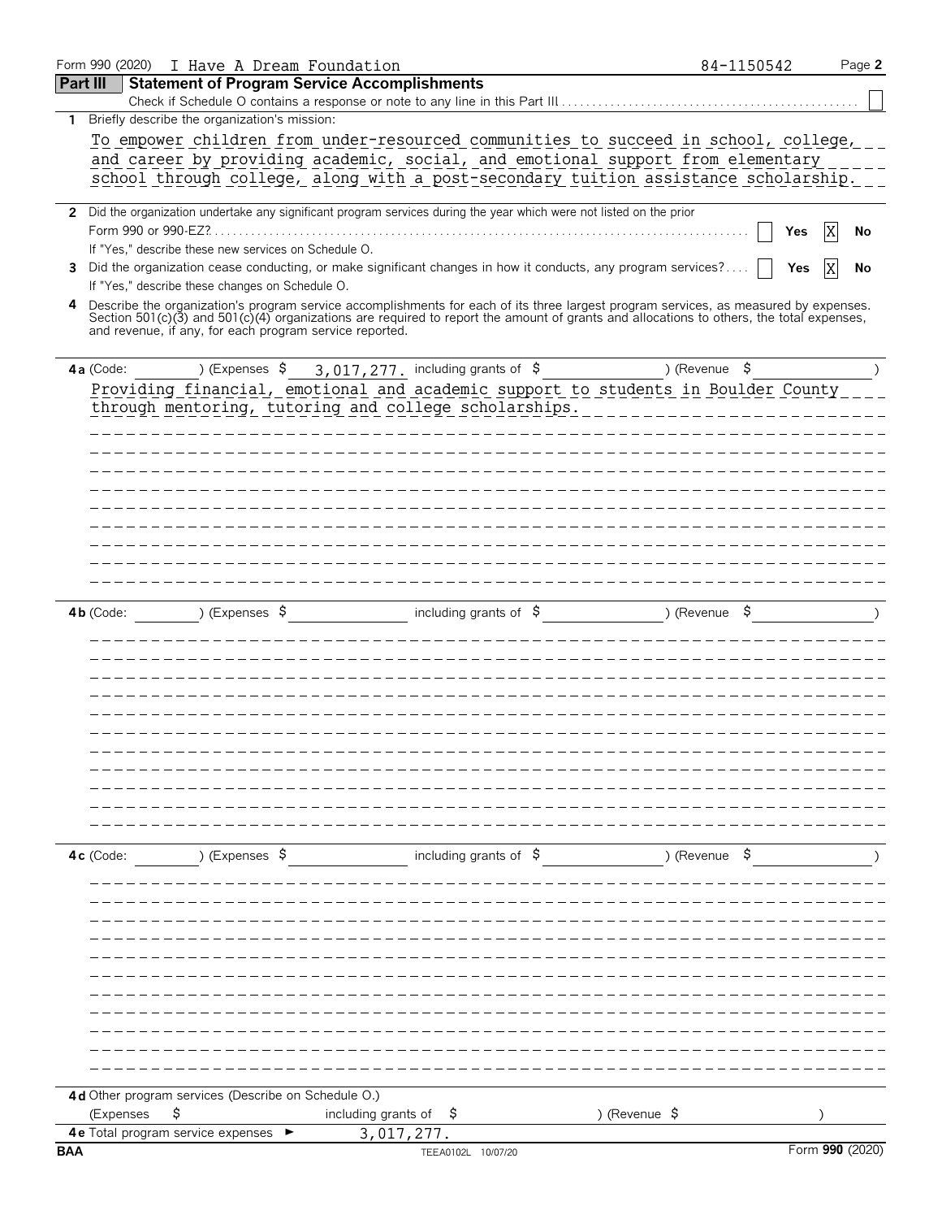Form 990 (2020) I Have A Dream Foundation 84-1150542 Page **2**

## Part III Statement of Program Service Accomplishments

Check if Schedule O contains a response or note to any line in this Part III . . . . . . ☐

**1** Briefly describe the organization's mission:

To empower children from under-resourced communities to succeed in school, college, and career by providing academic, social, and emotional support from elementary school through college, along with a post-secondary tuition assistance scholarship.

**2** Did the organization undertake any significant program services during the year which were not listed on the prior Form 990 or 990-EZ? . . . . . . ☐ Yes ☒ No

If "Yes," describe these new services on Schedule O.

**3** Did the organization cease conducting, or make significant changes in how it conducts, any program services? . . . . ☐ Yes ☒ No

If "Yes," describe these changes on Schedule O.

**4** Describe the organization's program service accomplishments for each of its three largest program services, as measured by expenses. Section 501(c)(3) and 501(c)(4) organizations are required to report the amount of grants and allocations to others, the total expenses, and revenue, if any, for each program service reported.

**4a** (Code: ) (Expenses $ 3,017,277. including grants of $ ) (Revenue $ )

Providing financial, emotional and academic support to students in Boulder County through mentoring, tutoring and college scholarships.

**4b** (Code: ) (Expenses $ including grants of $ ) (Revenue $ )

**4c** (Code: ) (Expenses $ including grants of $ ) (Revenue $ )

**4d** Other program services (Describe on Schedule O.)

(Expenses $ including grants of $ ) (Revenue $ )

**4e** Total program service expenses ► 3,017,277.

BAA TEEA0102L 10/07/20 Form **990** (2020)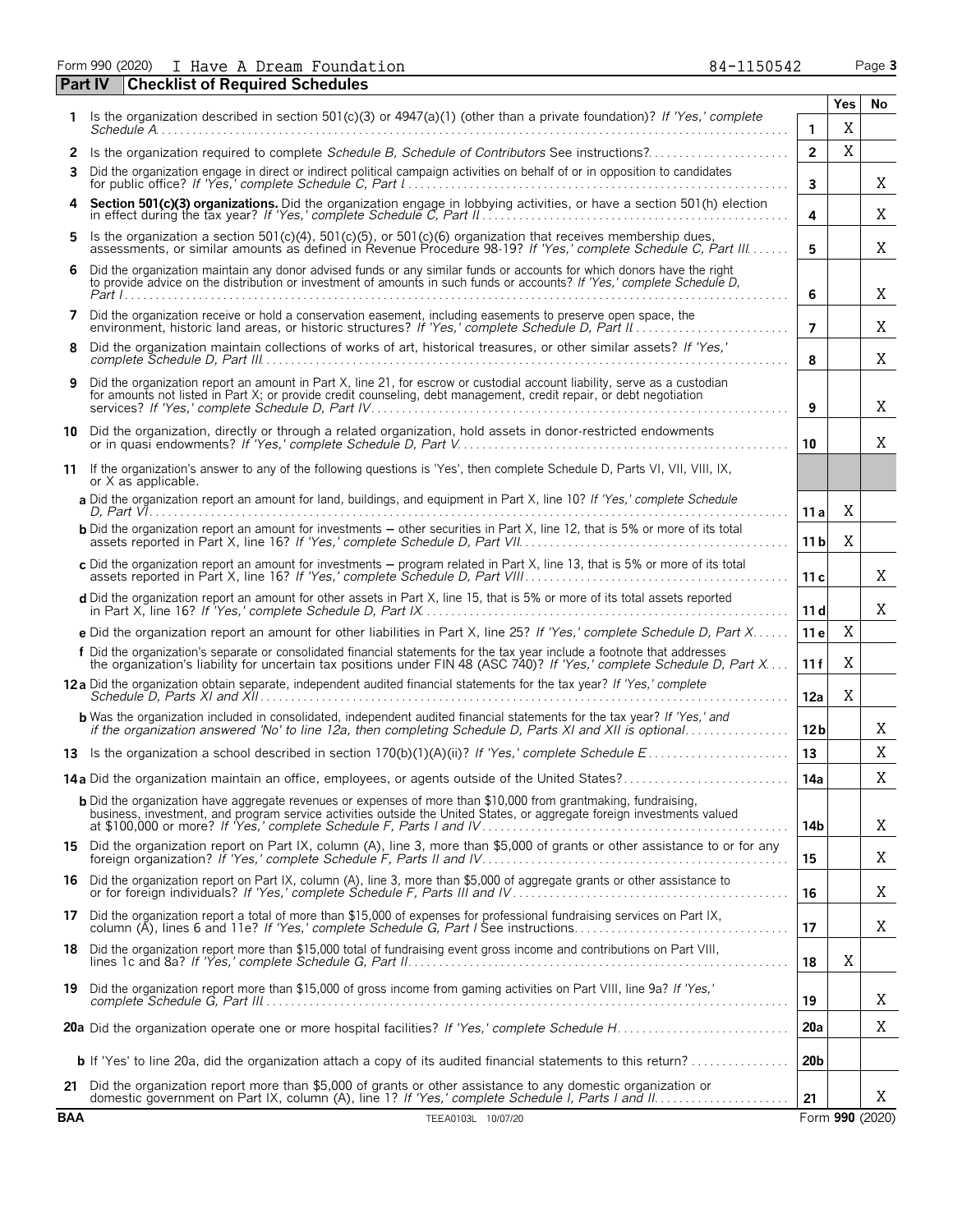Form 990 (2020) I Have A Dream Foundation 84-1150542 Page **3**

## Part IV Checklist of Required Schedules

| | | | Yes | No |
|---|---|---|---|---|
| **1** | Is the organization described in section 501(c)(3) or 4947(a)(1) (other than a private foundation)? *If 'Yes,' complete Schedule A* | **1** | X | |
| **2** | Is the organization required to complete *Schedule B, Schedule of Contributors* See instructions? | **2** | X | |
| **3** | Did the organization engage in direct or indirect political campaign activities on behalf of or in opposition to candidates for public office? *If 'Yes,' complete Schedule C, Part I* | **3** | | X |
| **4** | **Section 501(c)(3) organizations.** Did the organization engage in lobbying activities, or have a section 501(h) election in effect during the tax year? *If 'Yes,' complete Schedule C, Part II* | **4** | | X |
| **5** | Is the organization a section 501(c)(4), 501(c)(5), or 501(c)(6) organization that receives membership dues, assessments, or similar amounts as defined in Revenue Procedure 98-19? *If 'Yes,' complete Schedule C, Part III* | **5** | | X |
| **6** | Did the organization maintain any donor advised funds or any similar funds or accounts for which donors have the right to provide advice on the distribution or investment of amounts in such funds or accounts? *If 'Yes,' complete Schedule D, Part I* | **6** | | X |
| **7** | Did the organization receive or hold a conservation easement, including easements to preserve open space, the environment, historic land areas, or historic structures? *If 'Yes,' complete Schedule D, Part II* | **7** | | X |
| **8** | Did the organization maintain collections of works of art, historical treasures, or other similar assets? *If 'Yes,' complete Schedule D, Part III* | **8** | | X |
| **9** | Did the organization report an amount in Part X, line 21, for escrow or custodial account liability, serve as a custodian for amounts not listed in Part X; or provide credit counseling, debt management, credit repair, or debt negotiation services? *If 'Yes,' complete Schedule D, Part IV* | **9** | | X |
| **10** | Did the organization, directly or through a related organization, hold assets in donor-restricted endowments or in quasi endowments? *If 'Yes,' complete Schedule D, Part V* | **10** | | X |
| **11** | If the organization's answer to any of the following questions is 'Yes', then complete Schedule D, Parts VI, VII, VIII, IX, or X as applicable. | | | |
| | **a** Did the organization report an amount for land, buildings, and equipment in Part X, line 10? *If 'Yes,' complete Schedule D, Part VI* | **11a** | X | |
| | **b** Did the organization report an amount for investments – other securities in Part X, line 12, that is 5% or more of its total assets reported in Part X, line 16? *If 'Yes,' complete Schedule D, Part VII* | **11b** | X | |
| | **c** Did the organization report an amount for investments – program related in Part X, line 13, that is 5% or more of its total assets reported in Part X, line 16? *If 'Yes,' complete Schedule D, Part VIII* | **11c** | | X |
| | **d** Did the organization report an amount for other assets in Part X, line 15, that is 5% or more of its total assets reported in Part X, line 16? *If 'Yes,' complete Schedule D, Part IX* | **11d** | | X |
| | **e** Did the organization report an amount for other liabilities in Part X, line 25? *If 'Yes,' complete Schedule D, Part X* | **11e** | X | |
| | **f** Did the organization's separate or consolidated financial statements for the tax year include a footnote that addresses the organization's liability for uncertain tax positions under FIN 48 (ASC 740)? *If 'Yes,' complete Schedule D, Part X* | **11f** | X | |
| **12a** | Did the organization obtain separate, independent audited financial statements for the tax year? *If 'Yes,' complete Schedule D, Parts XI and XII* | **12a** | X | |
| | **b** Was the organization included in consolidated, independent audited financial statements for the tax year? *If 'Yes,' and if the organization answered 'No' to line 12a, then completing Schedule D, Parts XI and XII is optional* | **12b** | | X |
| **13** | Is the organization a school described in section 170(b)(1)(A)(ii)? *If 'Yes,' complete Schedule E* | **13** | | X |
| **14a** | Did the organization maintain an office, employees, or agents outside of the United States? | **14a** | | X |
| | **b** Did the organization have aggregate revenues or expenses of more than $10,000 from grantmaking, fundraising, business, investment, and program service activities outside the United States, or aggregate foreign investments valued at $100,000 or more? *If 'Yes,' complete Schedule F, Parts I and IV* | **14b** | | X |
| **15** | Did the organization report on Part IX, column (A), line 3, more than $5,000 of grants or other assistance to or for any foreign organization? *If 'Yes,' complete Schedule F, Parts II and IV* | **15** | | X |
| **16** | Did the organization report on Part IX, column (A), line 3, more than $5,000 of aggregate grants or other assistance to or for foreign individuals? *If 'Yes,' complete Schedule F, Parts III and IV* | **16** | | X |
| **17** | Did the organization report a total of more than $15,000 of expenses for professional fundraising services on Part IX, column (A), lines 6 and 11e? *If 'Yes,' complete Schedule G, Part I* See instructions | **17** | | X |
| **18** | Did the organization report more than $15,000 total of fundraising event gross income and contributions on Part VIII, lines 1c and 8a? *If 'Yes,' complete Schedule G, Part II* | **18** | X | |
| **19** | Did the organization report more than $15,000 of gross income from gaming activities on Part VIII, line 9a? *If 'Yes,' complete Schedule G, Part III* | **19** | | X |
| **20a** | Did the organization operate one or more hospital facilities? *If 'Yes,' complete Schedule H* | **20a** | | X |
| | **b** If 'Yes' to line 20a, did the organization attach a copy of its audited financial statements to this return? | **20b** | | |
| **21** | Did the organization report more than $5,000 of grants or other assistance to any domestic organization or domestic government on Part IX, column (A), line 1? *If 'Yes,' complete Schedule I, Parts I and II* | **21** | | X |

**BAA** TEEA0103L 10/07/20 Form **990** (2020)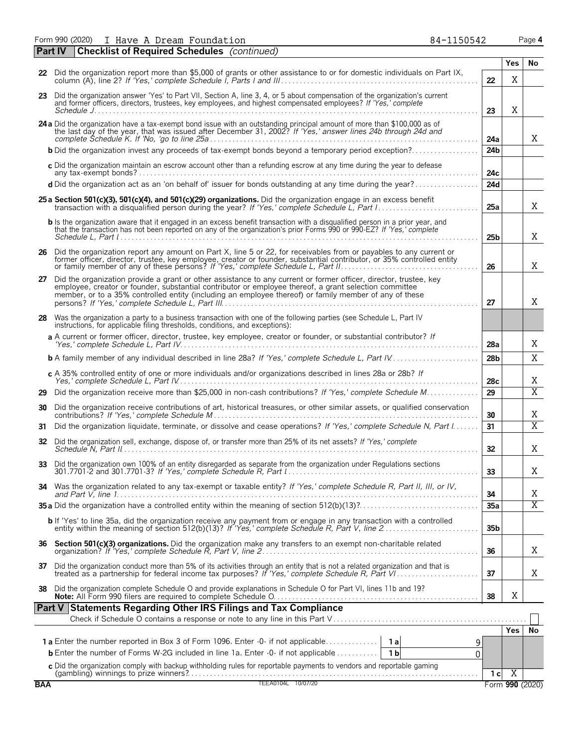Form 990 (2020) I Have A Dream Foundation 84-1150542 Page 4

## Part IV Checklist of Required Schedules *(continued)*

| | | | Yes | No |
|---|---|---|---|---|
| 22 | Did the organization report more than $5,000 of grants or other assistance to or for domestic individuals on Part IX, column (A), line 2? *If 'Yes,' complete Schedule I, Parts I and III* | 22 | X | |
| 23 | Did the organization answer 'Yes' to Part VII, Section A, line 3, 4, or 5 about compensation of the organization's current and former officers, directors, trustees, key employees, and highest compensated employees? *If 'Yes,' complete Schedule J* | 23 | X | |
| 24a | Did the organization have a tax-exempt bond issue with an outstanding principal amount of more than $100,000 as of the last day of the year, that was issued after December 31, 2002? *If 'Yes,' answer lines 24b through 24d and complete Schedule K. If 'No,' go to line 25a* | 24a | | X |
| b | Did the organization invest any proceeds of tax-exempt bonds beyond a temporary period exception? | 24b | | |
| c | Did the organization maintain an escrow account other than a refunding escrow at any time during the year to defease any tax-exempt bonds? | 24c | | |
| d | Did the organization act as an 'on behalf of' issuer for bonds outstanding at any time during the year? | 24d | | |
| 25a | **Section 501(c)(3), 501(c)(4), and 501(c)(29) organizations.** Did the organization engage in an excess benefit transaction with a disqualified person during the year? *If 'Yes,' complete Schedule L, Part I* | 25a | | X |
| b | Is the organization aware that it engaged in an excess benefit transaction with a disqualified person in a prior year, and that the transaction has not been reported on any of the organization's prior Forms 990 or 990-EZ? *If 'Yes,' complete Schedule L, Part I* | 25b | | X |
| 26 | Did the organization report any amount on Part X, line 5 or 22, for receivables from or payables to any current or former officer, director, trustee, key employee, creator or founder, substantial contributor, or 35% controlled entity or family member of any of these persons? *If 'Yes,' complete Schedule L, Part II* | 26 | | X |
| 27 | Did the organization provide a grant or other assistance to any current or former officer, director, trustee, key employee, creator or founder, substantial contributor or employee thereof, a grant selection committee member, or to a 35% controlled entity (including an employee thereof) or family member of any of these persons? *If 'Yes,' complete Schedule L, Part III* | 27 | | X |
| 28 | Was the organization a party to a business transaction with one of the following parties (see Schedule L, Part IV instructions, for applicable filing thresholds, conditions, and exceptions): | | | |
| a | A current or former officer, director, trustee, key employee, creator or founder, or substantial contributor? *If 'Yes,' complete Schedule L, Part IV* | 28a | | X |
| b | A family member of any individual described in line 28a? *If 'Yes,' complete Schedule L, Part IV* | 28b | | X |
| c | A 35% controlled entity of one or more individuals and/or organizations described in lines 28a or 28b? *If Yes,' complete Schedule L, Part IV* | 28c | | X |
| 29 | Did the organization receive more than $25,000 in non-cash contributions? *If 'Yes,' complete Schedule M* | 29 | | X |
| 30 | Did the organization receive contributions of art, historical treasures, or other similar assets, or qualified conservation contributions? *If 'Yes,' complete Schedule M* | 30 | | X |
| 31 | Did the organization liquidate, terminate, or dissolve and cease operations? *If 'Yes,' complete Schedule N, Part I* | 31 | | X |
| 32 | Did the organization sell, exchange, dispose of, or transfer more than 25% of its net assets? *If 'Yes,' complete Schedule N, Part II* | 32 | | X |
| 33 | Did the organization own 100% of an entity disregarded as separate from the organization under Regulations sections 301.7701-2 and 301.7701-3? *If 'Yes,' complete Schedule R, Part I* | 33 | | X |
| 34 | Was the organization related to any tax-exempt or taxable entity? *If 'Yes,' complete Schedule R, Part II, III, or IV, and Part V, line 1* | 34 | | X |
| 35a | Did the organization have a controlled entity within the meaning of section 512(b)(13)? | 35a | | X |
| b | If 'Yes' to line 35a, did the organization receive any payment from or engage in any transaction with a controlled entity within the meaning of section 512(b)(13)? *If 'Yes,' complete Schedule R, Part V, line 2* | 35b | | |
| 36 | **Section 501(c)(3) organizations.** Did the organization make any transfers to an exempt non-charitable related organization? *If 'Yes,' complete Schedule R, Part V, line 2* | 36 | | X |
| 37 | Did the organization conduct more than 5% of its activities through an entity that is not a related organization and that is treated as a partnership for federal income tax purposes? *If 'Yes,' complete Schedule R, Part VI* | 37 | | X |
| 38 | Did the organization complete Schedule O and provide explanations in Schedule O for Part VI, lines 11b and 19? **Note:** All Form 990 filers are required to complete Schedule O. | 38 | X | |

## Part V Statements Regarding Other IRS Filings and Tax Compliance

Check if Schedule O contains a response or note to any line in this Part V ☐

| | | | | | Yes | No |
|---|---|---|---|---|---|---|
| 1a | Enter the number reported in Box 3 of Form 1096. Enter -0- if not applicable | 1a | 9 | | | |
| b | Enter the number of Forms W-2G included in line 1a. Enter -0- if not applicable | 1b | 0 | | | |
| c | Did the organization comply with backup withholding rules for reportable payments to vendors and reportable gaming (gambling) winnings to prize winners? | | | 1c | X | |

BAA TEEA0104L 10/07/20 Form 990 (2020)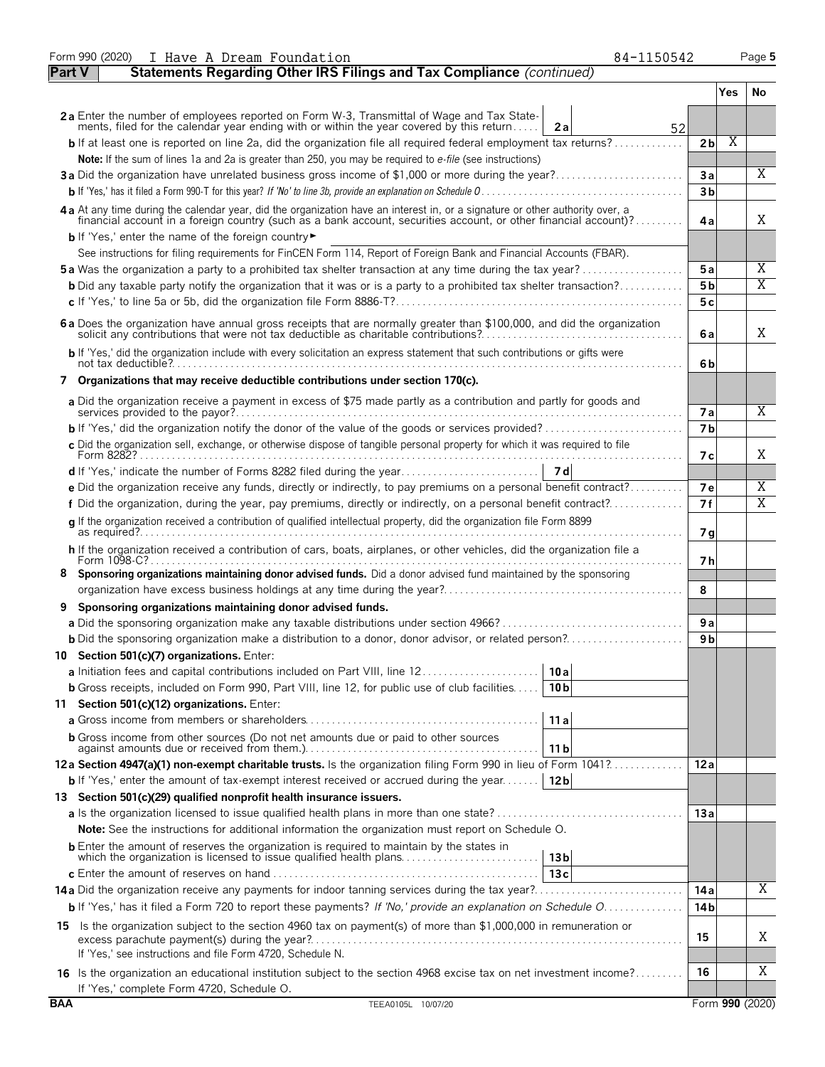Form 990 (2020) I Have A Dream Foundation 84-1150542 Page 5

**Part V — Statements Regarding Other IRS Filings and Tax Compliance** *(continued)*

| | | | Yes | No |
|---|---|---|---|---|
| **2a** Enter the number of employees reported on Form W-3, Transmittal of Wage and Tax Statements, filed for the calendar year ending with or within the year covered by this return | 2a 52 | | | |
| **b** If at least one is reported on line 2a, did the organization file all required federal employment tax returns? | | 2b | X | |
| **Note:** If the sum of lines 1a and 2a is greater than 250, you may be required to *e-file* (see instructions) | | | | |
| **3a** Did the organization have unrelated business gross income of $1,000 or more during the year? | | 3a | | X |
| **b** If 'Yes,' has it filed a Form 990-T for this year? *If 'No' to line 3b, provide an explanation on Schedule O* | | 3b | | |
| **4a** At any time during the calendar year, did the organization have an interest in, or a signature or other authority over, a financial account in a foreign country (such as a bank account, securities account, or other financial account)? | | 4a | | X |
| **b** If 'Yes,' enter the name of the foreign country ► | | | | |
| See instructions for filing requirements for FinCEN Form 114, Report of Foreign Bank and Financial Accounts (FBAR). | | | | |
| **5a** Was the organization a party to a prohibited tax shelter transaction at any time during the tax year? | | 5a | | X |
| **b** Did any taxable party notify the organization that it was or is a party to a prohibited tax shelter transaction? | | 5b | | X |
| **c** If 'Yes,' to line 5a or 5b, did the organization file Form 8886-T? | | 5c | | |
| **6a** Does the organization have annual gross receipts that are normally greater than $100,000, and did the organization solicit any contributions that were not tax deductible as charitable contributions? | | 6a | | X |
| **b** If 'Yes,' did the organization include with every solicitation an express statement that such contributions or gifts were not tax deductible? | | 6b | | |
| **7 Organizations that may receive deductible contributions under section 170(c).** | | | | |
| **a** Did the organization receive a payment in excess of $75 made partly as a contribution and partly for goods and services provided to the payor? | | 7a | | X |
| **b** If 'Yes,' did the organization notify the donor of the value of the goods or services provided? | | 7b | | |
| **c** Did the organization sell, exchange, or otherwise dispose of tangible personal property for which it was required to file Form 8282? | | 7c | | X |
| **d** If 'Yes,' indicate the number of Forms 8282 filed during the year | 7d | | | |
| **e** Did the organization receive any funds, directly or indirectly, to pay premiums on a personal benefit contract? | | 7e | | X |
| **f** Did the organization, during the year, pay premiums, directly or indirectly, on a personal benefit contract? | | 7f | | X |
| **g** If the organization received a contribution of qualified intellectual property, did the organization file Form 8899 as required? | | 7g | | |
| **h** If the organization received a contribution of cars, boats, airplanes, or other vehicles, did the organization file a Form 1098-C? | | 7h | | |
| **8 Sponsoring organizations maintaining donor advised funds.** Did a donor advised fund maintained by the sponsoring organization have excess business holdings at any time during the year? | | 8 | | |
| **9 Sponsoring organizations maintaining donor advised funds.** | | | | |
| **a** Did the sponsoring organization make any taxable distributions under section 4966? | | 9a | | |
| **b** Did the sponsoring organization make a distribution to a donor, donor advisor, or related person? | | 9b | | |
| **10 Section 501(c)(7) organizations.** Enter: | | | | |
| **a** Initiation fees and capital contributions included on Part VIII, line 12 | 10a | | | |
| **b** Gross receipts, included on Form 990, Part VIII, line 12, for public use of club facilities | 10b | | | |
| **11 Section 501(c)(12) organizations.** Enter: | | | | |
| **a** Gross income from members or shareholders | 11a | | | |
| **b** Gross income from other sources (Do not net amounts due or paid to other sources against amounts due or received from them.) | 11b | | | |
| **12a Section 4947(a)(1) non-exempt charitable trusts.** Is the organization filing Form 990 in lieu of Form 1041? | | 12a | | |
| **b** If 'Yes,' enter the amount of tax-exempt interest received or accrued during the year | 12b | | | |
| **13 Section 501(c)(29) qualified nonprofit health insurance issuers.** | | | | |
| **a** Is the organization licensed to issue qualified health plans in more than one state? | | 13a | | |
| **Note:** See the instructions for additional information the organization must report on Schedule O. | | | | |
| **b** Enter the amount of reserves the organization is required to maintain by the states in which the organization is licensed to issue qualified health plans | 13b | | | |
| **c** Enter the amount of reserves on hand | 13c | | | |
| **14a** Did the organization receive any payments for indoor tanning services during the tax year? | | 14a | | X |
| **b** If 'Yes,' has it filed a Form 720 to report these payments? *If 'No,' provide an explanation on Schedule O* | | 14b | | |
| **15** Is the organization subject to the section 4960 tax on payment(s) of more than $1,000,000 in remuneration or excess parachute payment(s) during the year? If 'Yes,' see instructions and file Form 4720, Schedule N. | | 15 | | X |
| **16** Is the organization an educational institution subject to the section 4968 excise tax on net investment income? If 'Yes,' complete Form 4720, Schedule O. | | 16 | | X |

BAA TEEA0105L 10/07/20 Form **990** (2020)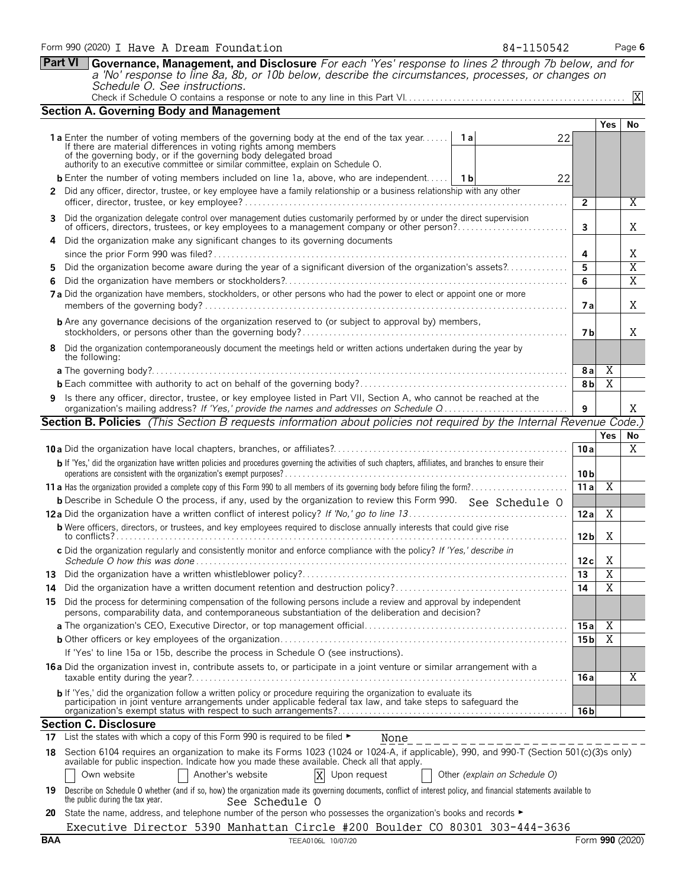Form 990 (2020) I Have A Dream Foundation 84-1150542 Page 6

## Part VI Governance, Management, and Disclosure

*For each 'Yes' response to lines 2 through 7b below, and for a 'No' response to line 8a, 8b, or 10b below, describe the circumstances, processes, or changes on Schedule O. See instructions.*

Check if Schedule O contains a response or note to any line in this Part VI . . . . . . [X]

### Section A. Governing Body and Management

| | | | Yes | No |
|---|---|---|---|---|
| **1a** Enter the number of voting members of the governing body at the end of the tax year. If there are material differences in voting rights among members of the governing body, or if the governing body delegated broad authority to an executive committee or similar committee, explain on Schedule O. | 1a: 22 | | | |
| **b** Enter the number of voting members included on line 1a, above, who are independent | 1b: 22 | | | |
| **2** Did any officer, director, trustee, or key employee have a family relationship or a business relationship with any other officer, director, trustee, or key employee? | | 2 | | X |
| **3** Did the organization delegate control over management duties customarily performed by or under the direct supervision of officers, directors, trustees, or key employees to a management company or other person? | | 3 | | X |
| **4** Did the organization make any significant changes to its governing documents since the prior Form 990 was filed? | | 4 | | X |
| **5** Did the organization become aware during the year of a significant diversion of the organization's assets? | | 5 | | X |
| **6** Did the organization have members or stockholders? | | 6 | | X |
| **7a** Did the organization have members, stockholders, or other persons who had the power to elect or appoint one or more members of the governing body? | | 7a | | X |
| **b** Are any governance decisions of the organization reserved to (or subject to approval by) members, stockholders, or persons other than the governing body? | | 7b | | X |
| **8** Did the organization contemporaneously document the meetings held or written actions undertaken during the year by the following: | | | | |
| **a** The governing body? | | 8a | X | |
| **b** Each committee with authority to act on behalf of the governing body? | | 8b | X | |
| **9** Is there any officer, director, trustee, or key employee listed in Part VII, Section A, who cannot be reached at the organization's mailing address? *If 'Yes,' provide the names and addresses on Schedule O* | | 9 | | X |

### Section B. Policies *(This Section B requests information about policies not required by the Internal Revenue Code.)*

| | | Yes | No |
|---|---|---|---|
| **10a** Did the organization have local chapters, branches, or affiliates? | 10a | | X |
| **b** If 'Yes,' did the organization have written policies and procedures governing the activities of such chapters, affiliates, and branches to ensure their operations are consistent with the organization's exempt purposes? | 10b | | |
| **11a** Has the organization provided a complete copy of this Form 990 to all members of its governing body before filing the form? | 11a | X | |
| **b** Describe in Schedule O the process, if any, used by the organization to review this Form 990. See Schedule O | | | |
| **12a** Did the organization have a written conflict of interest policy? *If 'No,' go to line 13* | 12a | X | |
| **b** Were officers, directors, or trustees, and key employees required to disclose annually interests that could give rise to conflicts? | 12b | X | |
| **c** Did the organization regularly and consistently monitor and enforce compliance with the policy? *If 'Yes,' describe in Schedule O how this was done* | 12c | X | |
| **13** Did the organization have a written whistleblower policy? | 13 | X | |
| **14** Did the organization have a written document retention and destruction policy? | 14 | X | |
| **15** Did the process for determining compensation of the following persons include a review and approval by independent persons, comparability data, and contemporaneous substantiation of the deliberation and decision? | | | |
| **a** The organization's CEO, Executive Director, or top management official | 15a | X | |
| **b** Other officers or key employees of the organization | 15b | X | |
| If 'Yes' to line 15a or 15b, describe the process in Schedule O (see instructions). | | | |
| **16a** Did the organization invest in, contribute assets to, or participate in a joint venture or similar arrangement with a taxable entity during the year? | 16a | | X |
| **b** If 'Yes,' did the organization follow a written policy or procedure requiring the organization to evaluate its participation in joint venture arrangements under applicable federal tax law, and take steps to safeguard the organization's exempt status with respect to such arrangements? | 16b | | |

### Section C. Disclosure

**17** List the states with which a copy of this Form 990 is required to be filed ► None

**18** Section 6104 requires an organization to make its Forms 1023 (1024 or 1024-A, if applicable), 990, and 990-T (Section 501(c)(3)s only) available for public inspection. Indicate how you made these available. Check all that apply.

[ ] Own website [ ] Another's website [X] Upon request [ ] Other *(explain on Schedule O)*

**19** Describe on Schedule O whether (and if so, how) the organization made its governing documents, conflict of interest policy, and financial statements available to the public during the tax year. See Schedule O

**20** State the name, address, and telephone number of the person who possesses the organization's books and records ►

Executive Director 5390 Manhattan Circle #200 Boulder CO 80301 303-444-3636

BAA TEEA0106L 10/07/20 Form **990** (2020)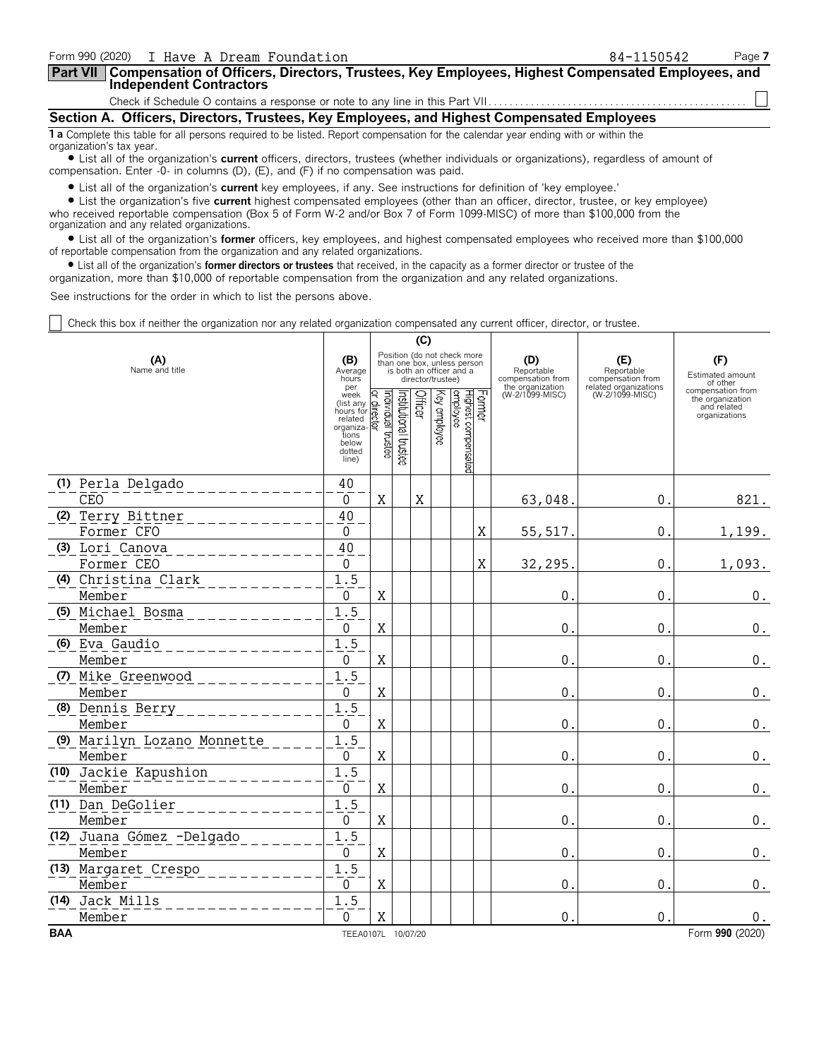Form 990 (2020) I Have A Dream Foundation 84-1150542

## Part VII Compensation of Officers, Directors, Trustees, Key Employees, Highest Compensated Employees, and Independent Contractors

Check if Schedule O contains a response or note to any line in this Part VII. . . . . . . . . . . . . . . . . . . . . . . . . . . . . . . . . . . . . . . . . . . . . . . . ☐

### Section A. Officers, Directors, Trustees, Key Employees, and Highest Compensated Employees

**1 a** Complete this table for all persons required to be listed. Report compensation for the calendar year ending with or within the organization's tax year.

- List all of the organization's **current** officers, directors, trustees (whether individuals or organizations), regardless of amount of compensation. Enter -0- in columns (D), (E), and (F) if no compensation was paid.
- List all of the organization's **current** key employees, if any. See instructions for definition of 'key employee.'
- List the organization's five **current** highest compensated employees (other than an officer, director, trustee, or key employee) who received reportable compensation (Box 5 of Form W-2 and/or Box 7 of Form 1099-MISC) of more than $100,000 from the organization and any related organizations.
- List all of the organization's **former** officers, key employees, and highest compensated employees who received more than $100,000 of reportable compensation from the organization and any related organizations.
- List all of the organization's **former directors or trustees** that received, in the capacity as a former director or trustee of the organization, more than $10,000 of reportable compensation from the organization and any related organizations.

See instructions for the order in which to list the persons above.

☐ Check this box if neither the organization nor any related organization compensated any current officer, director, or trustee.

| (A) Name and title | (B) Average hours per week (list any hours for related organizations below dotted line) | (C) Individual trustee or director | Institutional trustee | Officer | Key employee | Highest compensated employee | Former | (D) Reportable compensation from the organization (W-2/1099-MISC) | (E) Reportable compensation from related organizations (W-2/1099-MISC) | (F) Estimated amount of other compensation from the organization and related organizations |
|---|---|---|---|---|---|---|---|---|---|---|
| (1) Perla Delgado<br>CEO | 40<br>0 | X | | X | | | | 63,048. | 0. | 821. |
| (2) Terry Bittner<br>Former CFO | 40<br>0 | | | | | | X | 55,517. | 0. | 1,199. |
| (3) Lori Canova<br>Former CEO | 40<br>0 | | | | | | X | 32,295. | 0. | 1,093. |
| (4) Christina Clark<br>Member | 1.5<br>0 | X | | | | | | 0. | 0. | 0. |
| (5) Michael Bosma<br>Member | 1.5<br>0 | X | | | | | | 0. | 0. | 0. |
| (6) Eva Gaudio<br>Member | 1.5<br>0 | X | | | | | | 0. | 0. | 0. |
| (7) Mike Greenwood<br>Member | 1.5<br>0 | X | | | | | | 0. | 0. | 0. |
| (8) Dennis Berry<br>Member | 1.5<br>0 | X | | | | | | 0. | 0. | 0. |
| (9) Marilyn Lozano Monnette<br>Member | 1.5<br>0 | X | | | | | | 0. | 0. | 0. |
| (10) Jackie Kapushion<br>Member | 1.5<br>0 | X | | | | | | 0. | 0. | 0. |
| (11) Dan DeGolier<br>Member | 1.5<br>0 | X | | | | | | 0. | 0. | 0. |
| (12) Juana Gómez -Delgado<br>Member | 1.5<br>0 | X | | | | | | 0. | 0. | 0. |
| (13) Margaret Crespo<br>Member | 1.5<br>0 | X | | | | | | 0. | 0. | 0. |
| (14) Jack Mills<br>Member | 1.5<br>0 | X | | | | | | 0. | 0. | 0. |

BAA TEEA0107L 10/07/20 Form **990** (2020)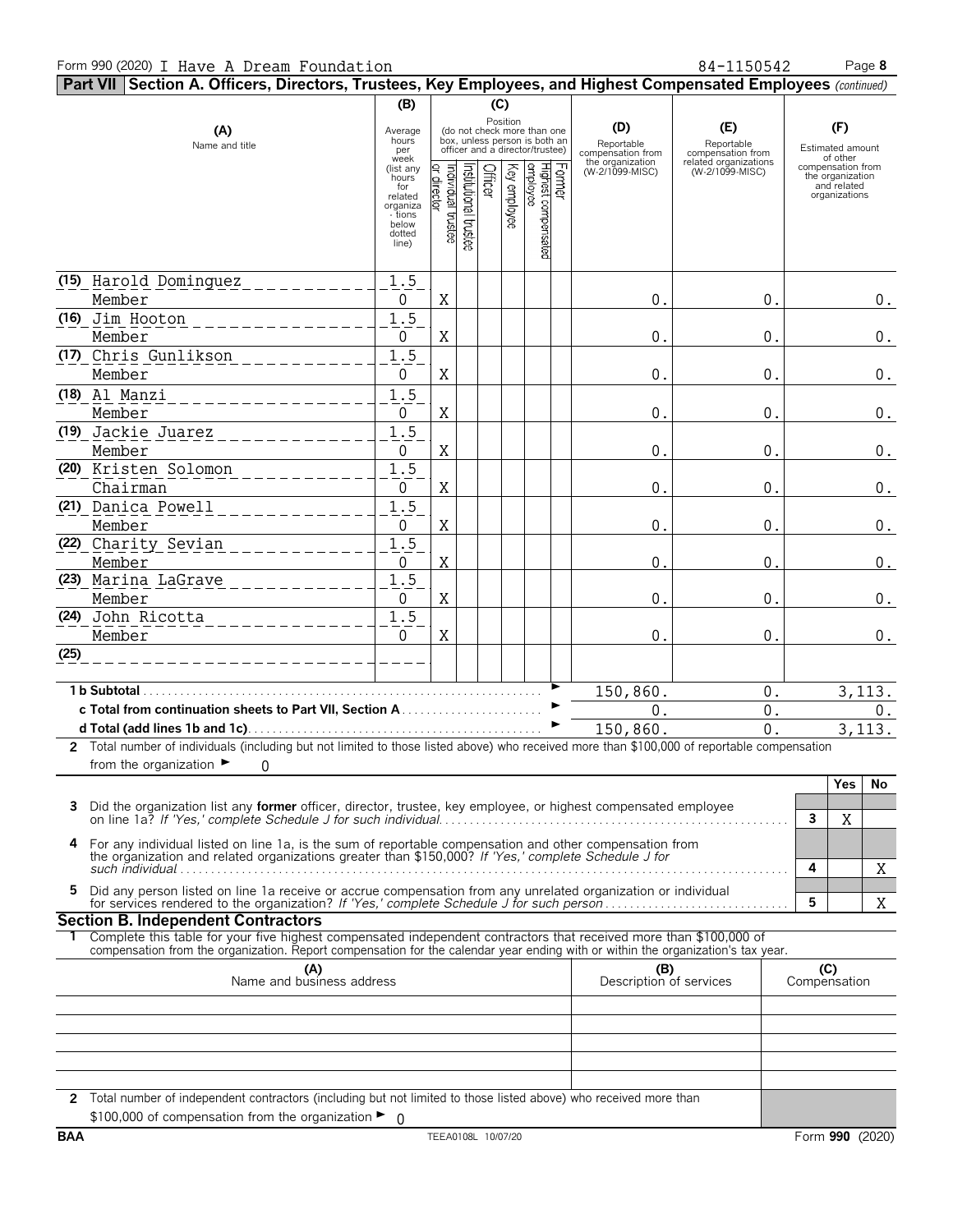Form 990 (2020) I Have A Dream Foundation 84-1150542 Page **8**

## Part VII Section A. Officers, Directors, Trustees, Key Employees, and Highest Compensated Employees *(continued)*

| (A) Name and title | (B) Average hours per week (list any hours for related organizations below dotted line) | Individual trustee or director | Institutional trustee | Officer | Key employee | Highest compensated employee | Former | (D) Reportable compensation from the organization (W-2/1099-MISC) | (E) Reportable compensation from related organizations (W-2/1099-MISC) | (F) Estimated amount of other compensation from the organization and related organizations |
|---|---|---|---|---|---|---|---|---|---|---|
| (15) Harold Dominguez<br>Member | 1.5<br>0 | X | | | | | | 0. | 0. | 0. |
| (16) Jim Hooton<br>Member | 1.5<br>0 | X | | | | | | 0. | 0. | 0. |
| (17) Chris Gunlikson<br>Member | 1.5<br>0 | X | | | | | | 0. | 0. | 0. |
| (18) Al Manzi<br>Member | 1.5<br>0 | X | | | | | | 0. | 0. | 0. |
| (19) Jackie Juarez<br>Member | 1.5<br>0 | X | | | | | | 0. | 0. | 0. |
| (20) Kristen Solomon<br>Chairman | 1.5<br>0 | X | | | | | | 0. | 0. | 0. |
| (21) Danica Powell<br>Member | 1.5<br>0 | X | | | | | | 0. | 0. | 0. |
| (22) Charity Sevian<br>Member | 1.5<br>0 | X | | | | | | 0. | 0. | 0. |
| (23) Marina LaGrave<br>Member | 1.5<br>0 | X | | | | | | 0. | 0. | 0. |
| (24) John Ricotta<br>Member | 1.5<br>0 | X | | | | | | 0. | 0. | 0. |
| (25) | | | | | | | | | | |
| **1 b Subtotal** | | | | | | | | 150,860. | 0. | 3,113. |
| **c Total from continuation sheets to Part VII, Section A** | | | | | | | | 0. | 0. | 0. |
| **d Total (add lines 1b and 1c)** | | | | | | | | 150,860. | 0. | 3,113. |

**2** Total number of individuals (including but not limited to those listed above) who received more than $100,000 of reportable compensation from the organization ► 0

| | | Yes | No |
|---|---|---|---|
| **3** Did the organization list any **former** officer, director, trustee, key employee, or highest compensated employee on line 1a? *If 'Yes,' complete Schedule J for such individual* | 3 | X | |
| **4** For any individual listed on line 1a, is the sum of reportable compensation and other compensation from the organization and related organizations greater than $150,000? *If 'Yes,' complete Schedule J for such individual* | 4 | | X |
| **5** Did any person listed on line 1a receive or accrue compensation from any unrelated organization or individual for services rendered to the organization? *If 'Yes,' complete Schedule J for such person* | 5 | | X |

### Section B. Independent Contractors

**1** Complete this table for your five highest compensated independent contractors that received more than $100,000 of compensation from the organization. Report compensation for the calendar year ending with or within the organization's tax year.

| (A) Name and business address | (B) Description of services | (C) Compensation |
|---|---|---|
| | | |
| | | |
| | | |
| | | |
| | | |

**2** Total number of independent contractors (including but not limited to those listed above) who received more than $100,000 of compensation from the organization ► 0

BAA TEEA0108L 10/07/20 Form **990** (2020)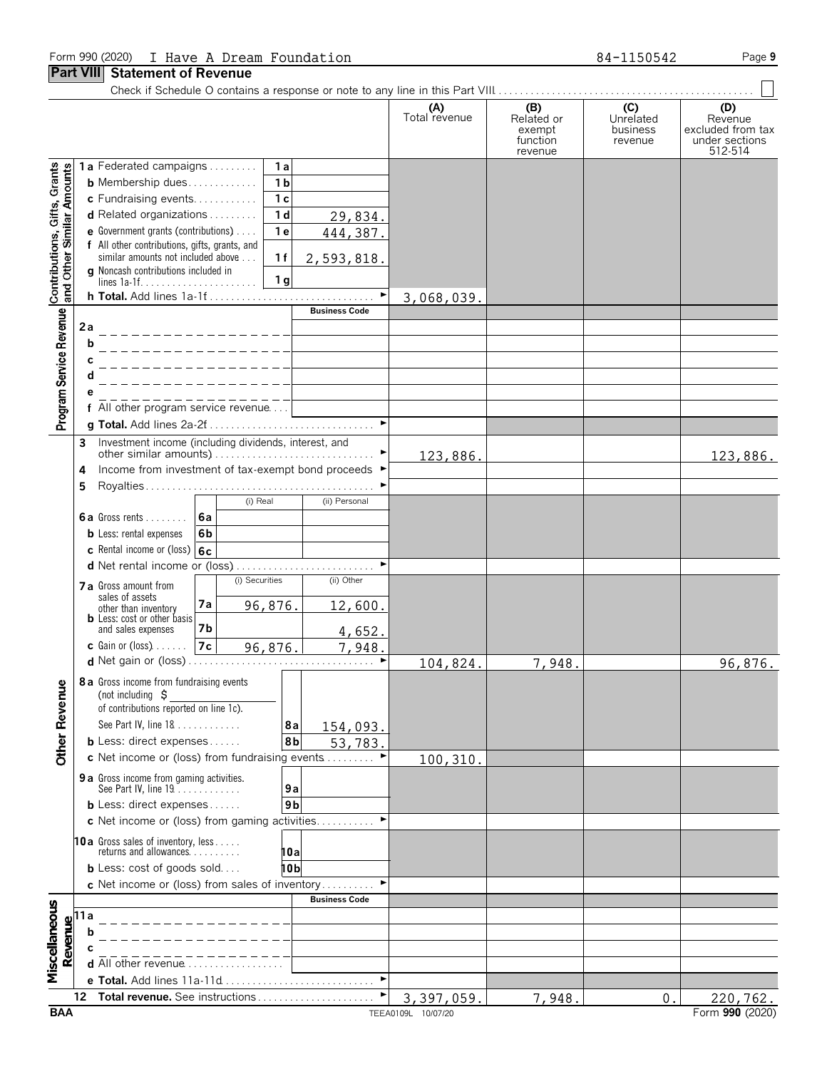Form 990 (2020) I Have A Dream Foundation 84-1150542 Page 9

## Part VIII Statement of Revenue

Check if Schedule O contains a response or note to any line in this Part VIII . . . . . . ☐

| | | | (A) Total revenue | (B) Related or exempt function revenue | (C) Unrelated business revenue | (D) Revenue excluded from tax under sections 512-514 |
|---|---|---|---|---|---|---|
| **Contributions, Gifts, Grants and Other Similar Amounts** | 1a Federated campaigns | 1a | | | | |
| | b Membership dues | 1b | | | | |
| | c Fundraising events | 1c | | | | |
| | d Related organizations | 1d 29,834. | | | | |
| | e Government grants (contributions) | 1e 444,387. | | | | |
| | f All other contributions, gifts, grants, and similar amounts not included above | 1f 2,593,818. | | | | |
| | g Noncash contributions included in lines 1a-1f | 1g | | | | |
| | h Total. Add lines 1a-1f | | 3,068,039. | | | |
| **Program Service Revenue** | | Business Code | | | | |
| | 2a | | | | | |
| | b | | | | | |
| | c | | | | | |
| | d | | | | | |
| | e | | | | | |
| | f All other program service revenue | | | | | |
| | g Total. Add lines 2a-2f | | | | | |
| **Other Revenue** | 3 Investment income (including dividends, interest, and other similar amounts) | | 123,886. | | | 123,886. |
| | 4 Income from investment of tax-exempt bond proceeds | | | | | |
| | 5 Royalties | | | | | |

| | (i) Real | (ii) Personal |
|---|---|---|
| 6a Gross rents | | |
| b Less: rental expenses | | |
| c Rental income or (loss) | | |

d Net rental income or (loss)

| | (i) Securities | (ii) Other |
|---|---|---|
| 7a Gross amount from sales of assets other than inventory | 96,876. | 12,600. |
| b Less: cost or other basis and sales expenses | | 4,652. |
| c Gain or (loss) | 96,876. | 7,948. |

| | | (A) Total revenue | (B) Related or exempt function revenue | (C) Unrelated business revenue | (D) Revenue excluded from tax under sections 512-514 |
|---|---|---|---|---|---|
| d Net gain or (loss) | | 104,824. | 7,948. | | 96,876. |
| 8a Gross income from fundraising events (not including $ ______ of contributions reported on line 1c). See Part IV, line 18 | 8a 154,093. | | | | |
| b Less: direct expenses | 8b 53,783. | | | | |
| c Net income or (loss) from fundraising events | | 100,310. | | | |
| 9a Gross income from gaming activities. See Part IV, line 19 | 9a | | | | |
| b Less: direct expenses | 9b | | | | |
| c Net income or (loss) from gaming activities | | | | | |
| 10a Gross sales of inventory, less returns and allowances | 10a | | | | |
| b Less: cost of goods sold | 10b | | | | |
| c Net income or (loss) from sales of inventory | | | | | |
| **Miscellaneous Revenue** | Business Code | | | | |
| 11a | | | | | |
| b | | | | | |
| c | | | | | |
| d All other revenue | | | | | |
| e Total. Add lines 11a-11d | | | | | |
| 12 Total revenue. See instructions | | 3,397,059. | 7,948. | 0. | 220,762. |

BAA TEEA0109L 10/07/20 Form 990 (2020)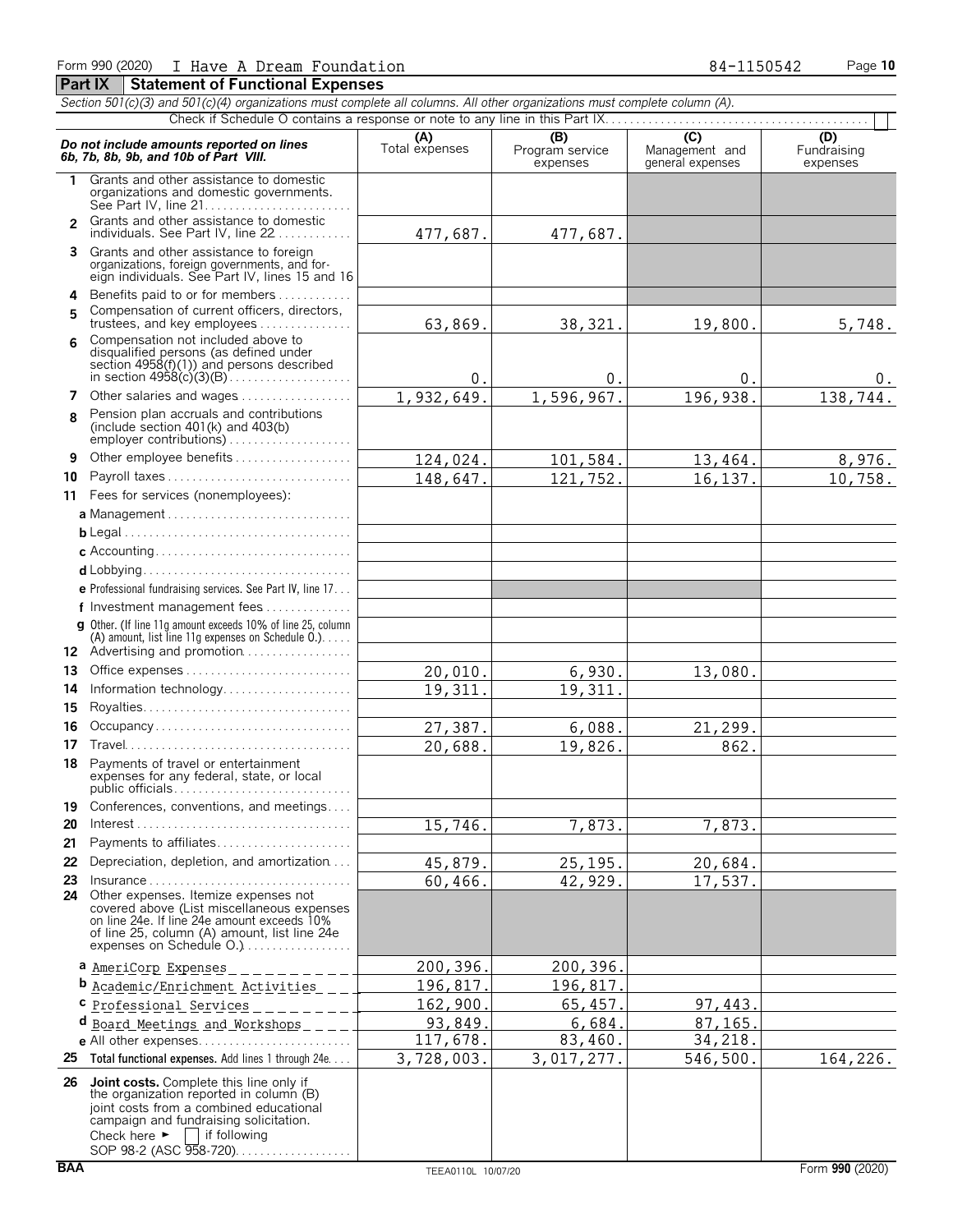Form 990 (2020) I Have A Dream Foundation 84-1150542 Page **10**

## Part IX Statement of Functional Expenses

*Section 501(c)(3) and 501(c)(4) organizations must complete all columns. All other organizations must complete column (A).*

Check if Schedule O contains a response or note to any line in this Part IX . . . . . . . . . . [ ]

| *Do not include amounts reported on lines 6b, 7b, 8b, 9b, and 10b of Part VIII.* | (A) Total expenses | (B) Program service expenses | (C) Management and general expenses | (D) Fundraising expenses |
|---|---|---|---|---|
| **1** Grants and other assistance to domestic organizations and domestic governments. See Part IV, line 21 | | | | |
| **2** Grants and other assistance to domestic individuals. See Part IV, line 22 | 477,687. | 477,687. | | |
| **3** Grants and other assistance to foreign organizations, foreign governments, and foreign individuals. See Part IV, lines 15 and 16 | | | | |
| **4** Benefits paid to or for members | | | | |
| **5** Compensation of current officers, directors, trustees, and key employees | 63,869. | 38,321. | 19,800. | 5,748. |
| **6** Compensation not included above to disqualified persons (as defined under section 4958(f)(1)) and persons described in section 4958(c)(3)(B) | 0. | 0. | 0. | 0. |
| **7** Other salaries and wages | 1,932,649. | 1,596,967. | 196,938. | 138,744. |
| **8** Pension plan accruals and contributions (include section 401(k) and 403(b) employer contributions) | | | | |
| **9** Other employee benefits | 124,024. | 101,584. | 13,464. | 8,976. |
| **10** Payroll taxes | 148,647. | 121,752. | 16,137. | 10,758. |
| **11** Fees for services (nonemployees): | | | | |
| **a** Management | | | | |
| **b** Legal | | | | |
| **c** Accounting | | | | |
| **d** Lobbying | | | | |
| **e** Professional fundraising services. See Part IV, line 17 | | | | |
| **f** Investment management fees | | | | |
| **g** Other. (If line 11g amount exceeds 10% of line 25, column (A) amount, list line 11g expenses on Schedule O.) | | | | |
| **12** Advertising and promotion | | | | |
| **13** Office expenses | 20,010. | 6,930. | 13,080. | |
| **14** Information technology | 19,311. | 19,311. | | |
| **15** Royalties | | | | |
| **16** Occupancy | 27,387. | 6,088. | 21,299. | |
| **17** Travel | 20,688. | 19,826. | 862. | |
| **18** Payments of travel or entertainment expenses for any federal, state, or local public officials | | | | |
| **19** Conferences, conventions, and meetings | | | | |
| **20** Interest | 15,746. | 7,873. | 7,873. | |
| **21** Payments to affiliates | | | | |
| **22** Depreciation, depletion, and amortization | 45,879. | 25,195. | 20,684. | |
| **23** Insurance | 60,466. | 42,929. | 17,537. | |
| **24** Other expenses. Itemize expenses not covered above (List miscellaneous expenses on line 24e. If line 24e amount exceeds 10% of line 25, column (A) amount, list line 24e expenses on Schedule O.) | | | | |
| **a** AmeriCorp Expenses | 200,396. | 200,396. | | |
| **b** Academic/Enrichment Activities | 196,817. | 196,817. | | |
| **c** Professional Services | 162,900. | 65,457. | 97,443. | |
| **d** Board Meetings and Workshops | 93,849. | 6,684. | 87,165. | |
| **e** All other expenses | 117,678. | 83,460. | 34,218. | |
| **25** **Total functional expenses.** Add lines 1 through 24e | 3,728,003. | 3,017,277. | 546,500. | 164,226. |
| **26** **Joint costs.** Complete this line only if the organization reported in column (B) joint costs from a combined educational campaign and fundraising solicitation. Check here ► [ ] if following SOP 98-2 (ASC 958-720) | | | | |

BAA TEEA0110L 10/07/20 Form **990** (2020)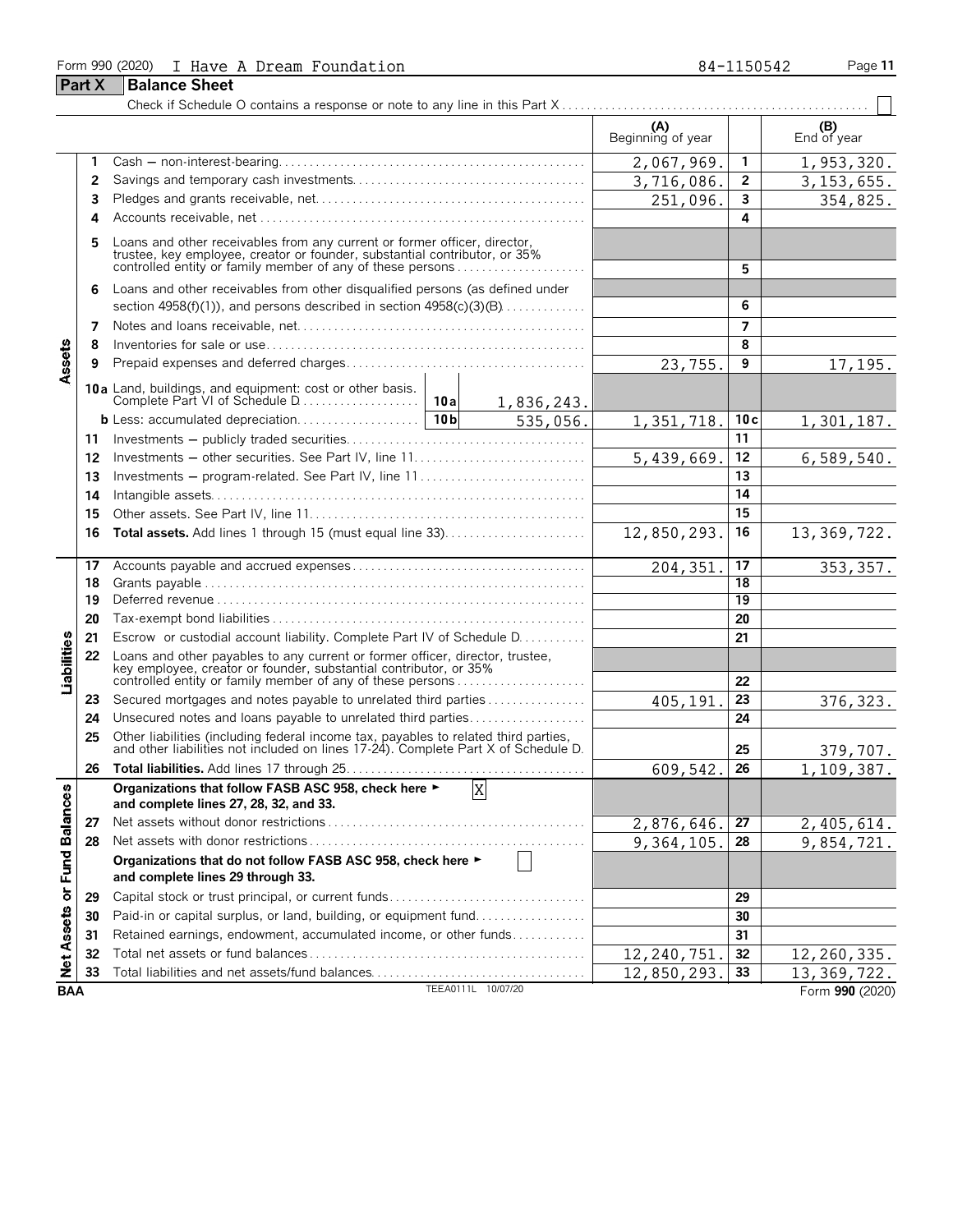Form 990 (2020) I Have A Dream Foundation 84-1150542 Page 11

## Part X Balance Sheet

Check if Schedule O contains a response or note to any line in this Part X . . . . . . ☐

| | | | | (A) Beginning of year | | (B) End of year |
|---|---|---|---|---|---|---|
| Assets | 1 | Cash — non-interest-bearing | | 2,067,969. | 1 | 1,953,320. |
| | 2 | Savings and temporary cash investments | | 3,716,086. | 2 | 3,153,655. |
| | 3 | Pledges and grants receivable, net | | 251,096. | 3 | 354,825. |
| | 4 | Accounts receivable, net | | | 4 | |
| | 5 | Loans and other receivables from any current or former officer, director, trustee, key employee, creator or founder, substantial contributor, or 35% controlled entity or family member of any of these persons | | | 5 | |
| | 6 | Loans and other receivables from other disqualified persons (as defined under section 4958(f)(1)), and persons described in section 4958(c)(3)(B) | | | 6 | |
| | 7 | Notes and loans receivable, net | | | 7 | |
| | 8 | Inventories for sale or use | | | 8 | |
| | 9 | Prepaid expenses and deferred charges | | 23,755. | 9 | 17,195. |
| | 10a | Land, buildings, and equipment: cost or other basis. Complete Part VI of Schedule D | 10a 1,836,243. | | | |
| | b | Less: accumulated depreciation | 10b 535,056. | 1,351,718. | 10c | 1,301,187. |
| | 11 | Investments — publicly traded securities | | | 11 | |
| | 12 | Investments — other securities. See Part IV, line 11 | | 5,439,669. | 12 | 6,589,540. |
| | 13 | Investments — program-related. See Part IV, line 11 | | | 13 | |
| | 14 | Intangible assets | | | 14 | |
| | 15 | Other assets. See Part IV, line 11 | | | 15 | |
| | 16 | **Total assets.** Add lines 1 through 15 (must equal line 33) | | 12,850,293. | 16 | 13,369,722. |
| Liabilities | 17 | Accounts payable and accrued expenses | | 204,351. | 17 | 353,357. |
| | 18 | Grants payable | | | 18 | |
| | 19 | Deferred revenue | | | 19 | |
| | 20 | Tax-exempt bond liabilities | | | 20 | |
| | 21 | Escrow or custodial account liability. Complete Part IV of Schedule D | | | 21 | |
| | 22 | Loans and other payables to any current or former officer, director, trustee, key employee, creator or founder, substantial contributor, or 35% controlled entity or family member of any of these persons | | | 22 | |
| | 23 | Secured mortgages and notes payable to unrelated third parties | | 405,191. | 23 | 376,323. |
| | 24 | Unsecured notes and loans payable to unrelated third parties | | | 24 | |
| | 25 | Other liabilities (including federal income tax, payables to related third parties, and other liabilities not included on lines 17-24). Complete Part X of Schedule D | | | 25 | 379,707. |
| | 26 | **Total liabilities.** Add lines 17 through 25 | | 609,542. | 26 | 1,109,387. |
| Net Assets or Fund Balances | | **Organizations that follow FASB ASC 958, check here ► [X] and complete lines 27, 28, 32, and 33.** | | | | |
| | 27 | Net assets without donor restrictions | | 2,876,646. | 27 | 2,405,614. |
| | 28 | Net assets with donor restrictions | | 9,364,105. | 28 | 9,854,721. |
| | | **Organizations that do not follow FASB ASC 958, check here ► [ ] and complete lines 29 through 33.** | | | | |
| | 29 | Capital stock or trust principal, or current funds | | | 29 | |
| | 30 | Paid-in or capital surplus, or land, building, or equipment fund | | | 30 | |
| | 31 | Retained earnings, endowment, accumulated income, or other funds | | | 31 | |
| | 32 | Total net assets or fund balances | | 12,240,751. | 32 | 12,260,335. |
| | 33 | Total liabilities and net assets/fund balances | | 12,850,293. | 33 | 13,369,722. |

BAA TEEA0111L 10/07/20 Form **990** (2020)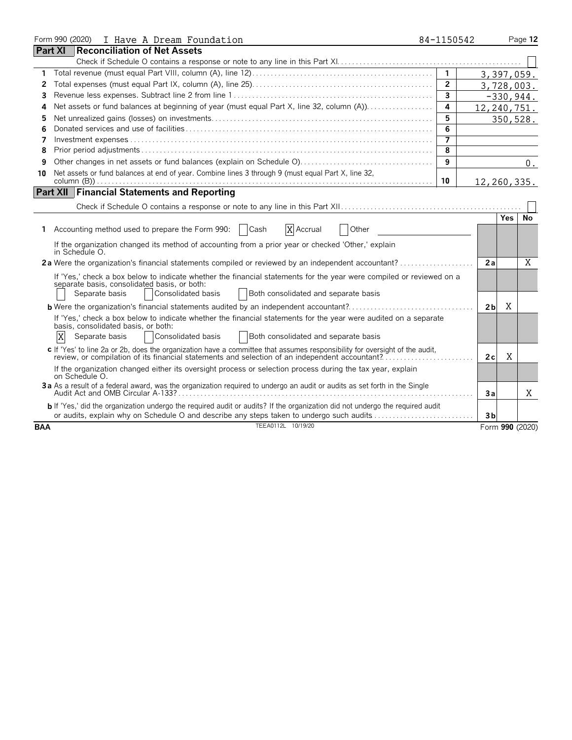Form 990 (2020) I Have A Dream Foundation 84-1150542

## Part XI Reconciliation of Net Assets

Check if Schedule O contains a response or note to any line in this Part XI ☐

| | | | |
|---|---|---|---|
| 1 | Total revenue (must equal Part VIII, column (A), line 12) | 1 | 3,397,059. |
| 2 | Total expenses (must equal Part IX, column (A), line 25) | 2 | 3,728,003. |
| 3 | Revenue less expenses. Subtract line 2 from line 1 | 3 | -330,944. |
| 4 | Net assets or fund balances at beginning of year (must equal Part X, line 32, column (A)) | 4 | 12,240,751. |
| 5 | Net unrealized gains (losses) on investments | 5 | 350,528. |
| 6 | Donated services and use of facilities | 6 | |
| 7 | Investment expenses | 7 | |
| 8 | Prior period adjustments | 8 | |
| 9 | Other changes in net assets or fund balances (explain on Schedule O) | 9 | 0. |
| 10 | Net assets or fund balances at end of year. Combine lines 3 through 9 (must equal Part X, line 32, column (B)) | 10 | 12,260,335. |

## Part XII Financial Statements and Reporting

Check if Schedule O contains a response or note to any line in this Part XII ☐

| | | | Yes | No |
|---|---|---|---|---|
| 1 | Accounting method used to prepare the Form 990: ☐ Cash ☒ Accrual ☐ Other | | | |
| | If the organization changed its method of accounting from a prior year or checked 'Other,' explain in Schedule O. | | | |
| 2a | Were the organization's financial statements compiled or reviewed by an independent accountant? | 2a | | X |
| | If 'Yes,' check a box below to indicate whether the financial statements for the year were compiled or reviewed on a separate basis, consolidated basis, or both: ☐ Separate basis ☐ Consolidated basis ☐ Both consolidated and separate basis | | | |
| b | Were the organization's financial statements audited by an independent accountant? | 2b | X | |
| | If 'Yes,' check a box below to indicate whether the financial statements for the year were audited on a separate basis, consolidated basis, or both: ☒ Separate basis ☐ Consolidated basis ☐ Both consolidated and separate basis | | | |
| c | If 'Yes' to line 2a or 2b, does the organization have a committee that assumes responsibility for oversight of the audit, review, or compilation of its financial statements and selection of an independent accountant? | 2c | X | |
| | If the organization changed either its oversight process or selection process during the tax year, explain on Schedule O. | | | |
| 3a | As a result of a federal award, was the organization required to undergo an audit or audits as set forth in the Single Audit Act and OMB Circular A-133? | 3a | | X |
| b | If 'Yes,' did the organization undergo the required audit or audits? If the organization did not undergo the required audit or audits, explain why on Schedule O and describe any steps taken to undergo such audits | 3b | | |

BAA TEEA0112L 10/19/20 Form **990** (2020)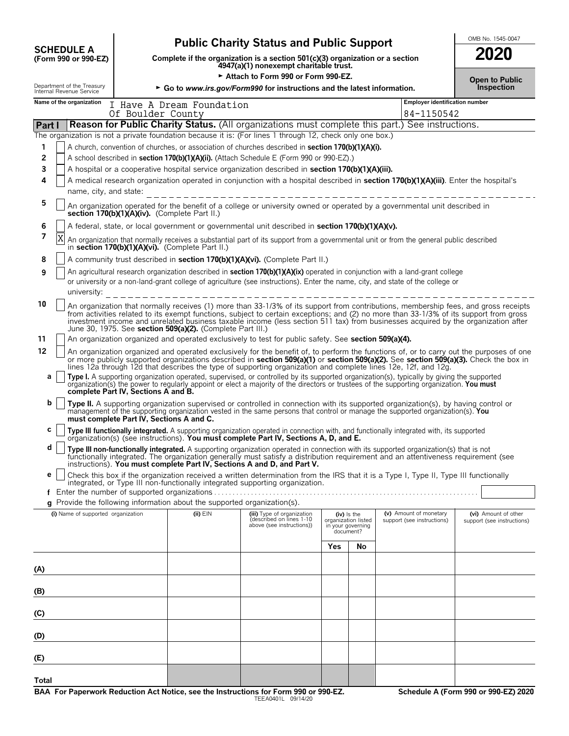# SCHEDULE A (Form 990 or 990-EZ)

Department of the Treasury
Internal Revenue Service

## Public Charity Status and Public Support

**Complete if the organization is a section 501(c)(3) organization or a section 4947(a)(1) nonexempt charitable trust.**

► **Attach to Form 990 or Form 990-EZ.**

► **Go to *www.irs.gov/Form990* for instructions and the latest information.**

OMB No. 1545-0047

**2020**

**Open to Public Inspection**

**Name of the organization:** I Have A Dream Foundation Of Boulder County

**Employer identification number:** 84-1150542

## Part I — Reason for Public Charity Status. (All organizations must complete this part.) See instructions.

The organization is not a private foundation because it is: (For lines 1 through 12, check only one box.)

1. [ ] A church, convention of churches, or association of churches described in **section 170(b)(1)(A)(i).**
2. [ ] A school described in **section 170(b)(1)(A)(ii).** (Attach Schedule E (Form 990 or 990-EZ).)
3. [ ] A hospital or a cooperative hospital service organization described in **section 170(b)(1)(A)(iii).**
4. [ ] A medical research organization operated in conjunction with a hospital described in **section 170(b)(1)(A)(iii)**. Enter the hospital's name, city, and state:
5. [ ] An organization operated for the benefit of a college or university owned or operated by a governmental unit described in **section 170(b)(1)(A)(iv).** (Complete Part II.)
6. [ ] A federal, state, or local government or governmental unit described in **section 170(b)(1)(A)(v).**
7. [X] An organization that normally receives a substantial part of its support from a governmental unit or from the general public described in **section 170(b)(1)(A)(vi).** (Complete Part II.)
8. [ ] A community trust described in **section 170(b)(1)(A)(vi).** (Complete Part II.)
9. [ ] An agricultural research organization described in **section 170(b)(1)(A)(ix)** operated in conjunction with a land-grant college or university or a non-land-grant college of agriculture (see instructions). Enter the name, city, and state of the college or university:
10. [ ] An organization that normally receives (1) more than 33-1/3% of its support from contributions, membership fees, and gross receipts from activities related to its exempt functions, subject to certain exceptions; and (2) no more than 33-1/3% of its support from gross investment income and unrelated business taxable income (less section 511 tax) from businesses acquired by the organization after June 30, 1975. See **section 509(a)(2).** (Complete Part III.)
11. [ ] An organization organized and operated exclusively to test for public safety. See **section 509(a)(4).**
12. [ ] An organization organized and operated exclusively for the benefit of, to perform the functions of, or to carry out the purposes of one or more publicly supported organizations described in **section 509(a)(1)** or **section 509(a)(2).** See **section 509(a)(3).** Check the box in lines 12a through 12d that describes the type of supporting organization and complete lines 12e, 12f, and 12g.
   - **a** [ ] **Type I.** A supporting organization operated, supervised, or controlled by its supported organization(s), typically by giving the supported organization(s) the power to regularly appoint or elect a majority of the directors or trustees of the supporting organization. **You must complete Part IV, Sections A and B.**
   - **b** [ ] **Type II.** A supporting organization supervised or controlled in connection with its supported organization(s), by having control or management of the supporting organization vested in the same persons that control or manage the supported organization(s). **You must complete Part IV, Sections A and C.**
   - **c** [ ] **Type III functionally integrated.** A supporting organization operated in connection with, and functionally integrated with, its supported organization(s) (see instructions). **You must complete Part IV, Sections A, D, and E.**
   - **d** [ ] **Type III non-functionally integrated.** A supporting organization operated in connection with its supported organization(s) that is not functionally integrated. The organization generally must satisfy a distribution requirement and an attentiveness requirement (see instructions). **You must complete Part IV, Sections A and D, and Part V.**
   - **e** [ ] Check this box if the organization received a written determination from the IRS that it is a Type I, Type II, Type III functionally integrated, or Type III non-functionally integrated supporting organization.
   - **f** Enter the number of supported organizations
   - **g** Provide the following information about the supported organization(s).

| (i) Name of supported organization | (ii) EIN | (iii) Type of organization (described on lines 1-10 above (see instructions)) | (iv) Is the organization listed in your governing document? Yes | No | (v) Amount of monetary support (see instructions) | (vi) Amount of other support (see instructions) |
|---|---|---|---|---|---|---|
| (A) | | | | | | |
| (B) | | | | | | |
| (C) | | | | | | |
| (D) | | | | | | |
| (E) | | | | | | |
| Total | | | | | | |

**BAA For Paperwork Reduction Act Notice, see the Instructions for Form 990 or 990-EZ.** TEEA0401L 09/14/20 **Schedule A (Form 990 or 990-EZ) 2020**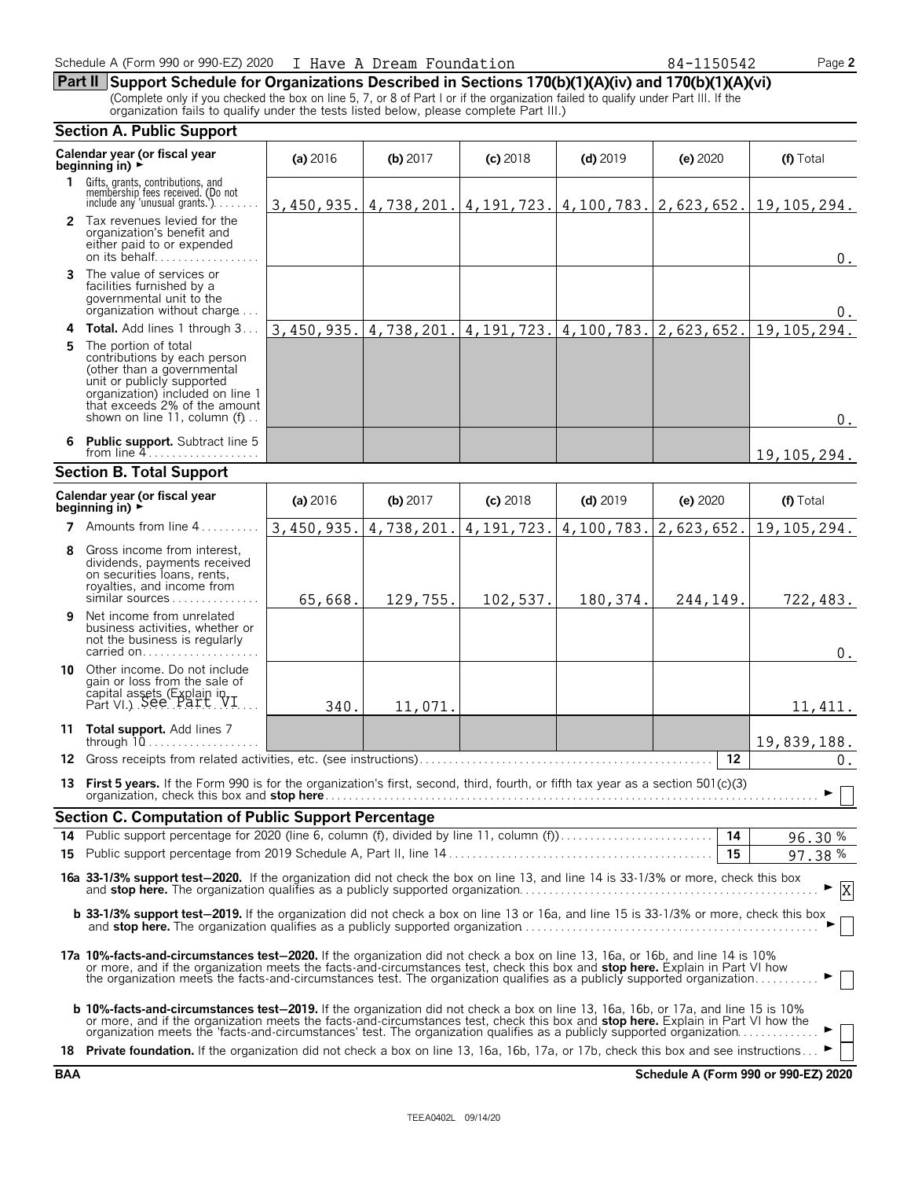Schedule A (Form 990 or 990-EZ) 2020 I Have A Dream Foundation 84-1150542

## Part II Support Schedule for Organizations Described in Sections 170(b)(1)(A)(iv) and 170(b)(1)(A)(vi)

(Complete only if you checked the box on line 5, 7, or 8 of Part I or if the organization failed to qualify under Part III. If the organization fails to qualify under the tests listed below, please complete Part III.)

### Section A. Public Support

| Calendar year (or fiscal year beginning in) ► | (a) 2016 | (b) 2017 | (c) 2018 | (d) 2019 | (e) 2020 | (f) Total |
|---|---|---|---|---|---|---|
| 1 Gifts, grants, contributions, and membership fees received. (Do not include any 'unusual grants.') | 3,450,935. | 4,738,201. | 4,191,723. | 4,100,783. | 2,623,652. | 19,105,294. |
| 2 Tax revenues levied for the organization's benefit and either paid to or expended on its behalf | | | | | | 0. |
| 3 The value of services or facilities furnished by a governmental unit to the organization without charge | | | | | | 0. |
| 4 Total. Add lines 1 through 3 | 3,450,935. | 4,738,201. | 4,191,723. | 4,100,783. | 2,623,652. | 19,105,294. |
| 5 The portion of total contributions by each person (other than a governmental unit or publicly supported organization) included on line 1 that exceeds 2% of the amount shown on line 11, column (f) | | | | | | 0. |
| 6 Public support. Subtract line 5 from line 4 | | | | | | 19,105,294. |

### Section B. Total Support

| Calendar year (or fiscal year beginning in) ► | (a) 2016 | (b) 2017 | (c) 2018 | (d) 2019 | (e) 2020 | (f) Total |
|---|---|---|---|---|---|---|
| 7 Amounts from line 4 | 3,450,935. | 4,738,201. | 4,191,723. | 4,100,783. | 2,623,652. | 19,105,294. |
| 8 Gross income from interest, dividends, payments received on securities loans, rents, royalties, and income from similar sources | 65,668. | 129,755. | 102,537. | 180,374. | 244,149. | 722,483. |
| 9 Net income from unrelated business activities, whether or not the business is regularly carried on | | | | | | 0. |
| 10 Other income. Do not include gain or loss from the sale of capital assets (Explain in Part VI.) See Part VI | 340. | 11,071. | | | | 11,411. |
| 11 Total support. Add lines 7 through 10 | | | | | | 19,839,188. |

12 Gross receipts from related activities, etc. (see instructions) — 12 — 0.

13 **First 5 years.** If the Form 990 is for the organization's first, second, third, fourth, or fifth tax year as a section 501(c)(3) organization, check this box and **stop here** ► ☐

### Section C. Computation of Public Support Percentage

14 Public support percentage for 2020 (line 6, column (f), divided by line 11, column (f)) — 14 — 96.30 %

15 Public support percentage from 2019 Schedule A, Part II, line 14 — 15 — 97.38 %

**16a 33-1/3% support test—2020.** If the organization did not check the box on line 13, and line 14 is 33-1/3% or more, check this box and **stop here.** The organization qualifies as a publicly supported organization ► ☒

**b 33-1/3% support test—2019.** If the organization did not check a box on line 13 or 16a, and line 15 is 33-1/3% or more, check this box and **stop here.** The organization qualifies as a publicly supported organization ► ☐

**17a 10%-facts-and-circumstances test—2020.** If the organization did not check a box on line 13, 16a, or 16b, and line 14 is 10% or more, and if the organization meets the facts-and-circumstances test, check this box and **stop here.** Explain in Part VI how the organization meets the facts-and-circumstances test. The organization qualifies as a publicly supported organization ► ☐

**b 10%-facts-and-circumstances test—2019.** If the organization did not check a box on line 13, 16a, 16b, or 17a, and line 15 is 10% or more, and if the organization meets the facts-and-circumstances test, check this box and **stop here.** Explain in Part VI how the organization meets the 'facts-and-circumstances' test. The organization qualifies as a publicly supported organization ► ☐

18 **Private foundation.** If the organization did not check a box on line 13, 16a, 16b, 17a, or 17b, check this box and see instructions ► ☐

BAA Schedule A (Form 990 or 990-EZ) 2020

TEEA0402L 09/14/20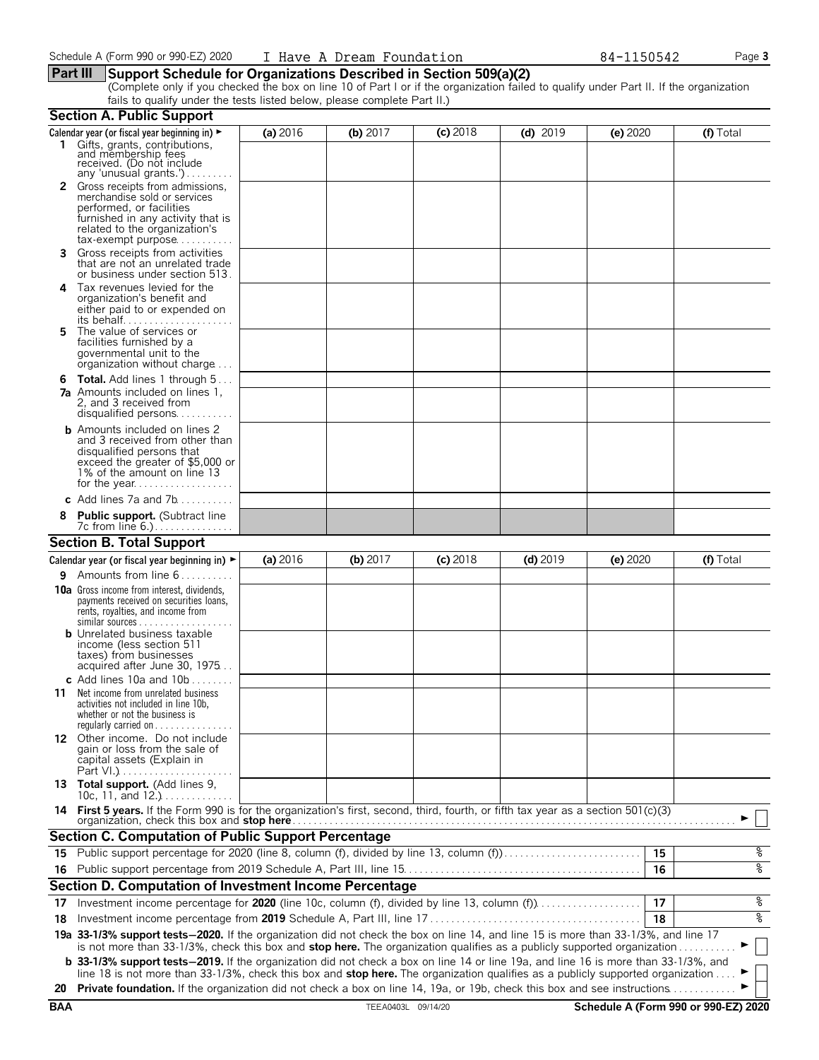Schedule A (Form 990 or 990-EZ) 2020 I Have A Dream Foundation 84-1150542 Page 3

## Part III Support Schedule for Organizations Described in Section 509(a)(2)

(Complete only if you checked the box on line 10 of Part I or if the organization failed to qualify under Part II. If the organization fails to qualify under the tests listed below, please complete Part II.)

### Section A. Public Support

| Calendar year (or fiscal year beginning in) ► | (a) 2016 | (b) 2017 | (c) 2018 | (d) 2019 | (e) 2020 | (f) Total |
|---|---|---|---|---|---|---|
| **1** Gifts, grants, contributions, and membership fees received. (Do not include any 'unusual grants.') | | | | | | |
| **2** Gross receipts from admissions, merchandise sold or services performed, or facilities furnished in any activity that is related to the organization's tax-exempt purpose | | | | | | |
| **3** Gross receipts from activities that are not an unrelated trade or business under section 513 | | | | | | |
| **4** Tax revenues levied for the organization's benefit and either paid to or expended on its behalf | | | | | | |
| **5** The value of services or facilities furnished by a governmental unit to the organization without charge | | | | | | |
| **6 Total.** Add lines 1 through 5 | | | | | | |
| **7a** Amounts included on lines 1, 2, and 3 received from disqualified persons | | | | | | |
| **b** Amounts included on lines 2 and 3 received from other than disqualified persons that exceed the greater of $5,000 or 1% of the amount on line 13 for the year | | | | | | |
| **c** Add lines 7a and 7b | | | | | | |
| **8 Public support.** (Subtract line 7c from line 6.) | | | | | | |

### Section B. Total Support

| Calendar year (or fiscal year beginning in) ► | (a) 2016 | (b) 2017 | (c) 2018 | (d) 2019 | (e) 2020 | (f) Total |
|---|---|---|---|---|---|---|
| **9** Amounts from line 6 | | | | | | |
| **10a** Gross income from interest, dividends, payments received on securities loans, rents, royalties, and income from similar sources | | | | | | |
| **b** Unrelated business taxable income (less section 511 taxes) from businesses acquired after June 30, 1975 | | | | | | |
| **c** Add lines 10a and 10b | | | | | | |
| **11** Net income from unrelated business activities not included in line 10b, whether or not the business is regularly carried on | | | | | | |
| **12** Other income. Do not include gain or loss from the sale of capital assets (Explain in Part VI.) | | | | | | |
| **13 Total support.** (Add lines 9, 10c, 11, and 12.) | | | | | | |

**14 First 5 years.** If the Form 990 is for the organization's first, second, third, fourth, or fifth tax year as a section 501(c)(3) organization, check this box and **stop here** ► ☐

### Section C. Computation of Public Support Percentage

| | | | |
|---|---|---|---|
| **15** | Public support percentage for 2020 (line 8, column (f), divided by line 13, column (f)) | 15 | % |
| **16** | Public support percentage from 2019 Schedule A, Part III, line 15 | 16 | % |

### Section D. Computation of Investment Income Percentage

| | | | |
|---|---|---|---|
| **17** | Investment income percentage for **2020** (line 10c, column (f), divided by line 13, column (f)) | 17 | % |
| **18** | Investment income percentage from **2019** Schedule A, Part III, line 17 | 18 | % |

**19a 33-1/3% support tests—2020.** If the organization did not check the box on line 14, and line 15 is more than 33-1/3%, and line 17 is not more than 33-1/3%, check this box and **stop here.** The organization qualifies as a publicly supported organization ► ☐

**b 33-1/3% support tests—2019.** If the organization did not check a box on line 14 or line 19a, and line 16 is more than 33-1/3%, and line 18 is not more than 33-1/3%, check this box and **stop here.** The organization qualifies as a publicly supported organization ► ☐

**20 Private foundation.** If the organization did not check a box on line 14, 19a, or 19b, check this box and see instructions ► ☐

BAA TEEA0403L 09/14/20 Schedule A (Form 990 or 990-EZ) 2020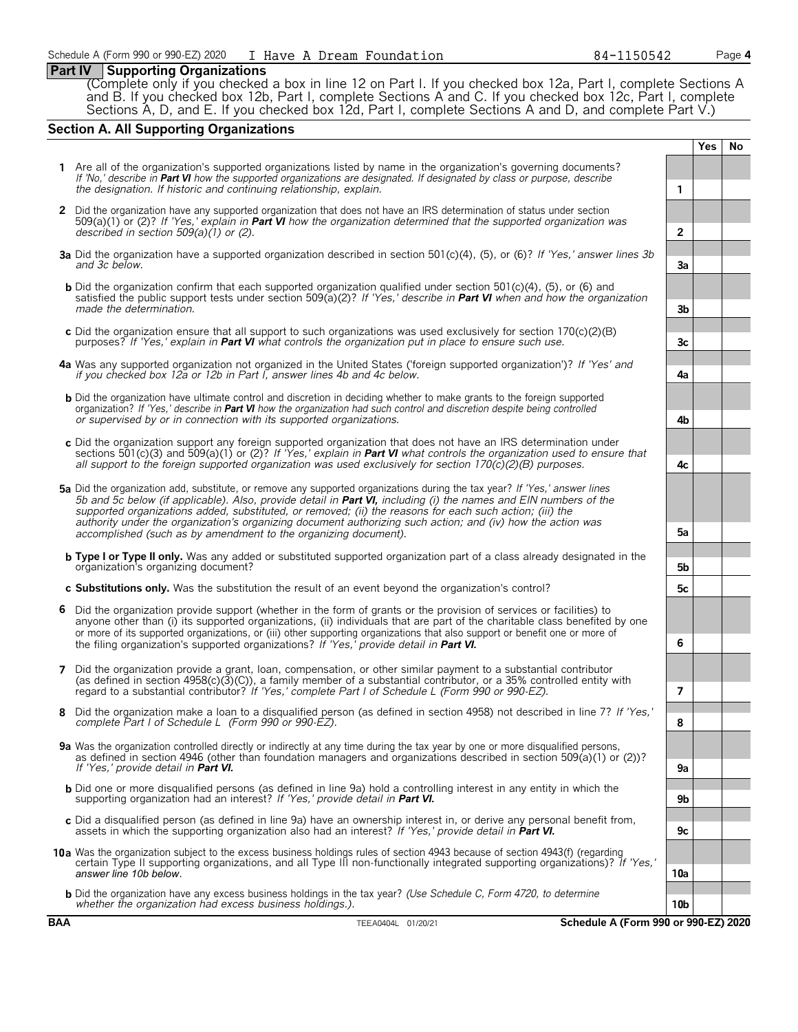## Part IV Supporting Organizations

(Complete only if you checked a box in line 12 on Part I. If you checked box 12a, Part I, complete Sections A and B. If you checked box 12b, Part I, complete Sections A and C. If you checked box 12c, Part I, complete Sections A, D, and E. If you checked box 12d, Part I, complete Sections A and D, and complete Part V.)

### Section A. All Supporting Organizations

| | | | Yes | No |
|---|---|---|---|---|
| **1** | Are all of the organization's supported organizations listed by name in the organization's governing documents? *If 'No,' describe in* ***Part VI*** *how the supported organizations are designated. If designated by class or purpose, describe the designation. If historic and continuing relationship, explain.* | **1** | | |
| **2** | Did the organization have any supported organization that does not have an IRS determination of status under section 509(a)(1) or (2)? *If 'Yes,' explain in* ***Part VI*** *how the organization determined that the supported organization was described in section 509(a)(1) or (2).* | **2** | | |
| **3a** | Did the organization have a supported organization described in section 501(c)(4), (5), or (6)? *If 'Yes,' answer lines 3b and 3c below.* | **3a** | | |
| **b** | Did the organization confirm that each supported organization qualified under section 501(c)(4), (5), or (6) and satisfied the public support tests under section 509(a)(2)? *If 'Yes,' describe in* ***Part VI*** *when and how the organization made the determination.* | **3b** | | |
| **c** | Did the organization ensure that all support to such organizations was used exclusively for section 170(c)(2)(B) purposes? *If 'Yes,' explain in* ***Part VI*** *what controls the organization put in place to ensure such use.* | **3c** | | |
| **4a** | Was any supported organization not organized in the United States ('foreign supported organization')? *If 'Yes' and if you checked box 12a or 12b in Part I, answer lines 4b and 4c below.* | **4a** | | |
| **b** | Did the organization have ultimate control and discretion in deciding whether to make grants to the foreign supported organization? *If 'Yes,' describe in* ***Part VI*** *how the organization had such control and discretion despite being controlled or supervised by or in connection with its supported organizations.* | **4b** | | |
| **c** | Did the organization support any foreign supported organization that does not have an IRS determination under sections 501(c)(3) and 509(a)(1) or (2)? *If 'Yes,' explain in* ***Part VI*** *what controls the organization used to ensure that all support to the foreign supported organization was used exclusively for section 170(c)(2)(B) purposes.* | **4c** | | |
| **5a** | Did the organization add, substitute, or remove any supported organizations during the tax year? *If 'Yes,' answer lines 5b and 5c below (if applicable). Also, provide detail in* ***Part VI,*** *including (i) the names and EIN numbers of the supported organizations added, substituted, or removed; (ii) the reasons for each such action; (iii) the authority under the organization's organizing document authorizing such action; and (iv) how the action was accomplished (such as by amendment to the organizing document).* | **5a** | | |
| **b** | **Type I or Type II only.** Was any added or substituted supported organization part of a class already designated in the organization's organizing document? | **5b** | | |
| **c** | **Substitutions only.** Was the substitution the result of an event beyond the organization's control? | **5c** | | |
| **6** | Did the organization provide support (whether in the form of grants or the provision of services or facilities) to anyone other than (i) its supported organizations, (ii) individuals that are part of the charitable class benefited by one or more of its supported organizations, or (iii) other supporting organizations that also support or benefit one or more of the filing organization's supported organizations? *If 'Yes,' provide detail in* ***Part VI.*** | **6** | | |
| **7** | Did the organization provide a grant, loan, compensation, or other similar payment to a substantial contributor (as defined in section 4958(c)(3)(C)), a family member of a substantial contributor, or a 35% controlled entity with regard to a substantial contributor? *If 'Yes,' complete Part I of Schedule L (Form 990 or 990-EZ).* | **7** | | |
| **8** | Did the organization make a loan to a disqualified person (as defined in section 4958) not described in line 7? *If 'Yes,' complete Part I of Schedule L (Form 990 or 990-EZ).* | **8** | | |
| **9a** | Was the organization controlled directly or indirectly at any time during the tax year by one or more disqualified persons, as defined in section 4946 (other than foundation managers and organizations described in section 509(a)(1) or (2))? *If 'Yes,' provide detail in* ***Part VI.*** | **9a** | | |
| **b** | Did one or more disqualified persons (as defined in line 9a) hold a controlling interest in any entity in which the supporting organization had an interest? *If 'Yes,' provide detail in* ***Part VI.*** | **9b** | | |
| **c** | Did a disqualified person (as defined in line 9a) have an ownership interest in, or derive any personal benefit from, assets in which the supporting organization also had an interest? *If 'Yes,' provide detail in* ***Part VI.*** | **9c** | | |
| **10a** | Was the organization subject to the excess business holdings rules of section 4943 because of section 4943(f) (regarding certain Type II supporting organizations, and all Type III non-functionally integrated supporting organizations)? *If 'Yes,' answer line 10b below.* | **10a** | | |
| **b** | Did the organization have any excess business holdings in the tax year? *(Use Schedule C, Form 4720, to determine whether the organization had excess business holdings.).* | **10b** | | |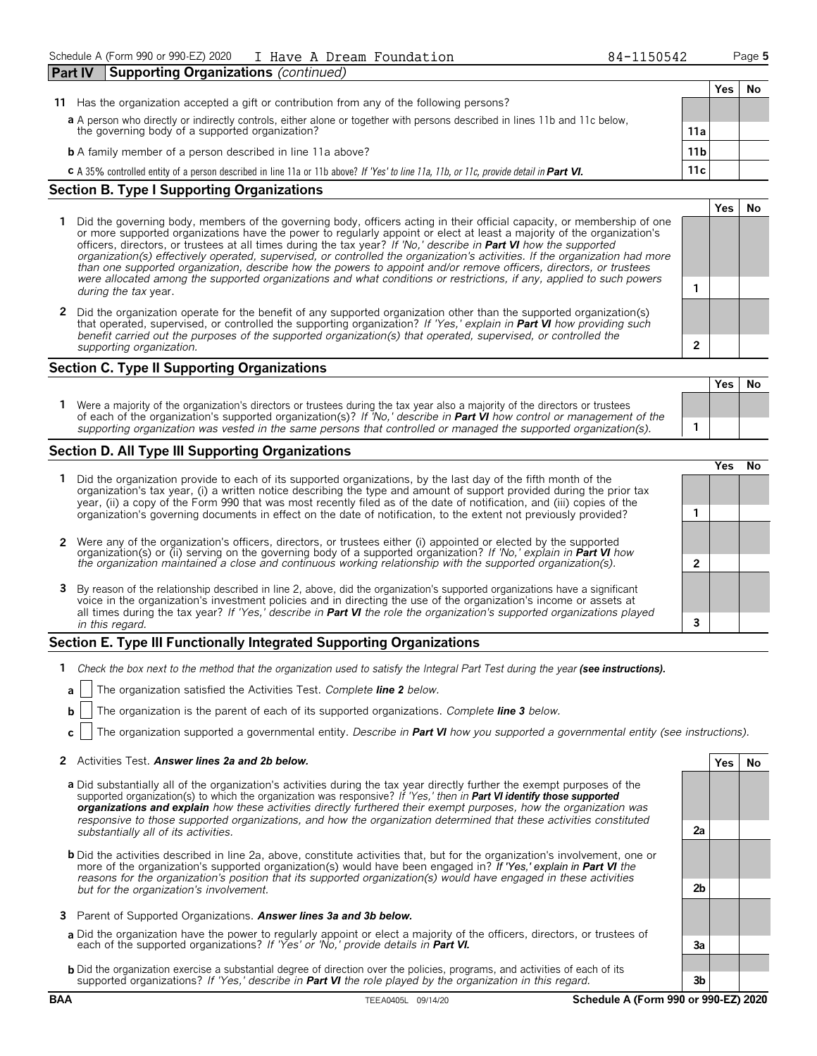Schedule A (Form 990 or 990-EZ) 2020 I Have A Dream Foundation 84-1150542

## Part IV Supporting Organizations *(continued)*

| | | | Yes | No |
|---|---|---|---|---|
| **11** | Has the organization accepted a gift or contribution from any of the following persons? | | | |
| **a** | A person who directly or indirectly controls, either alone or together with persons described in lines 11b and 11c below, the governing body of a supported organization? | 11a | | |
| **b** | A family member of a person described in line 11a above? | 11b | | |
| **c** | A 35% controlled entity of a person described in line 11a or 11b above? *If 'Yes' to line 11a, 11b, or 11c, provide detail in* ***Part VI.*** | 11c | | |

### Section B. Type I Supporting Organizations

| | | | Yes | No |
|---|---|---|---|---|
| **1** | Did the governing body, members of the governing body, officers acting in their official capacity, or membership of one or more supported organizations have the power to regularly appoint or elect at least a majority of the organization's officers, directors, or trustees at all times during the tax year? *If 'No,' describe in* ***Part VI*** *how the supported organization(s) effectively operated, supervised, or controlled the organization's activities. If the organization had more than one supported organization, describe how the powers to appoint and/or remove officers, directors, or trustees were allocated among the supported organizations and what conditions or restrictions, if any, applied to such powers during the tax* year. | 1 | | |
| **2** | Did the organization operate for the benefit of any supported organization other than the supported organization(s) that operated, supervised, or controlled the supporting organization? *If 'Yes,' explain in* ***Part VI*** *how providing such benefit carried out the purposes of the supported organization(s) that operated, supervised, or controlled the supporting organization.* | 2 | | |

### Section C. Type II Supporting Organizations

| | | | Yes | No |
|---|---|---|---|---|
| **1** | Were a majority of the organization's directors or trustees during the tax year also a majority of the directors or trustees of each of the organization's supported organization(s)? *If 'No,' describe in* ***Part VI*** *how control or management of the supporting organization was vested in the same persons that controlled or managed the supported organization(s).* | 1 | | |

### Section D. All Type III Supporting Organizations

| | | | Yes | No |
|---|---|---|---|---|
| **1** | Did the organization provide to each of its supported organizations, by the last day of the fifth month of the organization's tax year, (i) a written notice describing the type and amount of support provided during the prior tax year, (ii) a copy of the Form 990 that was most recently filed as of the date of notification, and (iii) copies of the organization's governing documents in effect on the date of notification, to the extent not previously provided? | 1 | | |
| **2** | Were any of the organization's officers, directors, or trustees either (i) appointed or elected by the supported organization(s) or (ii) serving on the governing body of a supported organization? *If 'No,' explain in* ***Part VI*** *how the organization maintained a close and continuous working relationship with the supported organization(s).* | 2 | | |
| **3** | By reason of the relationship described in line 2, above, did the organization's supported organizations have a significant voice in the organization's investment policies and in directing the use of the organization's income or assets at all times during the tax year? *If 'Yes,' describe in* ***Part VI*** *the role the organization's supported organizations played in this regard.* | 3 | | |

### Section E. Type III Functionally Integrated Supporting Organizations

**1** *Check the box next to the method that the organization used to satisfy the Integral Part Test during the year* ***(see instructions).***

**a** ☐ The organization satisfied the Activities Test. *Complete* ***line 2*** *below.*

**b** ☐ The organization is the parent of each of its supported organizations. *Complete* ***line 3*** *below.*

**c** ☐ The organization supported a governmental entity. *Describe in* ***Part VI*** *how you supported a governmental entity (see instructions).*

| | | | Yes | No |
|---|---|---|---|---|
| **2** | Activities Test. ***Answer lines 2a and 2b below.*** | | | |
| **a** | Did substantially all of the organization's activities during the tax year directly further the exempt purposes of the supported organization(s) to which the organization was responsive? *If 'Yes,' then in* ***Part VI identify those supported organizations and explain*** *how these activities directly furthered their exempt purposes, how the organization was responsive to those supported organizations, and how the organization determined that these activities constituted substantially all of its activities.* | 2a | | |
| **b** | Did the activities described in line 2a, above, constitute activities that, but for the organization's involvement, one or more of the organization's supported organization(s) would have been engaged in? *If 'Yes,' explain in* ***Part VI*** *the reasons for the organization's position that its supported organization(s) would have engaged in these activities but for the organization's involvement.* | 2b | | |
| **3** | Parent of Supported Organizations. ***Answer lines 3a and 3b below.*** | | | |
| **a** | Did the organization have the power to regularly appoint or elect a majority of the officers, directors, or trustees of each of the supported organizations? *If 'Yes' or 'No,' provide details in* ***Part VI.*** | 3a | | |
| **b** | Did the organization exercise a substantial degree of direction over the policies, programs, and activities of each of its supported organizations? *If 'Yes,' describe in* ***Part VI*** *the role played by the organization in this regard.* | 3b | | |

BAA TEEA0405L 09/14/20 Schedule A (Form 990 or 990-EZ) 2020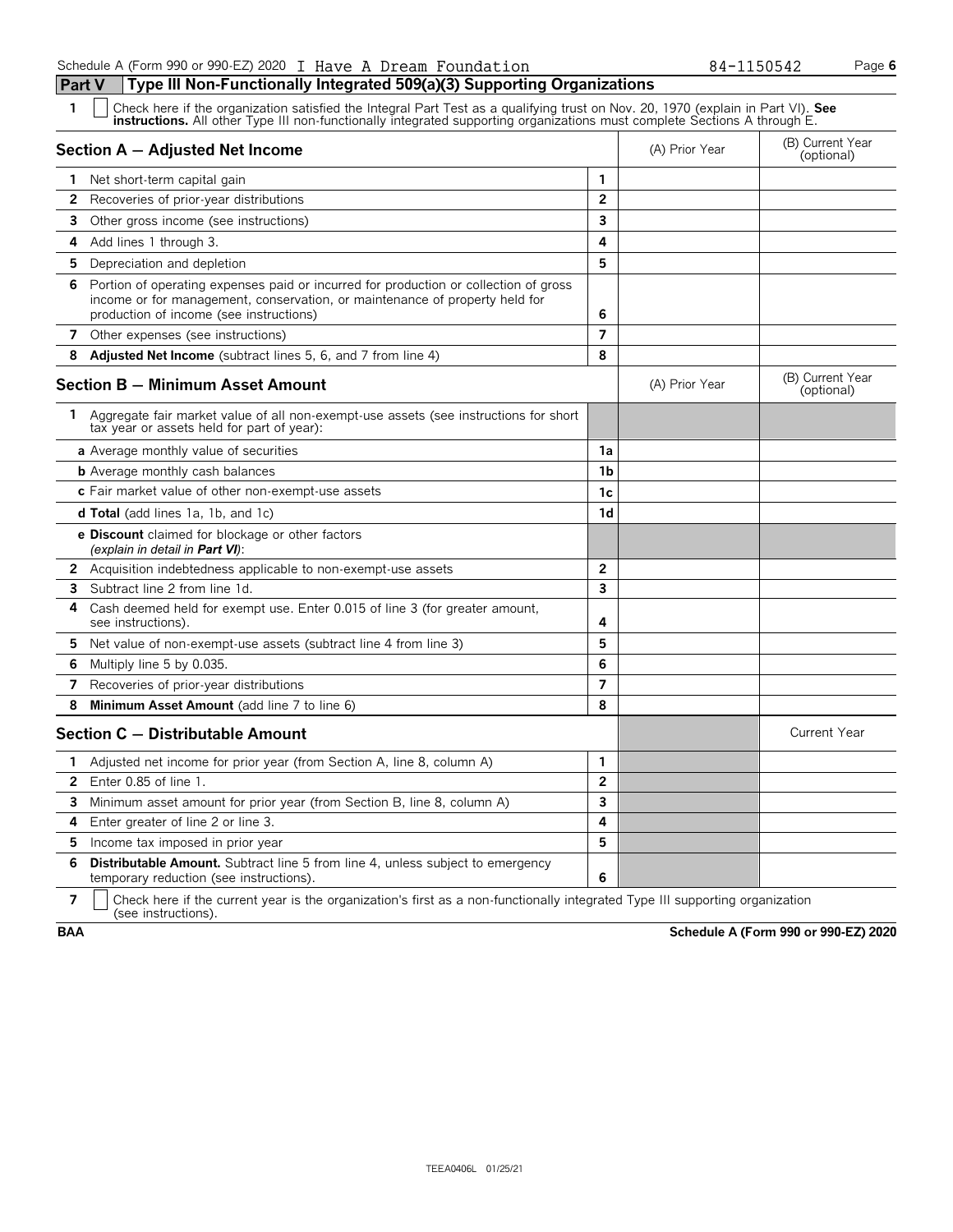Schedule A (Form 990 or 990-EZ) 2020 I Have A Dream Foundation 84-1150542

## Part V Type III Non-Functionally Integrated 509(a)(3) Supporting Organizations

1 ☐ Check here if the organization satisfied the Integral Part Test as a qualifying trust on Nov. 20, 1970 (explain in Part VI). **See instructions.** All other Type III non-functionally integrated supporting organizations must complete Sections A through E.

| Section A — Adjusted Net Income | | (A) Prior Year | (B) Current Year (optional) |
|---|---|---|---|
| 1 Net short-term capital gain | 1 | | |
| 2 Recoveries of prior-year distributions | 2 | | |
| 3 Other gross income (see instructions) | 3 | | |
| 4 Add lines 1 through 3. | 4 | | |
| 5 Depreciation and depletion | 5 | | |
| 6 Portion of operating expenses paid or incurred for production or collection of gross income or for management, conservation, or maintenance of property held for production of income (see instructions) | 6 | | |
| 7 Other expenses (see instructions) | 7 | | |
| 8 **Adjusted Net Income** (subtract lines 5, 6, and 7 from line 4) | 8 | | |

| Section B — Minimum Asset Amount | | (A) Prior Year | (B) Current Year (optional) |
|---|---|---|---|
| 1 Aggregate fair market value of all non-exempt-use assets (see instructions for short tax year or assets held for part of year): | | | |
| **a** Average monthly value of securities | 1a | | |
| **b** Average monthly cash balances | 1b | | |
| **c** Fair market value of other non-exempt-use assets | 1c | | |
| **d Total** (add lines 1a, 1b, and 1c) | 1d | | |
| **e Discount** claimed for blockage or other factors *(explain in detail in **Part VI**)*: | | | |
| 2 Acquisition indebtedness applicable to non-exempt-use assets | 2 | | |
| 3 Subtract line 2 from line 1d. | 3 | | |
| 4 Cash deemed held for exempt use. Enter 0.015 of line 3 (for greater amount, see instructions). | 4 | | |
| 5 Net value of non-exempt-use assets (subtract line 4 from line 3) | 5 | | |
| 6 Multiply line 5 by 0.035. | 6 | | |
| 7 Recoveries of prior-year distributions | 7 | | |
| 8 **Minimum Asset Amount** (add line 7 to line 6) | 8 | | |

| Section C — Distributable Amount | | | Current Year |
|---|---|---|---|
| 1 Adjusted net income for prior year (from Section A, line 8, column A) | 1 | | |
| 2 Enter 0.85 of line 1. | 2 | | |
| 3 Minimum asset amount for prior year (from Section B, line 8, column A) | 3 | | |
| 4 Enter greater of line 2 or line 3. | 4 | | |
| 5 Income tax imposed in prior year | 5 | | |
| 6 **Distributable Amount.** Subtract line 5 from line 4, unless subject to emergency temporary reduction (see instructions). | 6 | | |

7 ☐ Check here if the current year is the organization's first as a non-functionally integrated Type III supporting organization (see instructions).

BAA **Schedule A (Form 990 or 990-EZ) 2020**

TEEA0406L 01/25/21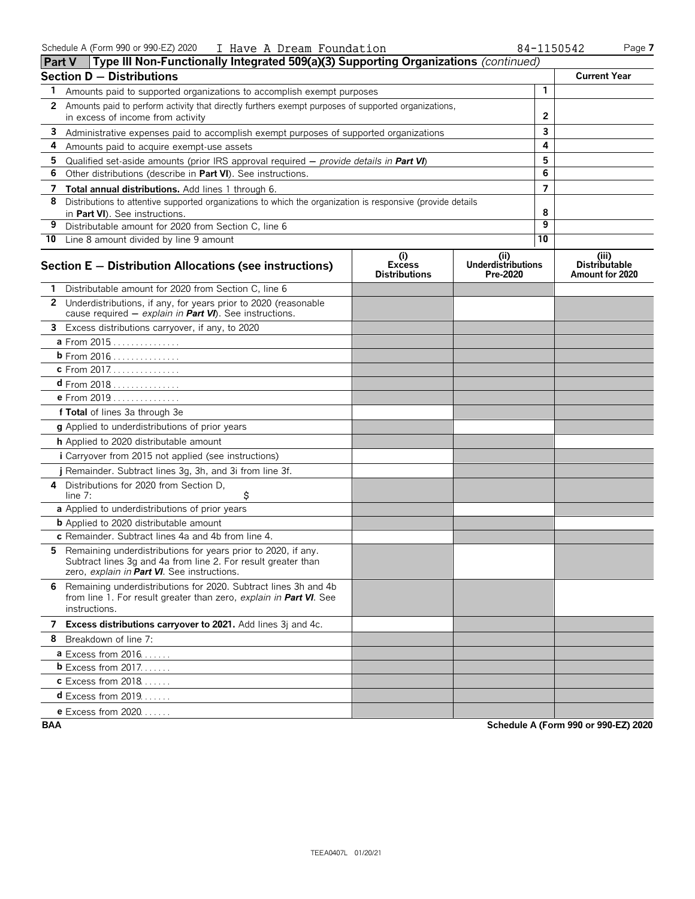Schedule A (Form 990 or 990-EZ) 2020 I Have A Dream Foundation 84-1150542 Page 7

## Part V Type III Non-Functionally Integrated 509(a)(3) Supporting Organizations *(continued)*

| **Section D — Distributions** | | **Current Year** |
|---|---|---|
| **1** Amounts paid to supported organizations to accomplish exempt purposes | 1 | |
| **2** Amounts paid to perform activity that directly furthers exempt purposes of supported organizations, in excess of income from activity | 2 | |
| **3** Administrative expenses paid to accomplish exempt purposes of supported organizations | 3 | |
| **4** Amounts paid to acquire exempt-use assets | 4 | |
| **5** Qualified set-aside amounts (prior IRS approval required — *provide details in **Part VI***) | 5 | |
| **6** Other distributions (describe in **Part VI**). See instructions. | 6 | |
| **7** **Total annual distributions.** Add lines 1 through 6. | 7 | |
| **8** Distributions to attentive supported organizations to which the organization is responsive (provide details in **Part VI**). See instructions. | 8 | |
| **9** Distributable amount for 2020 from Section C, line 6 | 9 | |
| **10** Line 8 amount divided by line 9 amount | 10 | |

| **Section E — Distribution Allocations (see instructions)** | **(i) Excess Distributions** | **(ii) Underdistributions Pre-2020** | **(iii) Distributable Amount for 2020** |
|---|---|---|---|
| **1** Distributable amount for 2020 from Section C, line 6 | | | |
| **2** Underdistributions, if any, for years prior to 2020 (reasonable cause required — *explain in **Part VI***). See instructions. | | | |
| **3** Excess distributions carryover, if any, to 2020 | | | |
| **a** From 2015 | | | |
| **b** From 2016 | | | |
| **c** From 2017 | | | |
| **d** From 2018 | | | |
| **e** From 2019 | | | |
| **f Total** of lines 3a through 3e | | | |
| **g** Applied to underdistributions of prior years | | | |
| **h** Applied to 2020 distributable amount | | | |
| **i** Carryover from 2015 not applied (see instructions) | | | |
| **j** Remainder. Subtract lines 3g, 3h, and 3i from line 3f. | | | |
| **4** Distributions for 2020 from Section D, line 7: $ | | | |
| **a** Applied to underdistributions of prior years | | | |
| **b** Applied to 2020 distributable amount | | | |
| **c** Remainder. Subtract lines 4a and 4b from line 4. | | | |
| **5** Remaining underdistributions for years prior to 2020, if any. Subtract lines 3g and 4a from line 2. For result greater than zero, *explain in **Part VI***. See instructions. | | | |
| **6** Remaining underdistributions for 2020. Subtract lines 3h and 4b from line 1. For result greater than zero, *explain in **Part VI***. See instructions. | | | |
| **7** **Excess distributions carryover to 2021.** Add lines 3j and 4c. | | | |
| **8** Breakdown of line 7: | | | |
| **a** Excess from 2016 | | | |
| **b** Excess from 2017 | | | |
| **c** Excess from 2018 | | | |
| **d** Excess from 2019 | | | |
| **e** Excess from 2020 | | | |

BAA Schedule A (Form 990 or 990-EZ) 2020

TEEA0407L 01/20/21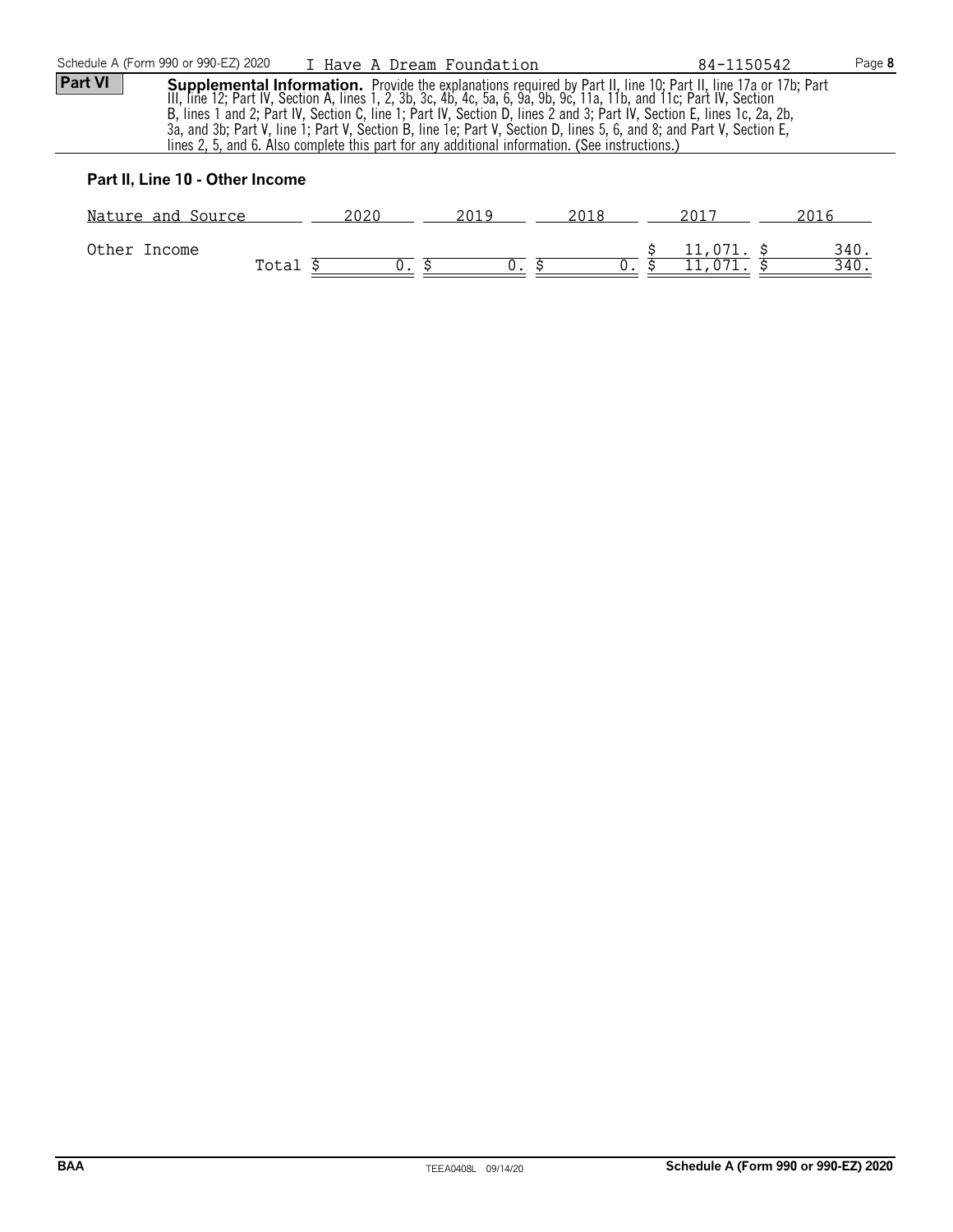Schedule A (Form 990 or 990-EZ) 2020 I Have A Dream Foundation 84-1150542 Page **8**

**Part VI** **Supplemental Information.** Provide the explanations required by Part II, line 10; Part II, line 17a or 17b; Part III, line 12; Part IV, Section A, lines 1, 2, 3b, 3c, 4b, 4c, 5a, 6, 9a, 9b, 9c, 11a, 11b, and 11c; Part IV, Section B, lines 1 and 2; Part IV, Section C, line 1; Part IV, Section D, lines 2 and 3; Part IV, Section E, lines 1c, 2a, 2b, 3a, and 3b; Part V, line 1; Part V, Section B, line 1e; Part V, Section D, lines 5, 6, and 8; and Part V, Section E, lines 2, 5, and 6. Also complete this part for any additional information. (See instructions.)

### Part II, Line 10 - Other Income

| Nature and Source | 2020 | 2019 | 2018 | 2017 | 2016 |
|---|---|---|---|---|---|
| Other Income | | | | $ 11,071. | $ 340. |
| Total | $ 0. | $ 0. | $ 0. | $ 11,071. | $ 340. |

BAA TEEA0408L 09/14/20 Schedule A (Form 990 or 990-EZ) 2020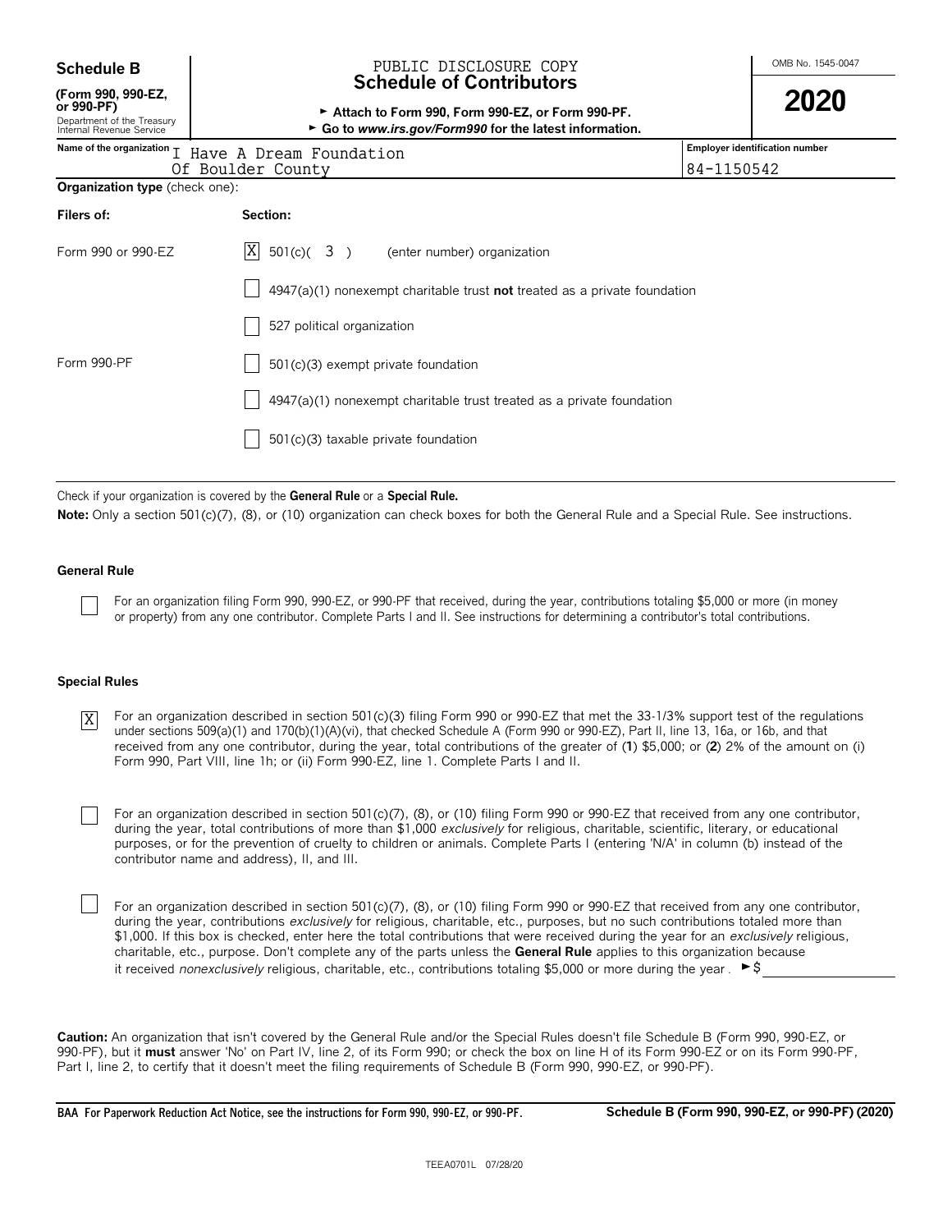**Schedule B**
**(Form 990, 990-EZ, or 990-PF)**
Department of the Treasury
Internal Revenue Service

PUBLIC DISCLOSURE COPY

# Schedule of Contributors

► **Attach to Form 990, Form 990-EZ, or Form 990-PF.**
► **Go to *www.irs.gov/Form990* for the latest information.**

OMB No. 1545-0047

**2020**

| Name of the organization | Employer identification number |
|---|---|
| I Have A Dream Foundation Of Boulder County | 84-1150542 |

**Organization type** (check one):

| Filers of: | Section: |
|---|---|
| Form 990 or 990-EZ | [X] 501(c)( 3 ) (enter number) organization |
| | [ ] 4947(a)(1) nonexempt charitable trust **not** treated as a private foundation |
| | [ ] 527 political organization |
| Form 990-PF | [ ] 501(c)(3) exempt private foundation |
| | [ ] 4947(a)(1) nonexempt charitable trust treated as a private foundation |
| | [ ] 501(c)(3) taxable private foundation |

Check if your organization is covered by the **General Rule** or a **Special Rule.**

**Note:** Only a section 501(c)(7), (8), or (10) organization can check boxes for both the General Rule and a Special Rule. See instructions.

### General Rule

[ ] For an organization filing Form 990, 990-EZ, or 990-PF that received, during the year, contributions totaling $5,000 or more (in money or property) from any one contributor. Complete Parts I and II. See instructions for determining a contributor's total contributions.

### Special Rules

[X] For an organization described in section 501(c)(3) filing Form 990 or 990-EZ that met the 33-1/3% support test of the regulations under sections 509(a)(1) and 170(b)(1)(A)(vi), that checked Schedule A (Form 990 or 990-EZ), Part II, line 13, 16a, or 16b, and that received from any one contributor, during the year, total contributions of the greater of (**1**) $5,000; or (**2**) 2% of the amount on (i) Form 990, Part VIII, line 1h; or (ii) Form 990-EZ, line 1. Complete Parts I and II.

[ ] For an organization described in section 501(c)(7), (8), or (10) filing Form 990 or 990-EZ that received from any one contributor, during the year, total contributions of more than $1,000 *exclusively* for religious, charitable, scientific, literary, or educational purposes, or for the prevention of cruelty to children or animals. Complete Parts I (entering 'N/A' in column (b) instead of the contributor name and address), II, and III.

[ ] For an organization described in section 501(c)(7), (8), or (10) filing Form 990 or 990-EZ that received from any one contributor, during the year, contributions *exclusively* for religious, charitable, etc., purposes, but no such contributions totaled more than $1,000. If this box is checked, enter here the total contributions that were received during the year for an *exclusively* religious, charitable, etc., purpose. Don't complete any of the parts unless the **General Rule** applies to this organization because it received *nonexclusively* religious, charitable, etc., contributions totaling $5,000 or more during the year . ►$ ____________

**Caution:** An organization that isn't covered by the General Rule and/or the Special Rules doesn't file Schedule B (Form 990, 990-EZ, or 990-PF), but it **must** answer 'No' on Part IV, line 2, of its Form 990; or check the box on line H of its Form 990-EZ or on its Form 990-PF, Part I, line 2, to certify that it doesn't meet the filing requirements of Schedule B (Form 990, 990-EZ, or 990-PF).

**BAA For Paperwork Reduction Act Notice, see the instructions for Form 990, 990-EZ, or 990-PF.** **Schedule B (Form 990, 990-EZ, or 990-PF) (2020)**

TEEA0701L 07/28/20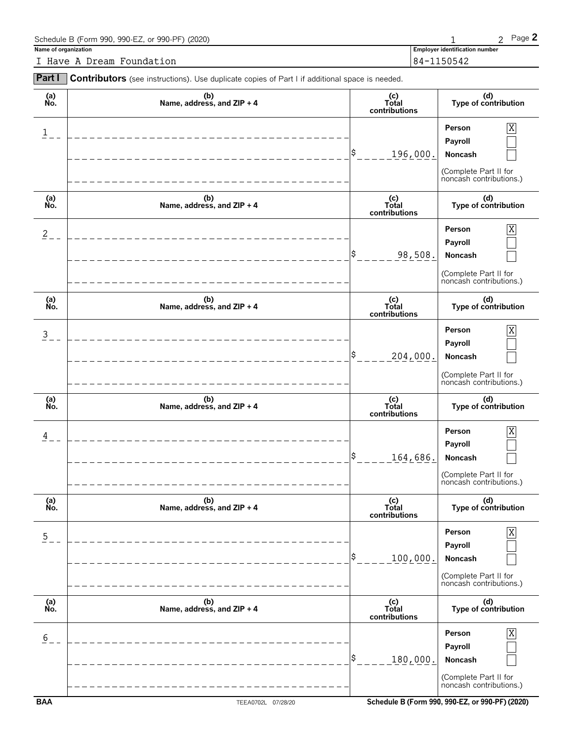Schedule B (Form 990, 990-EZ, or 990-PF) (2020) 1 2 Page **2**

**Name of organization**

I Have A Dream Foundation

**Employer identification number**

84-1150542

**Part I** **Contributors** (see instructions). Use duplicate copies of Part I if additional space is needed.

| (a) No. | (b) Name, address, and ZIP + 4 | (c) Total contributions | (d) Type of contribution |
|---|---|---|---|
| 1 | | $ 196,000. | Person [X] Payroll [ ] Noncash [ ] (Complete Part II for noncash contributions.) |
| 2 | | $ 98,508. | Person [X] Payroll [ ] Noncash [ ] (Complete Part II for noncash contributions.) |
| 3 | | $ 204,000. | Person [X] Payroll [ ] Noncash [ ] (Complete Part II for noncash contributions.) |
| 4 | | $ 164,686. | Person [X] Payroll [ ] Noncash [ ] (Complete Part II for noncash contributions.) |
| 5 | | $ 100,000. | Person [X] Payroll [ ] Noncash [ ] (Complete Part II for noncash contributions.) |
| 6 | | $ 180,000. | Person [X] Payroll [ ] Noncash [ ] (Complete Part II for noncash contributions.) |

BAA TEEA0702L 07/28/20 Schedule B (Form 990, 990-EZ, or 990-PF) (2020)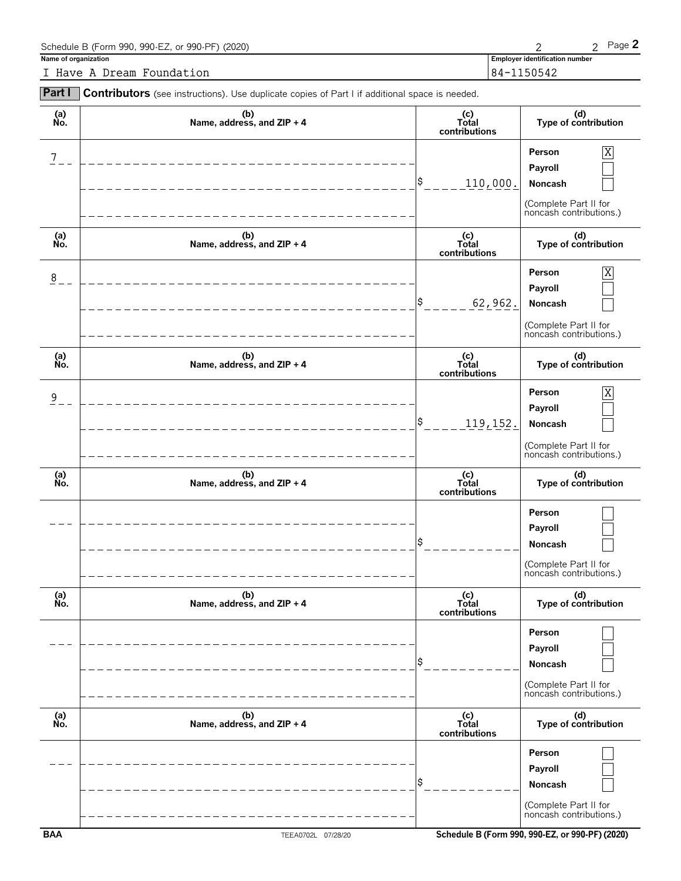Schedule B (Form 990, 990-EZ, or 990-PF) (2020)

**Name of organization**

I Have A Dream Foundation

**Employer identification number**

84-1150542

**Part I** **Contributors** (see instructions). Use duplicate copies of Part I if additional space is needed.

| (a) No. | (b) Name, address, and ZIP + 4 | (c) Total contributions | (d) Type of contribution |
|---|---|---|---|
| 7 | | $ 110,000. | Person [X] Payroll [ ] Noncash [ ] (Complete Part II for noncash contributions.) |
| 8 | | $ 62,962. | Person [X] Payroll [ ] Noncash [ ] (Complete Part II for noncash contributions.) |
| 9 | | $ 119,152. | Person [X] Payroll [ ] Noncash [ ] (Complete Part II for noncash contributions.) |
| | | $ | Person [ ] Payroll [ ] Noncash [ ] (Complete Part II for noncash contributions.) |
| | | $ | Person [ ] Payroll [ ] Noncash [ ] (Complete Part II for noncash contributions.) |
| | | $ | Person [ ] Payroll [ ] Noncash [ ] (Complete Part II for noncash contributions.) |

BAA TEEA0702L 07/28/20 **Schedule B (Form 990, 990-EZ, or 990-PF) (2020)**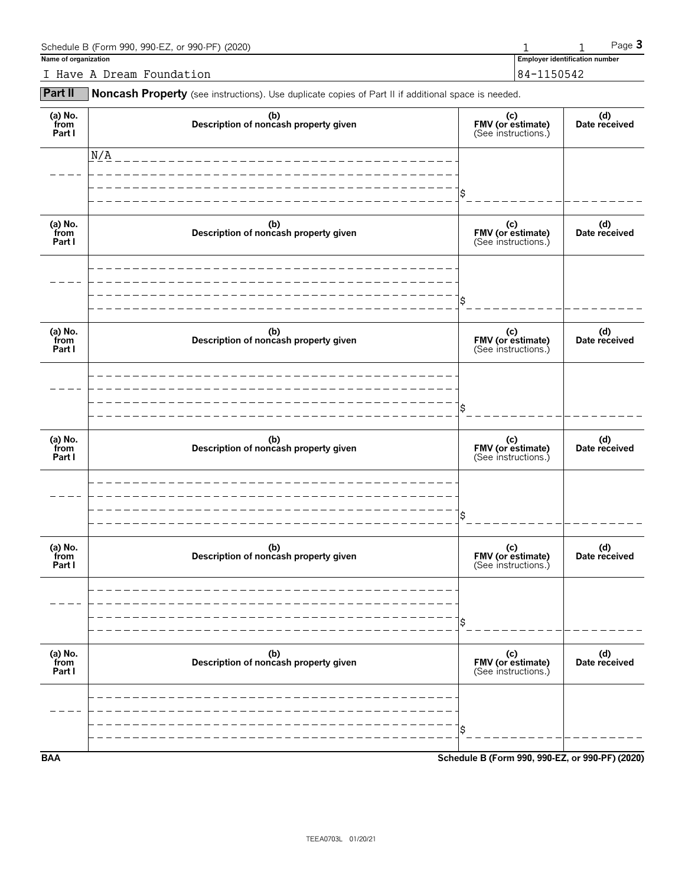Schedule B (Form 990, 990-EZ, or 990-PF) (2020)

**Name of organization**

I Have A Dream Foundation

**Employer identification number**

84-1150542

## Part II Noncash Property (see instructions). Use duplicate copies of Part II if additional space is needed.

| (a) No. from Part I | (b) Description of noncash property given | (c) FMV (or estimate) (See instructions.) | (d) Date received |
|---|---|---|---|
| | N/A | $ | |

| (a) No. from Part I | (b) Description of noncash property given | (c) FMV (or estimate) (See instructions.) | (d) Date received |
|---|---|---|---|
| | | $ | |

| (a) No. from Part I | (b) Description of noncash property given | (c) FMV (or estimate) (See instructions.) | (d) Date received |
|---|---|---|---|
| | | $ | |

| (a) No. from Part I | (b) Description of noncash property given | (c) FMV (or estimate) (See instructions.) | (d) Date received |
|---|---|---|---|
| | | $ | |

| (a) No. from Part I | (b) Description of noncash property given | (c) FMV (or estimate) (See instructions.) | (d) Date received |
|---|---|---|---|
| | | $ | |

| (a) No. from Part I | (b) Description of noncash property given | (c) FMV (or estimate) (See instructions.) | (d) Date received |
|---|---|---|---|
| | | $ | |

BAA **Schedule B (Form 990, 990-EZ, or 990-PF) (2020)**

TEEA0703L 01/20/21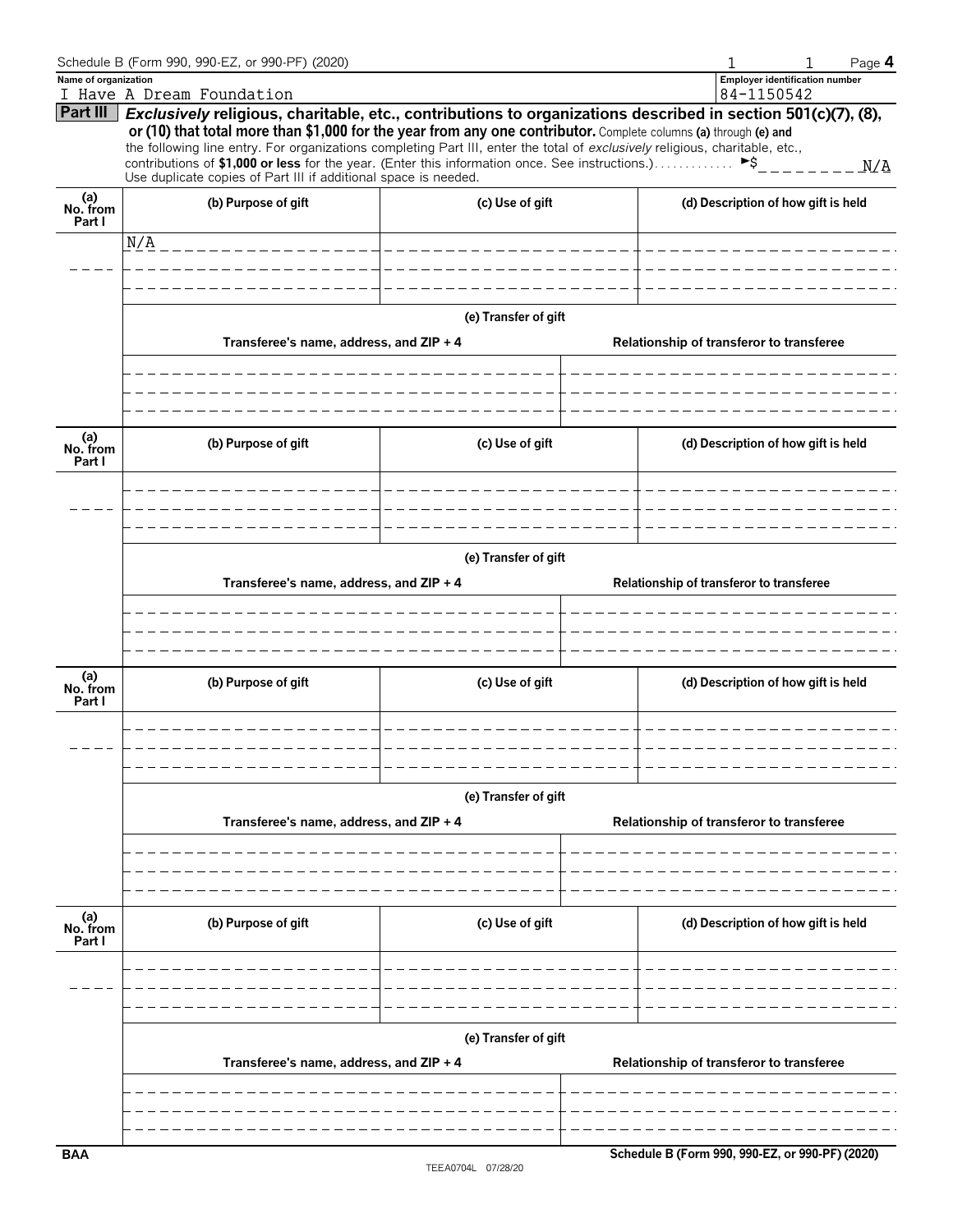Schedule B (Form 990, 990-EZ, or 990-PF) (2020)

**Name of organization**
I Have A Dream Foundation

**Employer identification number**
84-1150542

**Part III** ***Exclusively*** **religious, charitable, etc., contributions to organizations described in section 501(c)(7), (8), or (10) that total more than $1,000 for the year from any one contributor.** Complete columns **(a)** through **(e)** and the following line entry. For organizations completing Part III, enter the total of *exclusively* religious, charitable, etc., contributions of **$1,000 or less** for the year. (Enter this information once. See instructions.) ► $ N/A

Use duplicate copies of Part III if additional space is needed.

| (a) No. from Part I | (b) Purpose of gift | (c) Use of gift | (d) Description of how gift is held |
|---|---|---|---|
| | N/A | | |

**(e) Transfer of gift**

| Transferee's name, address, and ZIP + 4 | Relationship of transferor to transferee |
|---|---|
| | |

| (a) No. from Part I | (b) Purpose of gift | (c) Use of gift | (d) Description of how gift is held |
|---|---|---|---|
| | | | |

**(e) Transfer of gift**

| Transferee's name, address, and ZIP + 4 | Relationship of transferor to transferee |
|---|---|
| | |

| (a) No. from Part I | (b) Purpose of gift | (c) Use of gift | (d) Description of how gift is held |
|---|---|---|---|
| | | | |

**(e) Transfer of gift**

| Transferee's name, address, and ZIP + 4 | Relationship of transferor to transferee |
|---|---|
| | |

| (a) No. from Part I | (b) Purpose of gift | (c) Use of gift | (d) Description of how gift is held |
|---|---|---|---|
| | | | |

**(e) Transfer of gift**

| Transferee's name, address, and ZIP + 4 | Relationship of transferor to transferee |
|---|---|
| | |

BAA

Schedule B (Form 990, 990-EZ, or 990-PF) (2020)

TEEA0704L 07/28/20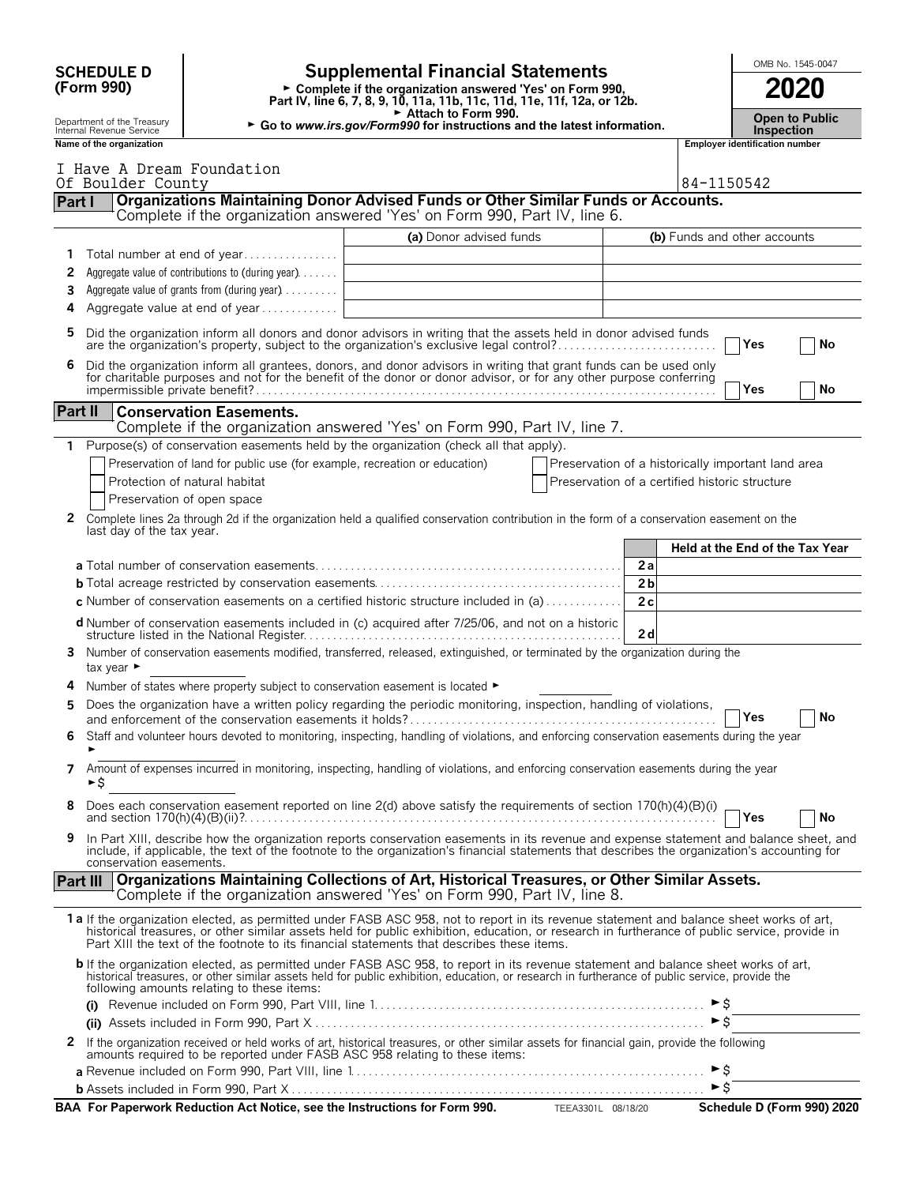**SCHEDULE D (Form 990)**

Department of the Treasury Internal Revenue Service

# Supplemental Financial Statements

► Complete if the organization answered 'Yes' on Form 990, Part IV, line 6, 7, 8, 9, 10, 11a, 11b, 11c, 11d, 11e, 11f, 12a, or 12b.
► Attach to Form 990.
► Go to *www.irs.gov/Form990* for instructions and the latest information.

OMB No. 1545-0047

**2020**

**Open to Public Inspection**

| Name of the organization | Employer identification number |
|---|---|
| I Have A Dream Foundation Of Boulder County | 84-1150542 |

## Part I Organizations Maintaining Donor Advised Funds or Other Similar Funds or Accounts.

Complete if the organization answered 'Yes' on Form 990, Part IV, line 6.

| | | (a) Donor advised funds | (b) Funds and other accounts |
|---|---|---|---|
| 1 | Total number at end of year | | |
| 2 | Aggregate value of contributions to (during year) | | |
| 3 | Aggregate value of grants from (during year) | | |
| 4 | Aggregate value at end of year | | |

5 Did the organization inform all donors and donor advisors in writing that the assets held in donor advised funds are the organization's property, subject to the organization's exclusive legal control? ☐ Yes ☐ No

6 Did the organization inform all grantees, donors, and donor advisors in writing that grant funds can be used only for charitable purposes and not for the benefit of the donor or donor advisor, or for any other purpose conferring impermissible private benefit? ☐ Yes ☐ No

## Part II Conservation Easements.

Complete if the organization answered 'Yes' on Form 990, Part IV, line 7.

1 Purpose(s) of conservation easements held by the organization (check all that apply).

- ☐ Preservation of land for public use (for example, recreation or education)
- ☐ Protection of natural habitat
- ☐ Preservation of open space
- ☐ Preservation of a historically important land area
- ☐ Preservation of a certified historic structure

2 Complete lines 2a through 2d if the organization held a qualified conservation contribution in the form of a conservation easement on the last day of the tax year.

| | | Held at the End of the Tax Year |
|---|---|---|
| a Total number of conservation easements | 2a | |
| b Total acreage restricted by conservation easements | 2b | |
| c Number of conservation easements on a certified historic structure included in (a) | 2c | |
| d Number of conservation easements included in (c) acquired after 7/25/06, and not on a historic structure listed in the National Register | 2d | |

3 Number of conservation easements modified, transferred, released, extinguished, or terminated by the organization during the tax year ►

4 Number of states where property subject to conservation easement is located ►

5 Does the organization have a written policy regarding the periodic monitoring, inspection, handling of violations, and enforcement of the conservation easements it holds? ☐ Yes ☐ No

6 Staff and volunteer hours devoted to monitoring, inspecting, handling of violations, and enforcing conservation easements during the year ►

7 Amount of expenses incurred in monitoring, inspecting, handling of violations, and enforcing conservation easements during the year ►$

8 Does each conservation easement reported on line 2(d) above satisfy the requirements of section 170(h)(4)(B)(i) and section 170(h)(4)(B)(ii)? ☐ Yes ☐ No

9 In Part XIII, describe how the organization reports conservation easements in its revenue and expense statement and balance sheet, and include, if applicable, the text of the footnote to the organization's financial statements that describes the organization's accounting for conservation easements.

## Part III Organizations Maintaining Collections of Art, Historical Treasures, or Other Similar Assets.

Complete if the organization answered 'Yes' on Form 990, Part IV, line 8.

1a If the organization elected, as permitted under FASB ASC 958, not to report in its revenue statement and balance sheet works of art, historical treasures, or other similar assets held for public exhibition, education, or research in furtherance of public service, provide in Part XIII the text of the footnote to its financial statements that describes these items.

b If the organization elected, as permitted under FASB ASC 958, to report in its revenue statement and balance sheet works of art, historical treasures, or other similar assets held for public exhibition, education, or research in furtherance of public service, provide the following amounts relating to these items:

(i) Revenue included on Form 990, Part VIII, line 1 ►$

(ii) Assets included in Form 990, Part X ►$

2 If the organization received or held works of art, historical treasures, or other similar assets for financial gain, provide the following amounts required to be reported under FASB ASC 958 relating to these items:

a Revenue included on Form 990, Part VIII, line 1 ►$

b Assets included in Form 990, Part X ►$

**BAA For Paperwork Reduction Act Notice, see the Instructions for Form 990.** TEEA3301L 08/18/20 **Schedule D (Form 990) 2020**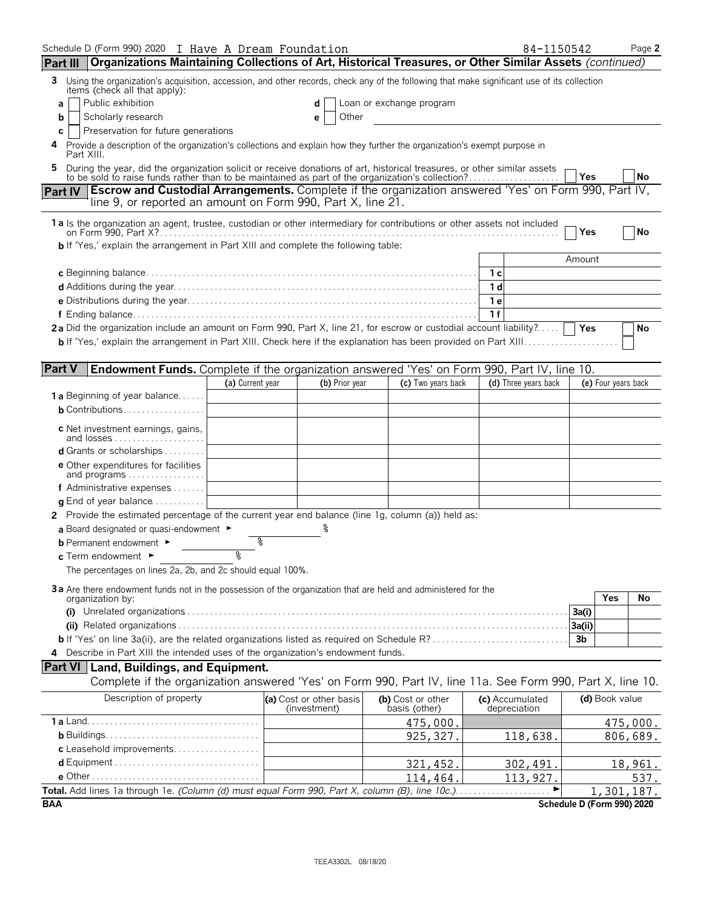Schedule D (Form 990) 2020 I Have A Dream Foundation 84-1150542 Page 2

## Part III Organizations Maintaining Collections of Art, Historical Treasures, or Other Similar Assets *(continued)*

**3** Using the organization's acquisition, accession, and other records, check any of the following that make significant use of its collection items (check all that apply):

- **a** ☐ Public exhibition
- **b** ☐ Scholarly research
- **c** ☐ Preservation for future generations
- **d** ☐ Loan or exchange program
- **e** ☐ Other

**4** Provide a description of the organization's collections and explain how they further the organization's exempt purpose in Part XIII.

**5** During the year, did the organization solicit or receive donations of art, historical treasures, or other similar assets to be sold to raise funds rather than to be maintained as part of the organization's collection? ☐ Yes ☐ No

## Part IV Escrow and Custodial Arrangements.
Complete if the organization answered 'Yes' on Form 990, Part IV, line 9, or reported an amount on Form 990, Part X, line 21.

**1a** Is the organization an agent, trustee, custodian or other intermediary for contributions or other assets not included on Form 990, Part X? ☐ Yes ☐ No

**b** If 'Yes,' explain the arrangement in Part XIII and complete the following table:

| | | Amount |
|---|---|---|
| **c** Beginning balance | 1c | |
| **d** Additions during the year | 1d | |
| **e** Distributions during the year | 1e | |
| **f** Ending balance | 1f | |

**2a** Did the organization include an amount on Form 990, Part X, line 21, for escrow or custodial account liability? ☐ Yes ☐ No

**b** If 'Yes,' explain the arrangement in Part XIII. Check here if the explanation has been provided on Part XIII ☐

## Part V Endowment Funds.
Complete if the organization answered 'Yes' on Form 990, Part IV, line 10.

| | (a) Current year | (b) Prior year | (c) Two years back | (d) Three years back | (e) Four years back |
|---|---|---|---|---|---|
| **1a** Beginning of year balance | | | | | |
| **b** Contributions | | | | | |
| **c** Net investment earnings, gains, and losses | | | | | |
| **d** Grants or scholarships | | | | | |
| **e** Other expenditures for facilities and programs | | | | | |
| **f** Administrative expenses | | | | | |
| **g** End of year balance | | | | | |

**2** Provide the estimated percentage of the current year end balance (line 1g, column (a)) held as:

- **a** Board designated or quasi-endowment ► %
- **b** Permanent endowment ► %
- **c** Term endowment ► %

The percentages on lines 2a, 2b, and 2c should equal 100%.

**3a** Are there endowment funds not in the possession of the organization that are held and administered for the organization by:

| | | Yes | No |
|---|---|---|---|
| **(i)** Unrelated organizations | 3a(i) | | |
| **(ii)** Related organizations | 3a(ii) | | |
| **b** If 'Yes' on line 3a(ii), are the related organizations listed as required on Schedule R? | 3b | | |

**4** Describe in Part XIII the intended uses of the organization's endowment funds.

## Part VI Land, Buildings, and Equipment.
Complete if the organization answered 'Yes' on Form 990, Part IV, line 11a. See Form 990, Part X, line 10.

| Description of property | (a) Cost or other basis (investment) | (b) Cost or other basis (other) | (c) Accumulated depreciation | (d) Book value |
|---|---|---|---|---|
| **1a** Land | | 475,000. | | 475,000. |
| **b** Buildings | | 925,327. | 118,638. | 806,689. |
| **c** Leasehold improvements | | | | |
| **d** Equipment | | 321,452. | 302,491. | 18,961. |
| **e** Other | | 114,464. | 113,927. | 537. |
| **Total.** Add lines 1a through 1e. *(Column (d) must equal Form 990, Part X, column (B), line 10c.)* | | | ► | 1,301,187. |

BAA Schedule D (Form 990) 2020

TEEA3302L 08/18/20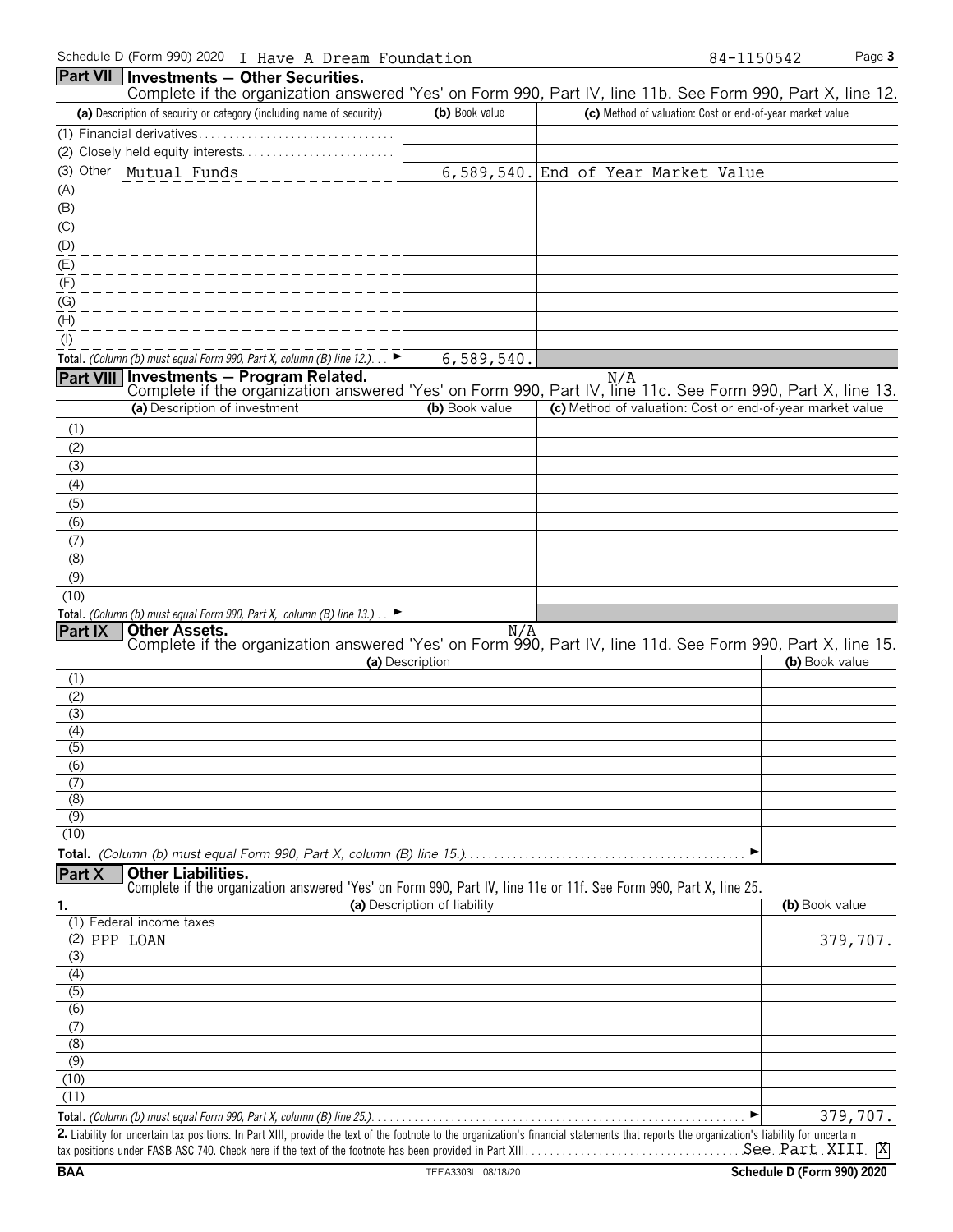Schedule D (Form 990) 2020 I Have A Dream Foundation 84-1150542

## Part VII Investments — Other Securities.

Complete if the organization answered 'Yes' on Form 990, Part IV, line 11b. See Form 990, Part X, line 12.

| (a) Description of security or category (including name of security) | (b) Book value | (c) Method of valuation: Cost or end-of-year market value |
|---|---|---|
| (1) Financial derivatives | | |
| (2) Closely held equity interests | | |
| (3) Other Mutual Funds | 6,589,540. | End of Year Market Value |
| (A) | | |
| (B) | | |
| (C) | | |
| (D) | | |
| (E) | | |
| (F) | | |
| (G) | | |
| (H) | | |
| (I) | | |
| **Total.** *(Column (b) must equal Form 990, Part X, column (B) line 12.)* ► | 6,589,540. | |

## Part VIII Investments — Program Related.

N/A

Complete if the organization answered 'Yes' on Form 990, Part IV, line 11c. See Form 990, Part X, line 13.

| (a) Description of investment | (b) Book value | (c) Method of valuation: Cost or end-of-year market value |
|---|---|---|
| (1) | | |
| (2) | | |
| (3) | | |
| (4) | | |
| (5) | | |
| (6) | | |
| (7) | | |
| (8) | | |
| (9) | | |
| (10) | | |
| **Total.** *(Column (b) must equal Form 990, Part X, column (B) line 13.)* ► | | |

## Part IX Other Assets.

N/A

Complete if the organization answered 'Yes' on Form 990, Part IV, line 11d. See Form 990, Part X, line 15.

| (a) Description | (b) Book value |
|---|---|
| (1) | |
| (2) | |
| (3) | |
| (4) | |
| (5) | |
| (6) | |
| (7) | |
| (8) | |
| (9) | |
| (10) | |
| **Total.** *(Column (b) must equal Form 990, Part X, column (B) line 15.)* ► | |

## Part X Other Liabilities.

Complete if the organization answered 'Yes' on Form 990, Part IV, line 11e or 11f. See Form 990, Part X, line 25.

| 1. (a) Description of liability | (b) Book value |
|---|---|
| (1) Federal income taxes | |
| (2) PPP LOAN | 379,707. |
| (3) | |
| (4) | |
| (5) | |
| (6) | |
| (7) | |
| (8) | |
| (9) | |
| (10) | |
| (11) | |
| **Total.** *(Column (b) must equal Form 990, Part X, column (B) line 25.)* ► | 379,707. |

**2.** Liability for uncertain tax positions. In Part XIII, provide the text of the footnote to the organization's financial statements that reports the organization's liability for uncertain tax positions under FASB ASC 740. Check here if the text of the footnote has been provided in Part XIII. See Part XIII [X]

BAA TEEA3303L 08/18/20 Schedule D (Form 990) 2020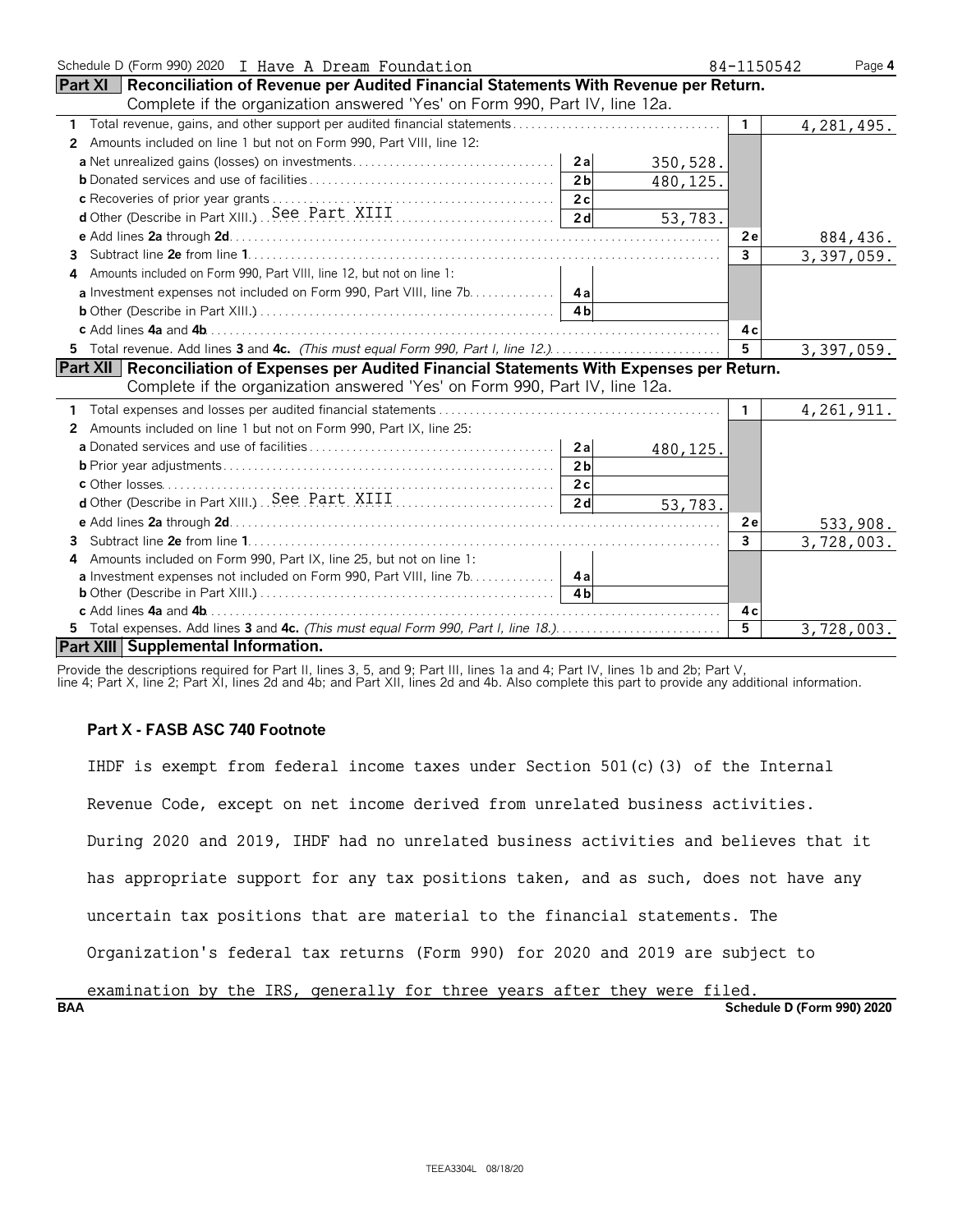Schedule D (Form 990) 2020 I Have A Dream Foundation 84-1150542 Page **4**

## Part XI Reconciliation of Revenue per Audited Financial Statements With Revenue per Return.

Complete if the organization answered 'Yes' on Form 990, Part IV, line 12a.

| | | | | |
|---|---|---|---|---|
| **1** Total revenue, gains, and other support per audited financial statements | | | 1 | 4,281,495. |
| **2** Amounts included on line 1 but not on Form 990, Part VIII, line 12: | | | | |
| **a** Net unrealized gains (losses) on investments | 2a | 350,528. | | |
| **b** Donated services and use of facilities | 2b | 480,125. | | |
| **c** Recoveries of prior year grants | 2c | | | |
| **d** Other (Describe in Part XIII.) See Part XIII | 2d | 53,783. | | |
| **e** Add lines **2a** through **2d** | | | 2e | 884,436. |
| **3** Subtract line **2e** from line **1** | | | 3 | 3,397,059. |
| **4** Amounts included on Form 990, Part VIII, line 12, but not on line 1: | | | | |
| **a** Investment expenses not included on Form 990, Part VIII, line 7b | 4a | | | |
| **b** Other (Describe in Part XIII.) | 4b | | | |
| **c** Add lines **4a** and **4b** | | | 4c | |
| **5** Total revenue. Add lines **3** and **4c.** *(This must equal Form 990, Part I, line 12.)* | | | 5 | 3,397,059. |

## Part XII Reconciliation of Expenses per Audited Financial Statements With Expenses per Return.

Complete if the organization answered 'Yes' on Form 990, Part IV, line 12a.

| | | | | |
|---|---|---|---|---|
| **1** Total expenses and losses per audited financial statements | | | 1 | 4,261,911. |
| **2** Amounts included on line 1 but not on Form 990, Part IX, line 25: | | | | |
| **a** Donated services and use of facilities | 2a | 480,125. | | |
| **b** Prior year adjustments | 2b | | | |
| **c** Other losses | 2c | | | |
| **d** Other (Describe in Part XIII.) See Part XIII | 2d | 53,783. | | |
| **e** Add lines **2a** through **2d** | | | 2e | 533,908. |
| **3** Subtract line **2e** from line **1** | | | 3 | 3,728,003. |
| **4** Amounts included on Form 990, Part IX, line 25, but not on line 1: | | | | |
| **a** Investment expenses not included on Form 990, Part VIII, line 7b | 4a | | | |
| **b** Other (Describe in Part XIII.) | 4b | | | |
| **c** Add lines **4a** and **4b** | | | 4c | |
| **5** Total expenses. Add lines **3** and **4c.** *(This must equal Form 990, Part I, line 18.)* | | | 5 | 3,728,003. |

## Part XIII Supplemental Information.

Provide the descriptions required for Part II, lines 3, 5, and 9; Part III, lines 1a and 4; Part IV, lines 1b and 2b; Part V, line 4; Part X, line 2; Part XI, lines 2d and 4b; and Part XII, lines 2d and 4b. Also complete this part to provide any additional information.

**Part X - FASB ASC 740 Footnote**

IHDF is exempt from federal income taxes under Section 501(c)(3) of the Internal Revenue Code, except on net income derived from unrelated business activities. During 2020 and 2019, IHDF had no unrelated business activities and believes that it has appropriate support for any tax positions taken, and as such, does not have any uncertain tax positions that are material to the financial statements. The Organization's federal tax returns (Form 990) for 2020 and 2019 are subject to examination by the IRS, generally for three years after they were filed.

**BAA** **Schedule D (Form 990) 2020**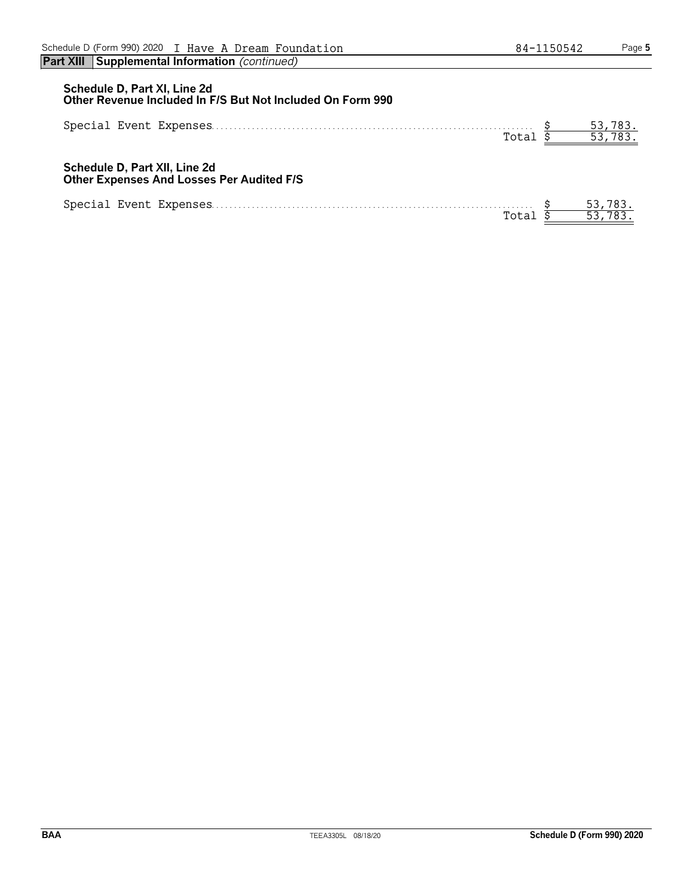Schedule D (Form 990) 2020 I Have A Dream Foundation 84-1150542

**Part XIII Supplemental Information** *(continued)*

**Schedule D, Part XI, Line 2d**
**Other Revenue Included In F/S But Not Included On Form 990**

| | | |
|---|---|---|
| Special Event Expenses | $ | 53,783. |
| Total | $ | 53,783. |

**Schedule D, Part XII, Line 2d**
**Other Expenses And Losses Per Audited F/S**

| | | |
|---|---|---|
| Special Event Expenses | $ | 53,783. |
| Total | $ | 53,783. |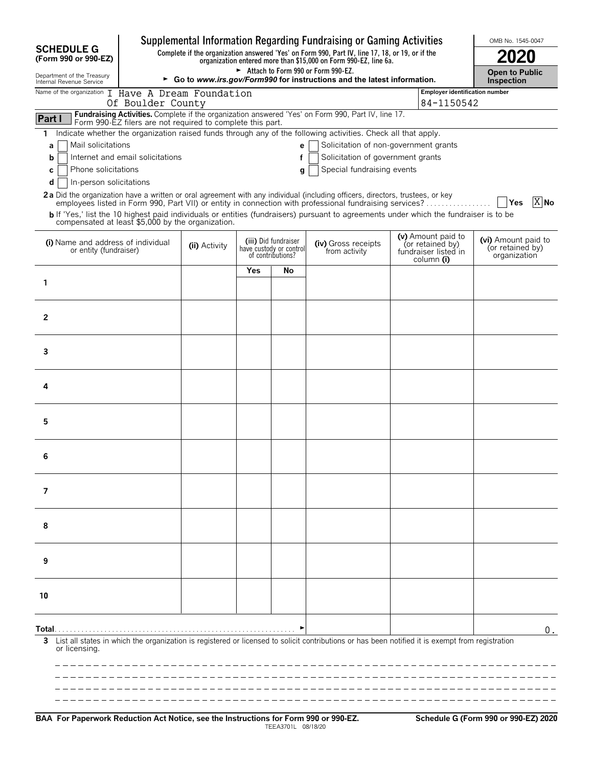# SCHEDULE G (Form 990 or 990-EZ)

Department of the Treasury
Internal Revenue Service

## Supplemental Information Regarding Fundraising or Gaming Activities

**Complete if the organization answered 'Yes' on Form 990, Part IV, line 17, 18, or 19, or if the organization entered more than $15,000 on Form 990-EZ, line 6a.**

► Attach to Form 990 or Form 990-EZ.

► **Go to *www.irs.gov/Form990* for instructions and the latest information.**

OMB No. 1545-0047

**2020**

**Open to Public Inspection**

Name of the organization: I Have A Dream Foundation Of Boulder County

Employer identification number: 84-1150542

**Part I** **Fundraising Activities.** Complete if the organization answered 'Yes' on Form 990, Part IV, line 17. Form 990-EZ filers are not required to complete this part.

1 Indicate whether the organization raised funds through any of the following activities. Check all that apply.

- a [ ] Mail solicitations
- b [ ] Internet and email solicitations
- c [ ] Phone solicitations
- d [ ] In-person solicitations
- e [ ] Solicitation of non-government grants
- f [ ] Solicitation of government grants
- g [ ] Special fundraising events

**2a** Did the organization have a written or oral agreement with any individual (including officers, directors, trustees, or key employees listed in Form 990, Part VII) or entity in connection with professional fundraising services? [ ] Yes [X] No

**b** If 'Yes,' list the 10 highest paid individuals or entities (fundraisers) pursuant to agreements under which the fundraiser is to be compensated at least $5,000 by the organization.

| | (i) Name and address of individual or entity (fundraiser) | (ii) Activity | (iii) Did fundraiser have custody or control of contributions? Yes | No | (iv) Gross receipts from activity | (v) Amount paid to (or retained by) fundraiser listed in column (i) | (vi) Amount paid to (or retained by) organization |
|---|---|---|---|---|---|---|---|
| 1 | | | | | | | |
| 2 | | | | | | | |
| 3 | | | | | | | |
| 4 | | | | | | | |
| 5 | | | | | | | |
| 6 | | | | | | | |
| 7 | | | | | | | |
| 8 | | | | | | | |
| 9 | | | | | | | |
| 10 | | | | | | | |
| **Total** ► | | | | | | | 0. |

3 List all states in which the organization is registered or licensed to solicit contributions or has been notified it is exempt from registration or licensing.

**BAA For Paperwork Reduction Act Notice, see the Instructions for Form 990 or 990-EZ.** TEEA3701L 08/18/20 **Schedule G (Form 990 or 990-EZ) 2020**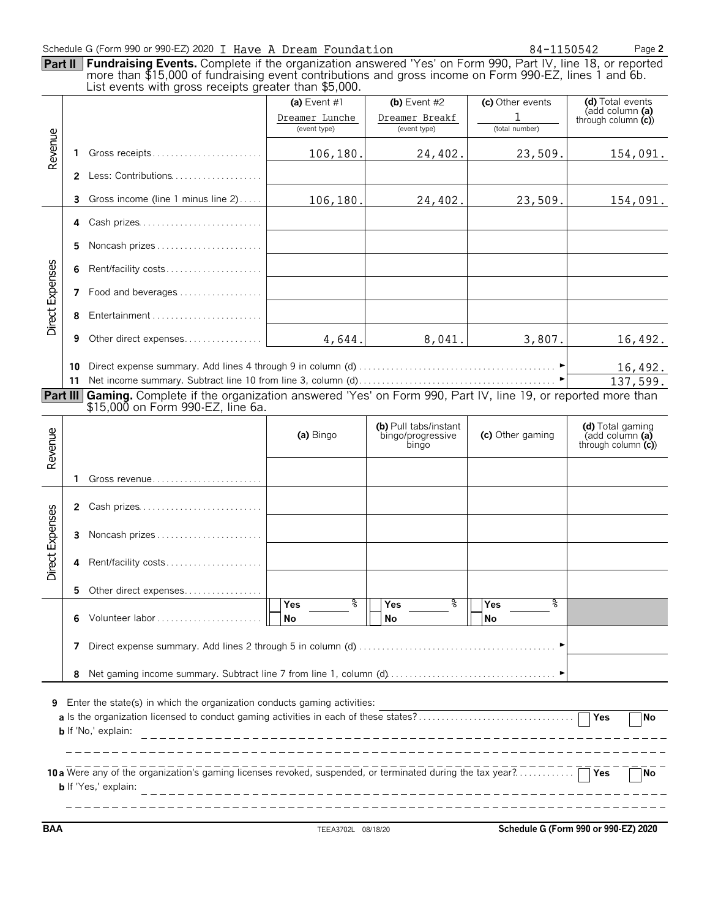Schedule G (Form 990 or 990-EZ) 2020 I Have A Dream Foundation 84-1150542 Page **2**

**Part II** **Fundraising Events.** Complete if the organization answered 'Yes' on Form 990, Part IV, line 18, or reported more than $15,000 of fundraising event contributions and gross income on Form 990-EZ, lines 1 and 6b. List events with gross receipts greater than $5,000.

| | | | (a) Event #1 | (b) Event #2 | (c) Other events | (d) Total events (add column (a) through column (c)) |
|---|---|---|---|---|---|---|
| | | | Dreamer Lunche (event type) | Dreamer Breakf (event type) | 1 (total number) | |
| Revenue | 1 | Gross receipts | 106,180. | 24,402. | 23,509. | 154,091. |
| | 2 | Less: Contributions | | | | |
| | 3 | Gross income (line 1 minus line 2) | 106,180. | 24,402. | 23,509. | 154,091. |
| Direct Expenses | 4 | Cash prizes | | | | |
| | 5 | Noncash prizes | | | | |
| | 6 | Rent/facility costs | | | | |
| | 7 | Food and beverages | | | | |
| | 8 | Entertainment | | | | |
| | 9 | Other direct expenses | 4,644. | 8,041. | 3,807. | 16,492. |
| | 10 | Direct expense summary. Add lines 4 through 9 in column (d) | | | ► | 16,492. |
| | 11 | Net income summary. Subtract line 10 from line 3, column (d) | | | ► | 137,599. |

**Part III** **Gaming.** Complete if the organization answered 'Yes' on Form 990, Part IV, line 19, or reported more than $15,000 on Form 990-EZ, line 6a.

| | | | (a) Bingo | (b) Pull tabs/instant bingo/progressive bingo | (c) Other gaming | (d) Total gaming (add column (a) through column (c)) |
|---|---|---|---|---|---|---|
| Revenue | 1 | Gross revenue | | | | |
| Direct Expenses | 2 | Cash prizes | | | | |
| | 3 | Noncash prizes | | | | |
| | 4 | Rent/facility costs | | | | |
| | 5 | Other direct expenses | | | | |
| | 6 | Volunteer labor | Yes ___ % No | Yes ___ % No | Yes ___ % No | |
| | 7 | Direct expense summary. Add lines 2 through 5 in column (d) | | | ► | |
| | 8 | Net gaming income summary. Subtract line 7 from line 1, column (d) | | | ► | |

**9** Enter the state(s) in which the organization conducts gaming activities:

**a** Is the organization licensed to conduct gaming activities in each of these states? ☐ Yes ☐ No

**b** If 'No,' explain:

**10a** Were any of the organization's gaming licenses revoked, suspended, or terminated during the tax year? ☐ Yes ☐ No

**b** If 'Yes,' explain:

BAA TEEA3702L 08/18/20 **Schedule G (Form 990 or 990-EZ) 2020**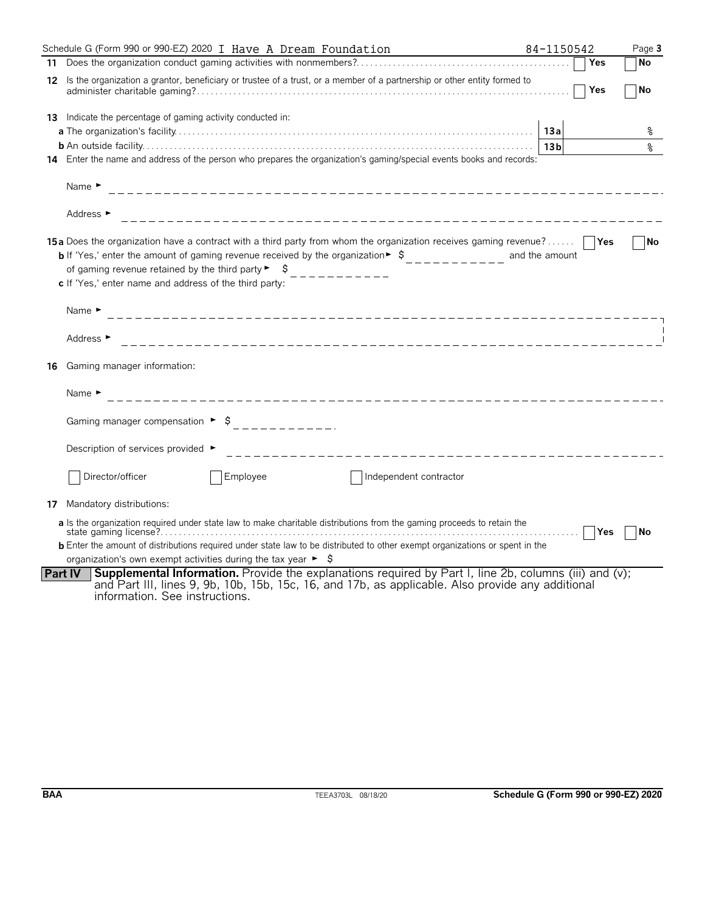Schedule G (Form 990 or 990-EZ) 2020 I Have A Dream Foundation 84-1150542 Page **3**

**11** Does the organization conduct gaming activities with nonmembers? ☐ Yes ☐ No

**12** Is the organization a grantor, beneficiary or trustee of a trust, or a member of a partnership or other entity formed to administer charitable gaming? ☐ Yes ☐ No

**13** Indicate the percentage of gaming activity conducted in:

**a** The organization's facility **13a** %

**b** An outside facility **13b** %

**14** Enter the name and address of the person who prepares the organization's gaming/special events books and records:

Name ►

Address ►

**15a** Does the organization have a contract with a third party from whom the organization receives gaming revenue? ☐ Yes ☐ No

**b** If 'Yes,' enter the amount of gaming revenue received by the organization ► $ and the amount of gaming revenue retained by the third party ► $

**c** If 'Yes,' enter name and address of the third party:

Name ►

Address ►

**16** Gaming manager information:

Name ►

Gaming manager compensation ► $

Description of services provided ►

☐ Director/officer ☐ Employee ☐ Independent contractor

**17** Mandatory distributions:

**a** Is the organization required under state law to make charitable distributions from the gaming proceeds to retain the state gaming license? ☐ Yes ☐ No

**b** Enter the amount of distributions required under state law to be distributed to other exempt organizations or spent in the organization's own exempt activities during the tax year ► $

**Part IV** **Supplemental Information.** Provide the explanations required by Part I, line 2b, columns (iii) and (v); and Part III, lines 9, 9b, 10b, 15b, 15c, 16, and 17b, as applicable. Also provide any additional information. See instructions.

BAA TEEA3703L 08/18/20 **Schedule G (Form 990 or 990-EZ) 2020**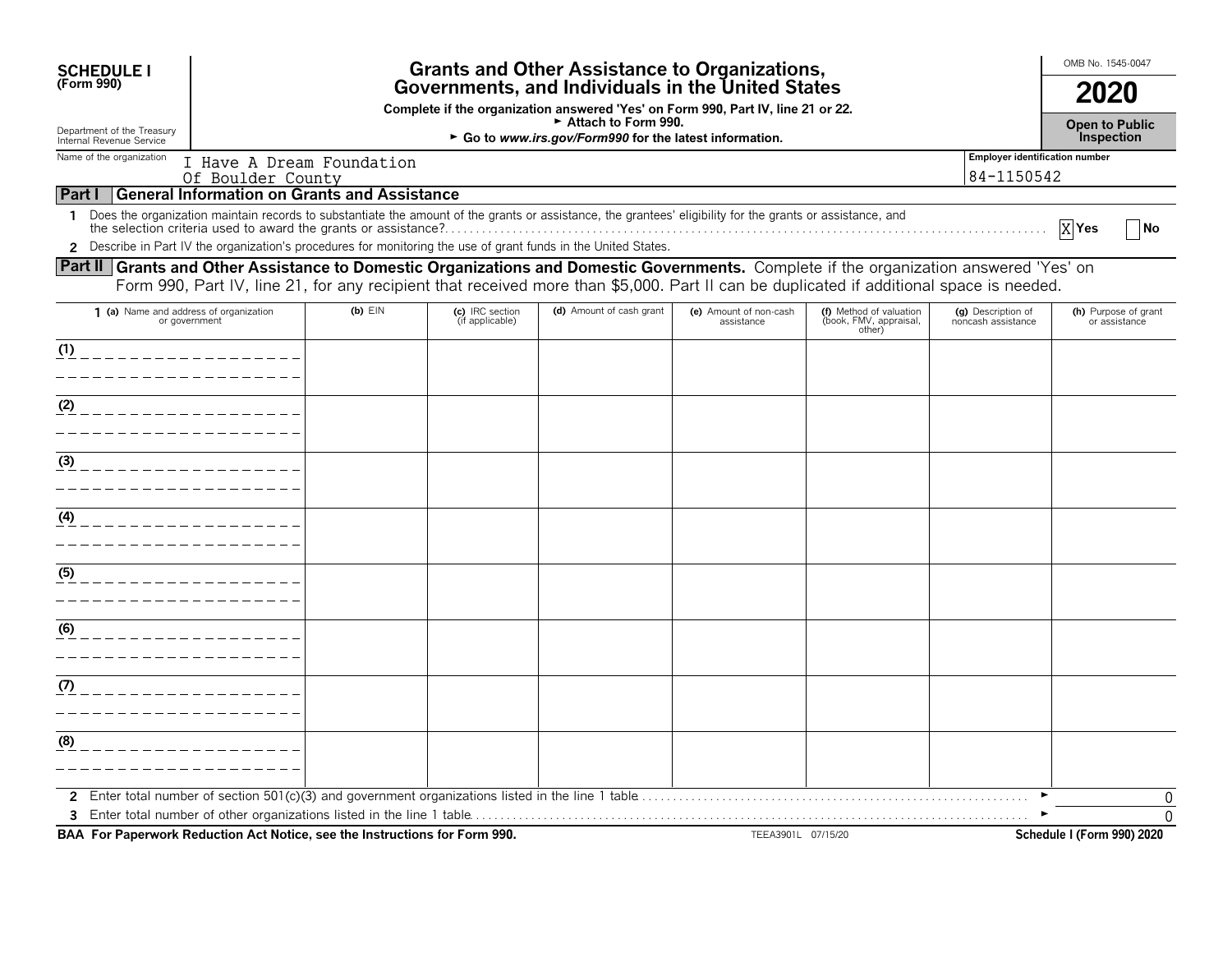**SCHEDULE I**
**(Form 990)**

Department of the Treasury
Internal Revenue Service

# Grants and Other Assistance to Organizations, Governments, and Individuals in the United States

**Complete if the organization answered 'Yes' on Form 990, Part IV, line 21 or 22.**
**► Attach to Form 990.**
**► Go to *www.irs.gov/Form990* for the latest information.**

OMB No. 1545-0047

**2020**

**Open to Public Inspection**

Name of the organization: I Have A Dream Foundation Of Boulder County

Employer identification number: 84-1150542

## Part I — General Information on Grants and Assistance

1 Does the organization maintain records to substantiate the amount of the grants or assistance, the grantees' eligibility for the grants or assistance, and the selection criteria used to award the grants or assistance? [X] Yes [ ] No

2 Describe in Part IV the organization's procedures for monitoring the use of grant funds in the United States.

## Part II — Grants and Other Assistance to Domestic Organizations and Domestic Governments.

Complete if the organization answered 'Yes' on Form 990, Part IV, line 21, for any recipient that received more than $5,000. Part II can be duplicated if additional space is needed.

| 1 (a) Name and address of organization or government | (b) EIN | (c) IRC section (if applicable) | (d) Amount of cash grant | (e) Amount of non-cash assistance | (f) Method of valuation (book, FMV, appraisal, other) | (g) Description of noncash assistance | (h) Purpose of grant or assistance |
|---|---|---|---|---|---|---|---|
| (1) | | | | | | | |
| (2) | | | | | | | |
| (3) | | | | | | | |
| (4) | | | | | | | |
| (5) | | | | | | | |
| (6) | | | | | | | |
| (7) | | | | | | | |
| (8) | | | | | | | |

2 Enter total number of section 501(c)(3) and government organizations listed in the line 1 table ► 0

3 Enter total number of other organizations listed in the line 1 table ► 0

**BAA For Paperwork Reduction Act Notice, see the Instructions for Form 990.** TEEA3901L 07/15/20 **Schedule I (Form 990) 2020**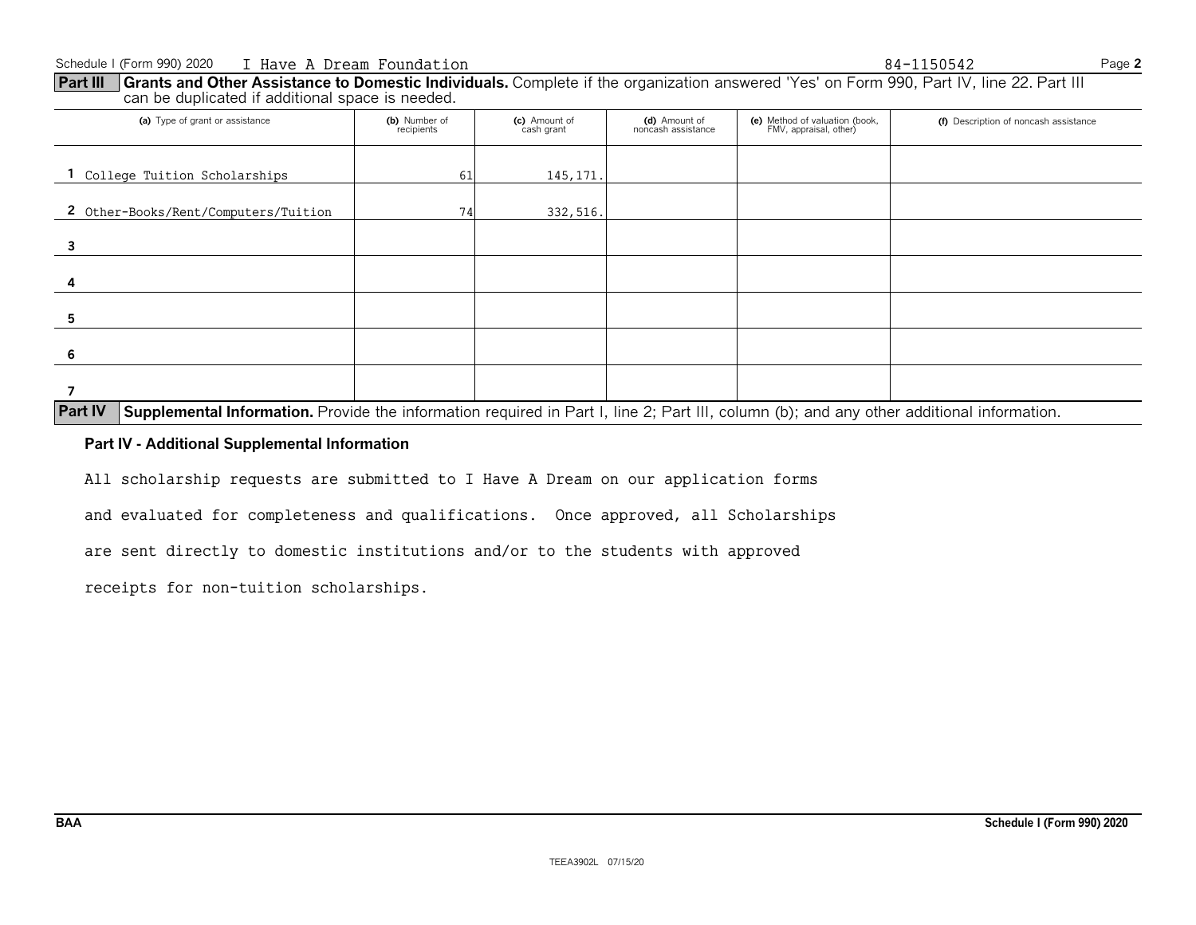Schedule I (Form 990) 2020 I Have A Dream Foundation 84-1150542

**Part III** **Grants and Other Assistance to Domestic Individuals.** Complete if the organization answered 'Yes' on Form 990, Part IV, line 22. Part III can be duplicated if additional space is needed.

| | (a) Type of grant or assistance | (b) Number of recipients | (c) Amount of cash grant | (d) Amount of noncash assistance | (e) Method of valuation (book, FMV, appraisal, other) | (f) Description of noncash assistance |
|---|---|---|---|---|---|---|
| 1 | College Tuition Scholarships | 61 | 145,171. | | | |
| 2 | Other-Books/Rent/Computers/Tuition | 74 | 332,516. | | | |
| 3 | | | | | | |
| 4 | | | | | | |
| 5 | | | | | | |
| 6 | | | | | | |
| 7 | | | | | | |

**Part IV** **Supplemental Information.** Provide the information required in Part I, line 2; Part III, column (b); and any other additional information.

**Part IV - Additional Supplemental Information**

All scholarship requests are submitted to I Have A Dream on our application forms and evaluated for completeness and qualifications. Once approved, all Scholarships are sent directly to domestic institutions and/or to the students with approved receipts for non-tuition scholarships.

BAA Schedule I (Form 990) 2020

TEEA3902L 07/15/20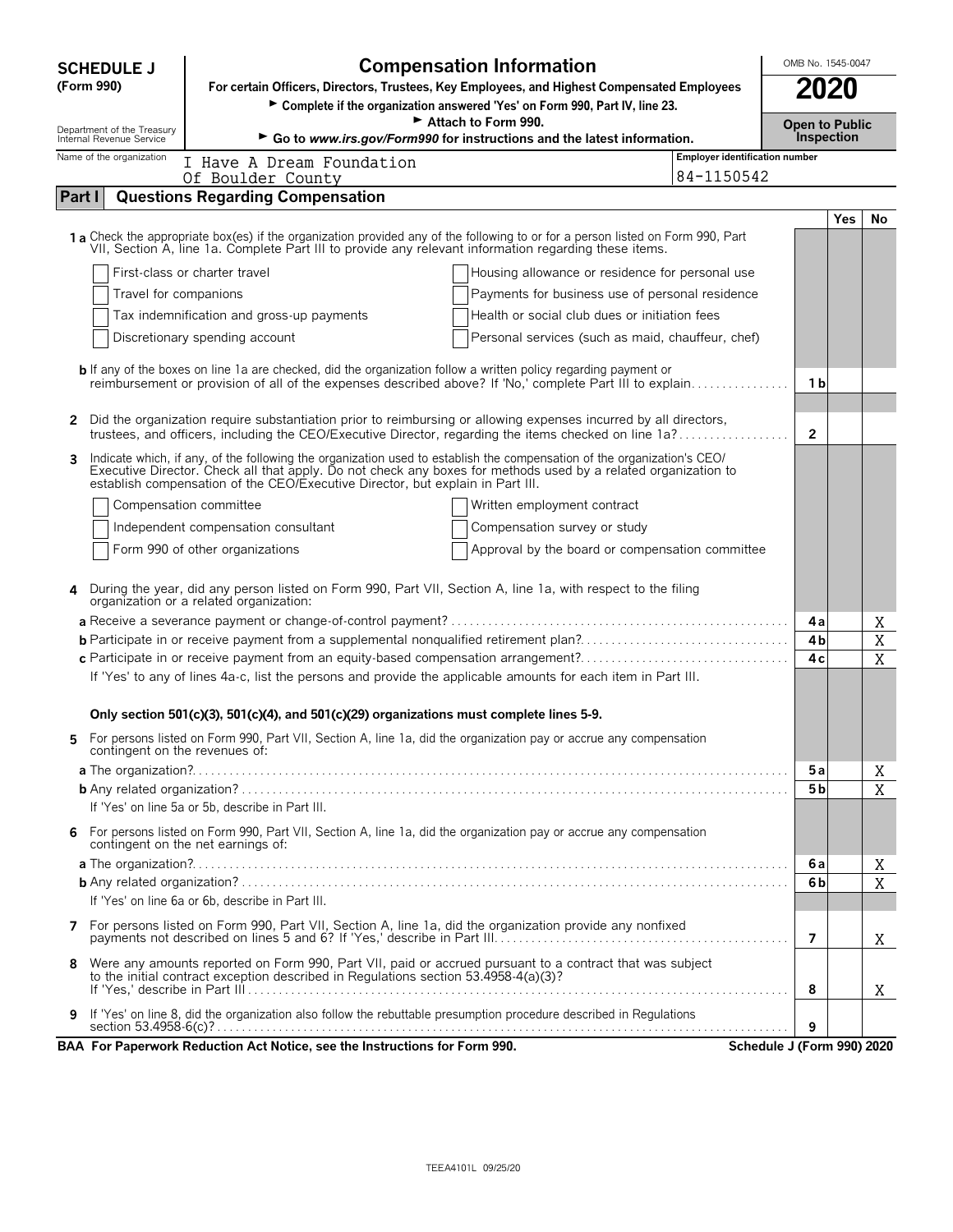**SCHEDULE J (Form 990)**

Department of the Treasury
Internal Revenue Service

# Compensation Information

**For certain Officers, Directors, Trustees, Key Employees, and Highest Compensated Employees**

► Complete if the organization answered 'Yes' on Form 990, Part IV, line 23.

► Attach to Form 990.

► Go to *www.irs.gov/Form990* for instructions and the latest information.

OMB No. 1545-0047

**2020**

**Open to Public Inspection**

Name of the organization: I Have A Dream Foundation Of Boulder County

Employer identification number: 84-1150542

## Part I — Questions Regarding Compensation

| | | | Yes | No |
|---|---|---|---|---|
| **1 a** | Check the appropriate box(es) if the organization provided any of the following to or for a person listed on Form 990, Part VII, Section A, line 1a. Complete Part III to provide any relevant information regarding these items. | | | |
| | ☐ First-class or charter travel ☐ Housing allowance or residence for personal use | | | |
| | ☐ Travel for companions ☐ Payments for business use of personal residence | | | |
| | ☐ Tax indemnification and gross-up payments ☐ Health or social club dues or initiation fees | | | |
| | ☐ Discretionary spending account ☐ Personal services (such as maid, chauffeur, chef) | | | |
| **b** | If any of the boxes on line 1a are checked, did the organization follow a written policy regarding payment or reimbursement or provision of all of the expenses described above? If 'No,' complete Part III to explain | 1 b | | |
| **2** | Did the organization require substantiation prior to reimbursing or allowing expenses incurred by all directors, trustees, and officers, including the CEO/Executive Director, regarding the items checked on line 1a? | 2 | | |
| **3** | Indicate which, if any, of the following the organization used to establish the compensation of the organization's CEO/Executive Director. Check all that apply. Do not check any boxes for methods used by a related organization to establish compensation of the CEO/Executive Director, but explain in Part III. | | | |
| | ☐ Compensation committee ☐ Written employment contract | | | |
| | ☐ Independent compensation consultant ☐ Compensation survey or study | | | |
| | ☐ Form 990 of other organizations ☐ Approval by the board or compensation committee | | | |
| **4** | During the year, did any person listed on Form 990, Part VII, Section A, line 1a, with respect to the filing organization or a related organization: | | | |
| **a** | Receive a severance payment or change-of-control payment? | 4 a | | X |
| **b** | Participate in or receive payment from a supplemental nonqualified retirement plan? | 4 b | | X |
| **c** | Participate in or receive payment from an equity-based compensation arrangement? | 4 c | | X |
| | If 'Yes' to any of lines 4a-c, list the persons and provide the applicable amounts for each item in Part III. | | | |
| | **Only section 501(c)(3), 501(c)(4), and 501(c)(29) organizations must complete lines 5-9.** | | | |
| **5** | For persons listed on Form 990, Part VII, Section A, line 1a, did the organization pay or accrue any compensation contingent on the revenues of: | | | |
| **a** | The organization? | 5 a | | X |
| **b** | Any related organization? | 5 b | | X |
| | If 'Yes' on line 5a or 5b, describe in Part III. | | | |
| **6** | For persons listed on Form 990, Part VII, Section A, line 1a, did the organization pay or accrue any compensation contingent on the net earnings of: | | | |
| **a** | The organization? | 6 a | | X |
| **b** | Any related organization? | 6 b | | X |
| | If 'Yes' on line 6a or 6b, describe in Part III. | | | |
| **7** | For persons listed on Form 990, Part VII, Section A, line 1a, did the organization provide any nonfixed payments not described on lines 5 and 6? If 'Yes,' describe in Part III | 7 | | X |
| **8** | Were any amounts reported on Form 990, Part VII, paid or accrued pursuant to a contract that was subject to the initial contract exception described in Regulations section 53.4958-4(a)(3)? If 'Yes,' describe in Part III | 8 | | X |
| **9** | If 'Yes' on line 8, did the organization also follow the rebuttable presumption procedure described in Regulations section 53.4958-6(c)? | 9 | | |

**BAA For Paperwork Reduction Act Notice, see the Instructions for Form 990.** **Schedule J (Form 990) 2020**

TEEA4101L 09/25/20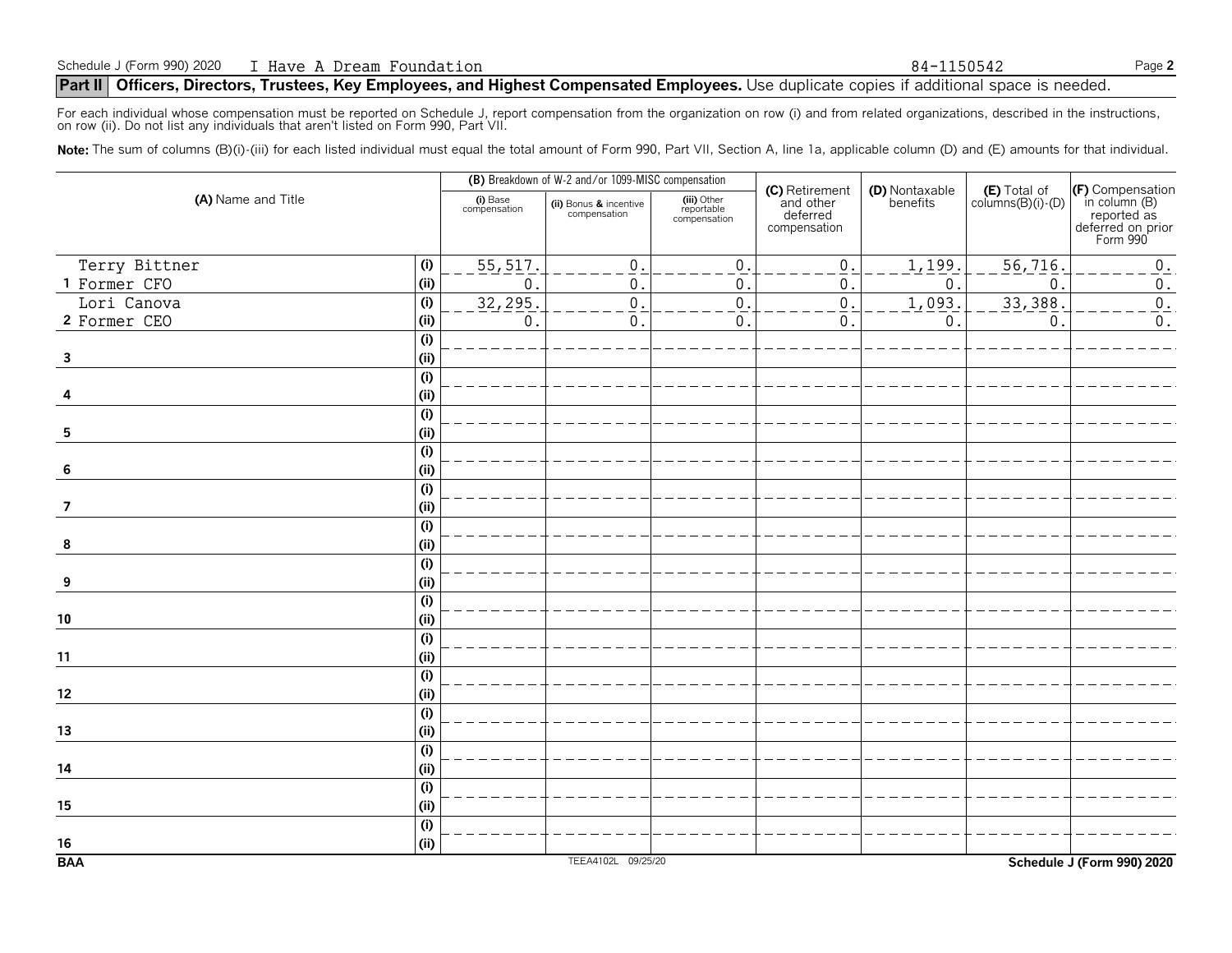Schedule J (Form 990) 2020 I Have A Dream Foundation 84-1150542

## Part II Officers, Directors, Trustees, Key Employees, and Highest Compensated Employees. Use duplicate copies if additional space is needed.

For each individual whose compensation must be reported on Schedule J, report compensation from the organization on row (i) and from related organizations, described in the instructions, on row (ii). Do not list any individuals that aren't listed on Form 990, Part VII.

**Note:** The sum of columns (B)(i)-(iii) for each listed individual must equal the total amount of Form 990, Part VII, Section A, line 1a, applicable column (D) and (E) amounts for that individual.

| (A) Name and Title | | (B) Breakdown of W-2 and/or 1099-MISC compensation | | | (C) Retirement and other deferred compensation | (D) Nontaxable benefits | (E) Total of columns(B)(i)-(D) | (F) Compensation in column (B) reported as deferred on prior Form 990 |
|---|---|---|---|---|---|---|---|---|
| | | (i) Base compensation | (ii) Bonus & incentive compensation | (iii) Other reportable compensation | | | | |
| 1 Terry Bittner Former CFO | (i) | 55,517. | 0. | 0. | 0. | 1,199. | 56,716. | 0. |
| | (ii) | 0. | 0. | 0. | 0. | 0. | 0. | 0. |
| 2 Lori Canova Former CEO | (i) | 32,295. | 0. | 0. | 0. | 1,093. | 33,388. | 0. |
| | (ii) | 0. | 0. | 0. | 0. | 0. | 0. | 0. |
| 3 | (i) | | | | | | | |
| | (ii) | | | | | | | |
| 4 | (i) | | | | | | | |
| | (ii) | | | | | | | |
| 5 | (i) | | | | | | | |
| | (ii) | | | | | | | |
| 6 | (i) | | | | | | | |
| | (ii) | | | | | | | |
| 7 | (i) | | | | | | | |
| | (ii) | | | | | | | |
| 8 | (i) | | | | | | | |
| | (ii) | | | | | | | |
| 9 | (i) | | | | | | | |
| | (ii) | | | | | | | |
| 10 | (i) | | | | | | | |
| | (ii) | | | | | | | |
| 11 | (i) | | | | | | | |
| | (ii) | | | | | | | |
| 12 | (i) | | | | | | | |
| | (ii) | | | | | | | |
| 13 | (i) | | | | | | | |
| | (ii) | | | | | | | |
| 14 | (i) | | | | | | | |
| | (ii) | | | | | | | |
| 15 | (i) | | | | | | | |
| | (ii) | | | | | | | |
| 16 | (i) | | | | | | | |
| | (ii) | | | | | | | |

BAA TEEA4102L 09/25/20 Schedule J (Form 990) 2020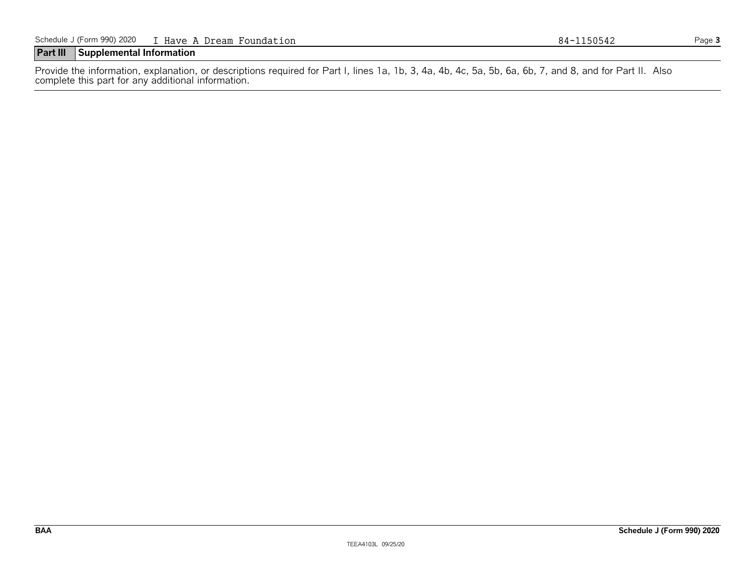Schedule J (Form 990) 2020 I Have A Dream Foundation 84-1150542

## Part III Supplemental Information

Provide the information, explanation, or descriptions required for Part I, lines 1a, 1b, 3, 4a, 4b, 4c, 5a, 5b, 6a, 6b, 7, and 8, and for Part II. Also complete this part for any additional information.

BAA

TEEA4103L 09/25/20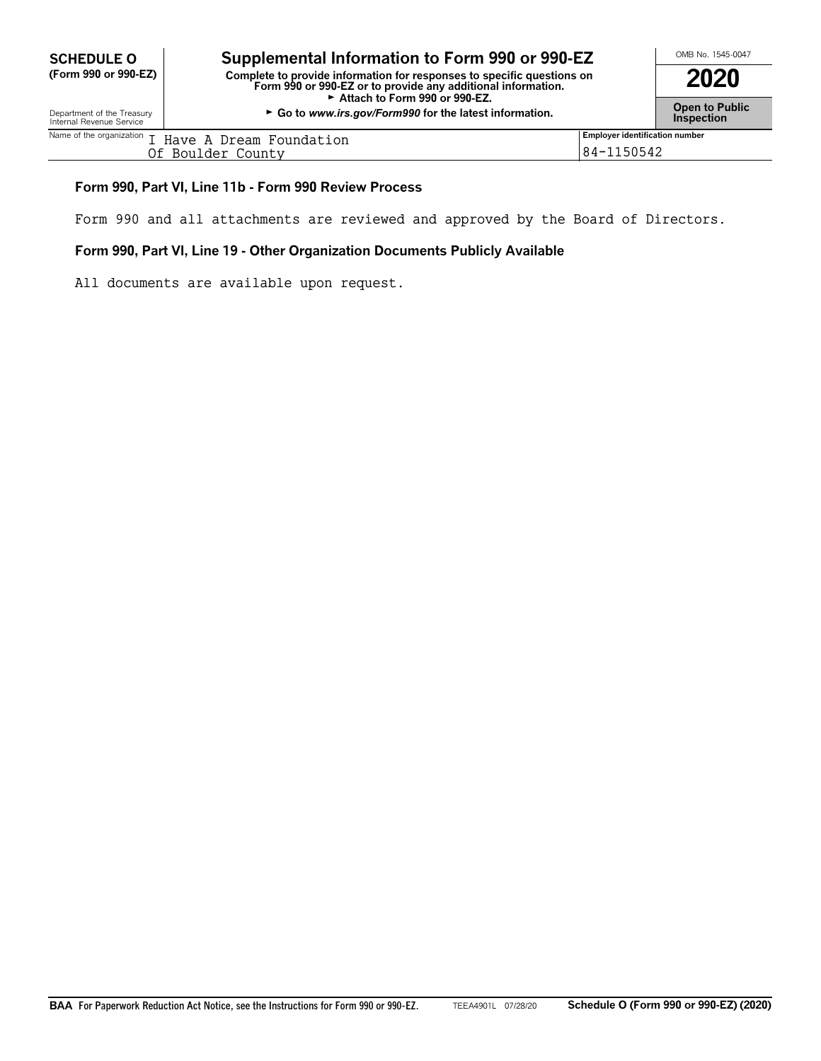**SCHEDULE O**
**(Form 990 or 990-EZ)**

Department of the Treasury
Internal Revenue Service

# Supplemental Information to Form 990 or 990-EZ

**Complete to provide information for responses to specific questions on Form 990 or 990-EZ or to provide any additional information.**
**► Attach to Form 990 or 990-EZ.**
**► Go to *www.irs.gov/Form990* for the latest information.**

OMB No. 1545-0047

**2020**

**Open to Public Inspection**

| Name of the organization | Employer identification number |
|---|---|
| I Have A Dream Foundation Of Boulder County | 84-1150542 |

**Form 990, Part VI, Line 11b - Form 990 Review Process**

Form 990 and all attachments are reviewed and approved by the Board of Directors.

**Form 990, Part VI, Line 19 - Other Organization Documents Publicly Available**

All documents are available upon request.

**BAA** For Paperwork Reduction Act Notice, see the Instructions for Form 990 or 990-EZ. TEEA4901L 07/28/20 **Schedule O (Form 990 or 990-EZ) (2020)**